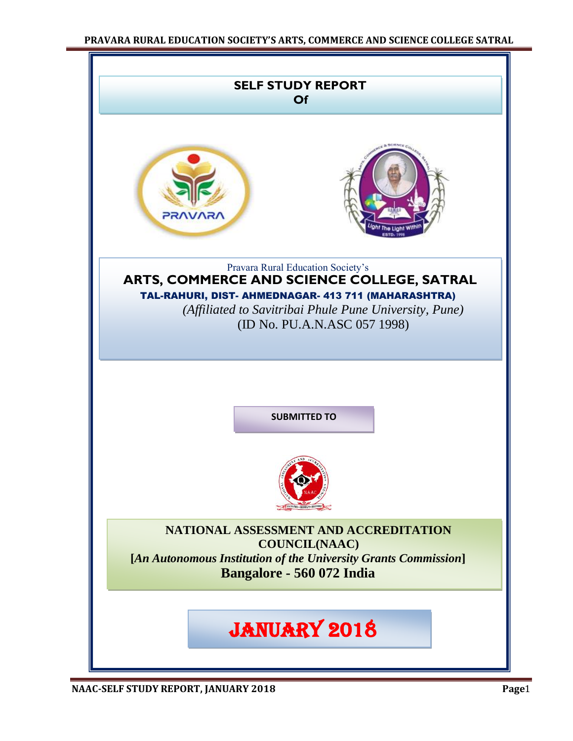# SELF STUDY REPORT
## Of

Pravara Rural Education Society's

## ARTS, COMMERCE AND SCIENCE COLLEGE, SATRAL

**TAL-RAHURI, DIST- AHMEDNAGAR- 413 711 (MAHARASHTRA)**

*(Affiliated to Savitribai Phule Pune University, Pune)*

(ID No. PU.A.N.ASC 057 1998)

**SUBMITTED TO**

**NATIONAL ASSESSMENT AND ACCREDITATION COUNCIL(NAAC)**

**[*An Autonomous Institution of the University Grants Commission*]**

**Bangalore - 560 072 India**

# JANUARY 2018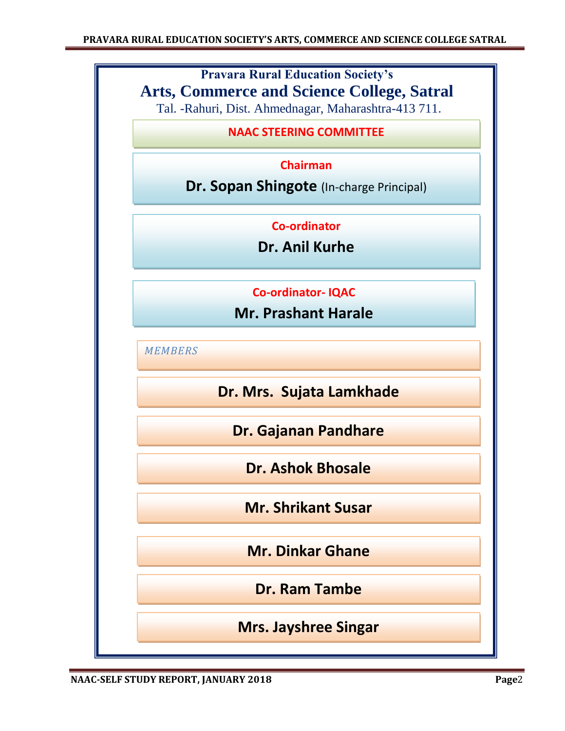**Pravara Rural Education Society's**

# Arts, Commerce and Science College, Satral

Tal. -Rahuri, Dist. Ahmednagar, Maharashtra-413 711.

## NAAC STEERING COMMITTEE

**Chairman**

**Dr. Sopan Shingote** (In-charge Principal)

**Co-ordinator**

**Dr. Anil Kurhe**

**Co-ordinator- IQAC**

**Mr. Prashant Harale**

*MEMBERS*

**Dr. Mrs. Sujata Lamkhade**

**Dr. Gajanan Pandhare**

**Dr. Ashok Bhosale**

**Mr. Shrikant Susar**

**Mr. Dinkar Ghane**

**Dr. Ram Tambe**

**Mrs. Jayshree Singar**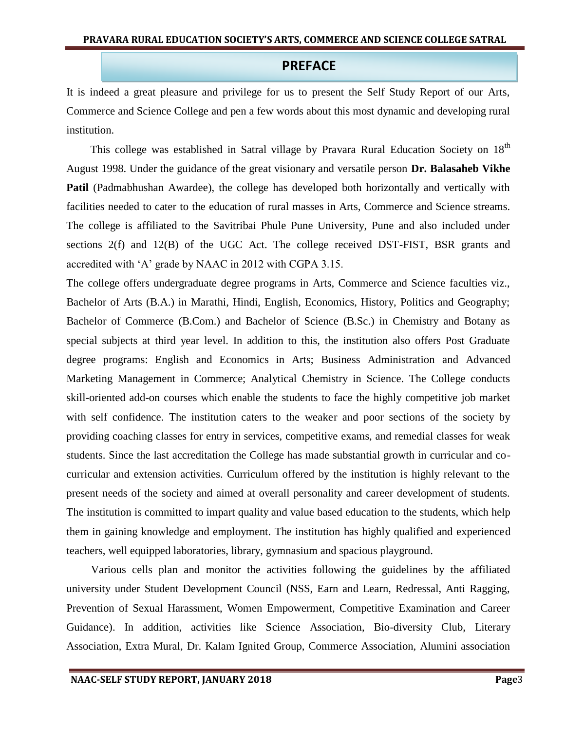## PREFACE

It is indeed a great pleasure and privilege for us to present the Self Study Report of our Arts, Commerce and Science College and pen a few words about this most dynamic and developing rural institution.

This college was established in Satral village by Pravara Rural Education Society on 18th August 1998. Under the guidance of the great visionary and versatile person **Dr. Balasaheb Vikhe Patil** (Padmabhushan Awardee), the college has developed both horizontally and vertically with facilities needed to cater to the education of rural masses in Arts, Commerce and Science streams. The college is affiliated to the Savitribai Phule Pune University, Pune and also included under sections 2(f) and 12(B) of the UGC Act. The college received DST-FIST, BSR grants and accredited with 'A' grade by NAAC in 2012 with CGPA 3.15.

The college offers undergraduate degree programs in Arts, Commerce and Science faculties viz., Bachelor of Arts (B.A.) in Marathi, Hindi, English, Economics, History, Politics and Geography; Bachelor of Commerce (B.Com.) and Bachelor of Science (B.Sc.) in Chemistry and Botany as special subjects at third year level. In addition to this, the institution also offers Post Graduate degree programs: English and Economics in Arts; Business Administration and Advanced Marketing Management in Commerce; Analytical Chemistry in Science. The College conducts skill-oriented add-on courses which enable the students to face the highly competitive job market with self confidence. The institution caters to the weaker and poor sections of the society by providing coaching classes for entry in services, competitive exams, and remedial classes for weak students. Since the last accreditation the College has made substantial growth in curricular and co-curricular and extension activities. Curriculum offered by the institution is highly relevant to the present needs of the society and aimed at overall personality and career development of students. The institution is committed to impart quality and value based education to the students, which help them in gaining knowledge and employment. The institution has highly qualified and experienced teachers, well equipped laboratories, library, gymnasium and spacious playground.

Various cells plan and monitor the activities following the guidelines by the affiliated university under Student Development Council (NSS, Earn and Learn, Redressal, Anti Ragging, Prevention of Sexual Harassment, Women Empowerment, Competitive Examination and Career Guidance). In addition, activities like Science Association, Bio-diversity Club, Literary Association, Extra Mural, Dr. Kalam Ignited Group, Commerce Association, Alumini association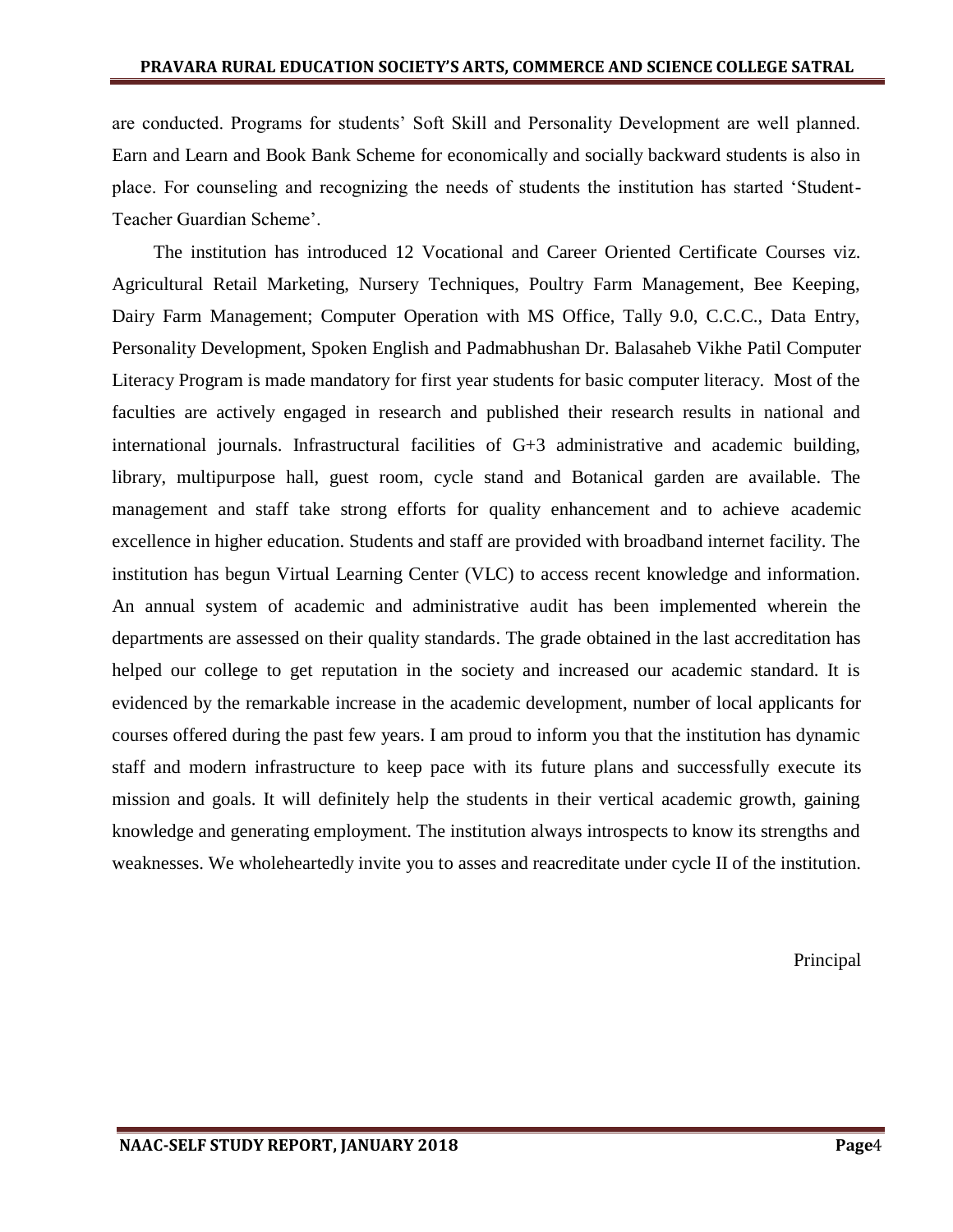are conducted. Programs for students' Soft Skill and Personality Development are well planned. Earn and Learn and Book Bank Scheme for economically and socially backward students is also in place. For counseling and recognizing the needs of students the institution has started 'Student-Teacher Guardian Scheme'.

The institution has introduced 12 Vocational and Career Oriented Certificate Courses viz. Agricultural Retail Marketing, Nursery Techniques, Poultry Farm Management, Bee Keeping, Dairy Farm Management; Computer Operation with MS Office, Tally 9.0, C.C.C., Data Entry, Personality Development, Spoken English and Padmabhushan Dr. Balasaheb Vikhe Patil Computer Literacy Program is made mandatory for first year students for basic computer literacy. Most of the faculties are actively engaged in research and published their research results in national and international journals. Infrastructural facilities of G+3 administrative and academic building, library, multipurpose hall, guest room, cycle stand and Botanical garden are available. The management and staff take strong efforts for quality enhancement and to achieve academic excellence in higher education. Students and staff are provided with broadband internet facility. The institution has begun Virtual Learning Center (VLC) to access recent knowledge and information. An annual system of academic and administrative audit has been implemented wherein the departments are assessed on their quality standards. The grade obtained in the last accreditation has helped our college to get reputation in the society and increased our academic standard. It is evidenced by the remarkable increase in the academic development, number of local applicants for courses offered during the past few years. I am proud to inform you that the institution has dynamic staff and modern infrastructure to keep pace with its future plans and successfully execute its mission and goals. It will definitely help the students in their vertical academic growth, gaining knowledge and generating employment. The institution always introspects to know its strengths and weaknesses. We wholeheartedly invite you to asses and reacreditate under cycle II of the institution.

Principal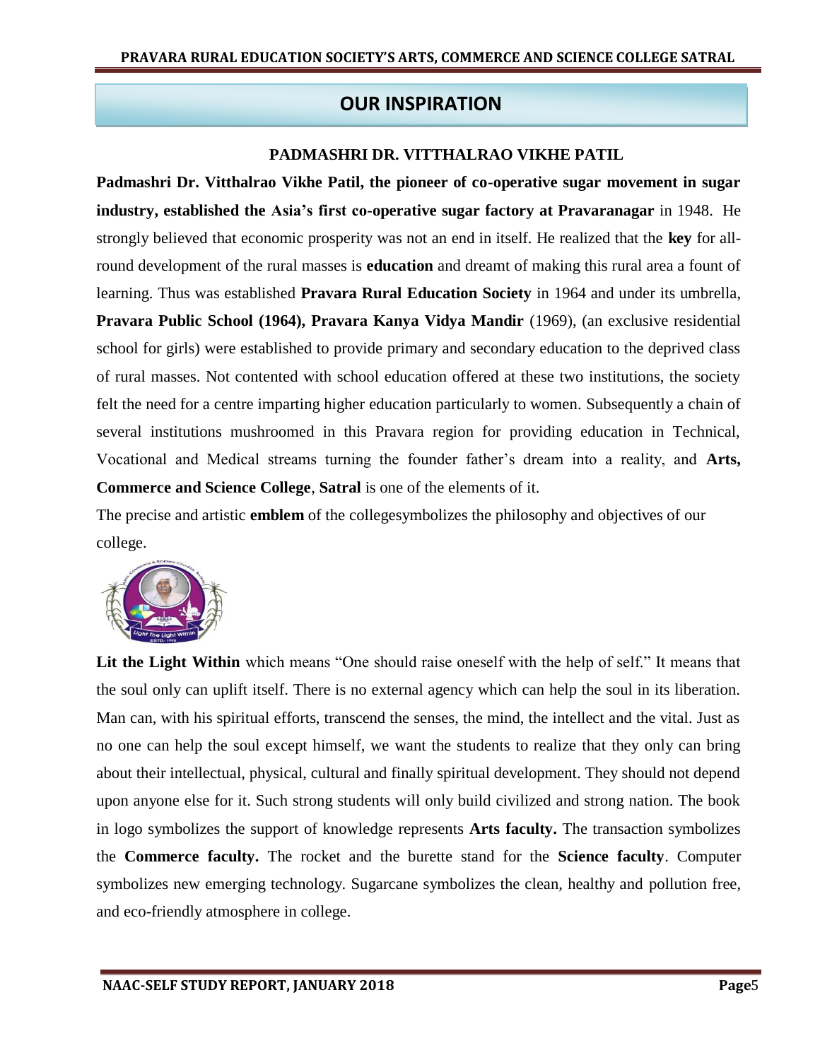# OUR INSPIRATION

## PADMASHRI DR. VITTHALRAO VIKHE PATIL

**Padmashri Dr. Vitthalrao Vikhe Patil, the pioneer of co-operative sugar movement in sugar industry, established the Asia's first co-operative sugar factory at Pravaranagar** in 1948. He strongly believed that economic prosperity was not an end in itself. He realized that the **key** for all-round development of the rural masses is **education** and dreamt of making this rural area a fount of learning. Thus was established **Pravara Rural Education Society** in 1964 and under its umbrella, **Pravara Public School (1964), Pravara Kanya Vidya Mandir** (1969), (an exclusive residential school for girls) were established to provide primary and secondary education to the deprived class of rural masses. Not contented with school education offered at these two institutions, the society felt the need for a centre imparting higher education particularly to women. Subsequently a chain of several institutions mushroomed in this Pravara region for providing education in Technical, Vocational and Medical streams turning the founder father's dream into a reality, and **Arts, Commerce and Science College**, **Satral** is one of the elements of it.

The precise and artistic **emblem** of the collegesymbolizes the philosophy and objectives of our college.

**Lit the Light Within** which means "One should raise oneself with the help of self." It means that the soul only can uplift itself. There is no external agency which can help the soul in its liberation. Man can, with his spiritual efforts, transcend the senses, the mind, the intellect and the vital. Just as no one can help the soul except himself, we want the students to realize that they only can bring about their intellectual, physical, cultural and finally spiritual development. They should not depend upon anyone else for it. Such strong students will only build civilized and strong nation. The book in logo symbolizes the support of knowledge represents **Arts faculty.** The transaction symbolizes the **Commerce faculty.** The rocket and the burette stand for the **Science faculty**. Computer symbolizes new emerging technology. Sugarcane symbolizes the clean, healthy and pollution free, and eco-friendly atmosphere in college.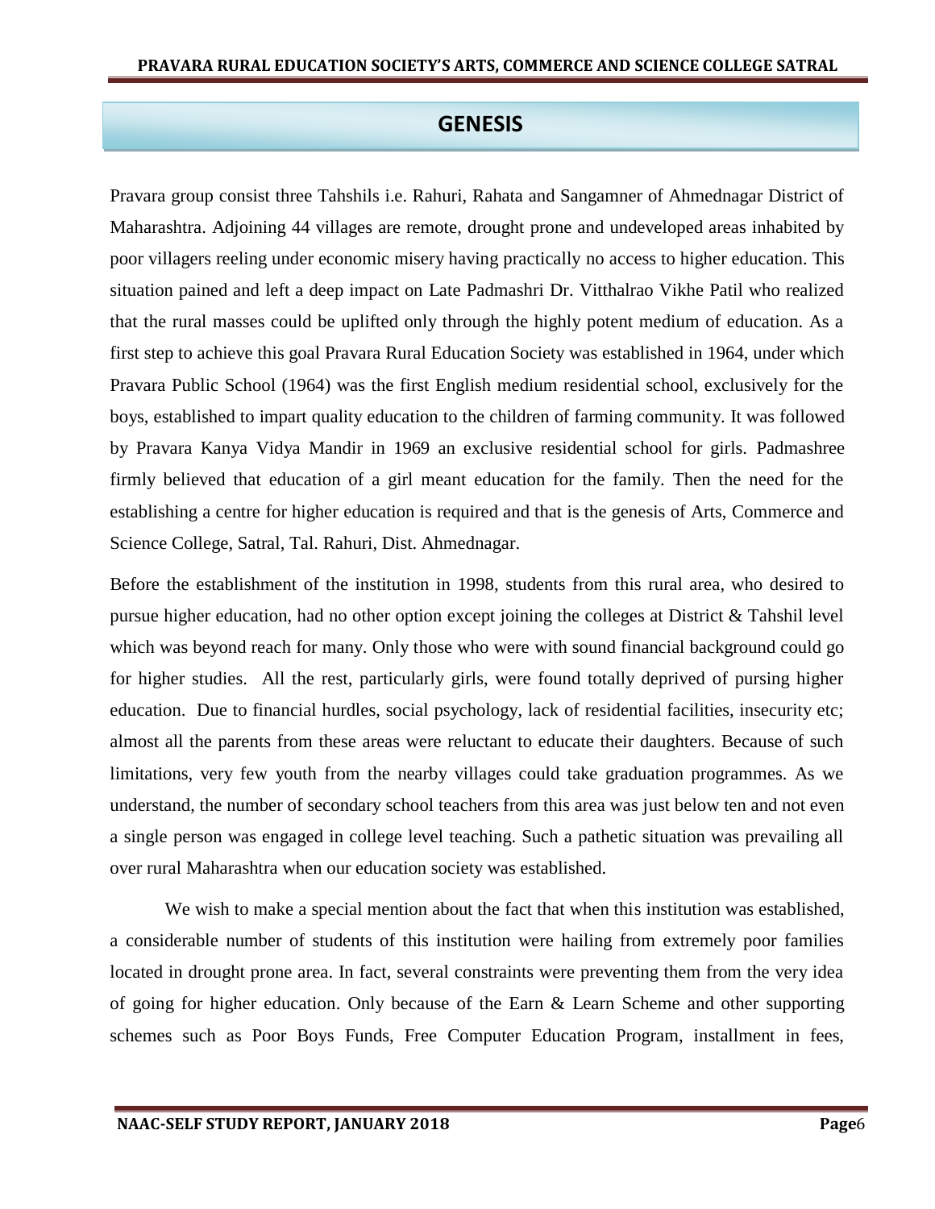# GENESIS

Pravara group consist three Tahshils i.e. Rahuri, Rahata and Sangamner of Ahmednagar District of Maharashtra. Adjoining 44 villages are remote, drought prone and undeveloped areas inhabited by poor villagers reeling under economic misery having practically no access to higher education. This situation pained and left a deep impact on Late Padmashri Dr. Vitthalrao Vikhe Patil who realized that the rural masses could be uplifted only through the highly potent medium of education. As a first step to achieve this goal Pravara Rural Education Society was established in 1964, under which Pravara Public School (1964) was the first English medium residential school, exclusively for the boys, established to impart quality education to the children of farming community. It was followed by Pravara Kanya Vidya Mandir in 1969 an exclusive residential school for girls. Padmashree firmly believed that education of a girl meant education for the family. Then the need for the establishing a centre for higher education is required and that is the genesis of Arts, Commerce and Science College, Satral, Tal. Rahuri, Dist. Ahmednagar.

Before the establishment of the institution in 1998, students from this rural area, who desired to pursue higher education, had no other option except joining the colleges at District & Tahshil level which was beyond reach for many. Only those who were with sound financial background could go for higher studies. All the rest, particularly girls, were found totally deprived of pursing higher education. Due to financial hurdles, social psychology, lack of residential facilities, insecurity etc; almost all the parents from these areas were reluctant to educate their daughters. Because of such limitations, very few youth from the nearby villages could take graduation programmes. As we understand, the number of secondary school teachers from this area was just below ten and not even a single person was engaged in college level teaching. Such a pathetic situation was prevailing all over rural Maharashtra when our education society was established.

We wish to make a special mention about the fact that when this institution was established, a considerable number of students of this institution were hailing from extremely poor families located in drought prone area. In fact, several constraints were preventing them from the very idea of going for higher education. Only because of the Earn & Learn Scheme and other supporting schemes such as Poor Boys Funds, Free Computer Education Program, installment in fees,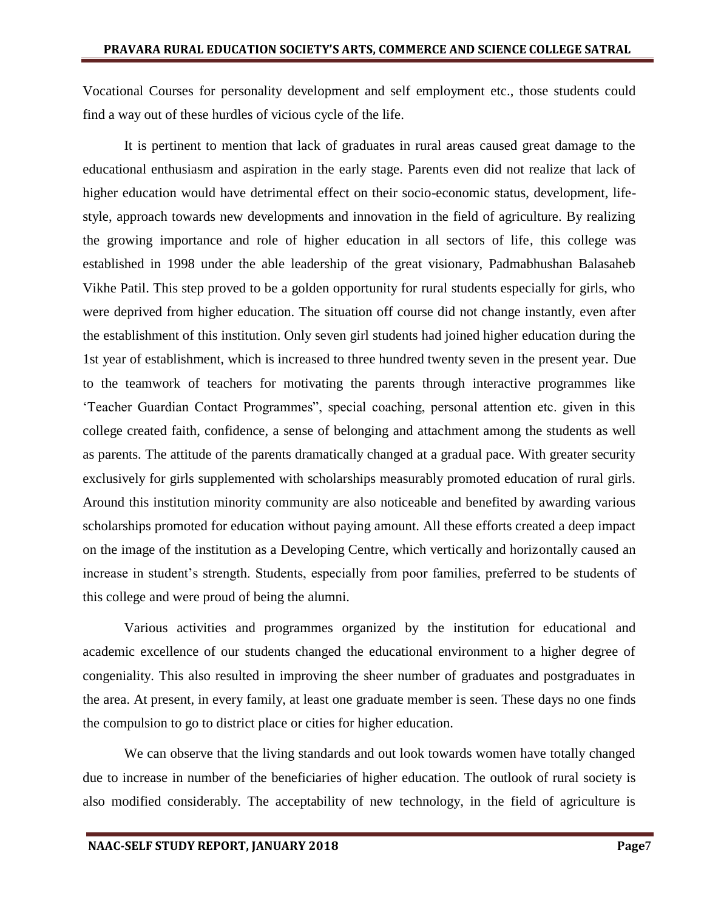Vocational Courses for personality development and self employment etc., those students could find a way out of these hurdles of vicious cycle of the life.

It is pertinent to mention that lack of graduates in rural areas caused great damage to the educational enthusiasm and aspiration in the early stage. Parents even did not realize that lack of higher education would have detrimental effect on their socio-economic status, development, life-style, approach towards new developments and innovation in the field of agriculture. By realizing the growing importance and role of higher education in all sectors of life, this college was established in 1998 under the able leadership of the great visionary, Padmabhushan Balasaheb Vikhe Patil. This step proved to be a golden opportunity for rural students especially for girls, who were deprived from higher education. The situation off course did not change instantly, even after the establishment of this institution. Only seven girl students had joined higher education during the 1st year of establishment, which is increased to three hundred twenty seven in the present year. Due to the teamwork of teachers for motivating the parents through interactive programmes like 'Teacher Guardian Contact Programmes", special coaching, personal attention etc. given in this college created faith, confidence, a sense of belonging and attachment among the students as well as parents. The attitude of the parents dramatically changed at a gradual pace. With greater security exclusively for girls supplemented with scholarships measurably promoted education of rural girls. Around this institution minority community are also noticeable and benefited by awarding various scholarships promoted for education without paying amount. All these efforts created a deep impact on the image of the institution as a Developing Centre, which vertically and horizontally caused an increase in student's strength. Students, especially from poor families, preferred to be students of this college and were proud of being the alumni.

Various activities and programmes organized by the institution for educational and academic excellence of our students changed the educational environment to a higher degree of congeniality. This also resulted in improving the sheer number of graduates and postgraduates in the area. At present, in every family, at least one graduate member is seen. These days no one finds the compulsion to go to district place or cities for higher education.

We can observe that the living standards and out look towards women have totally changed due to increase in number of the beneficiaries of higher education. The outlook of rural society is also modified considerably. The acceptability of new technology, in the field of agriculture is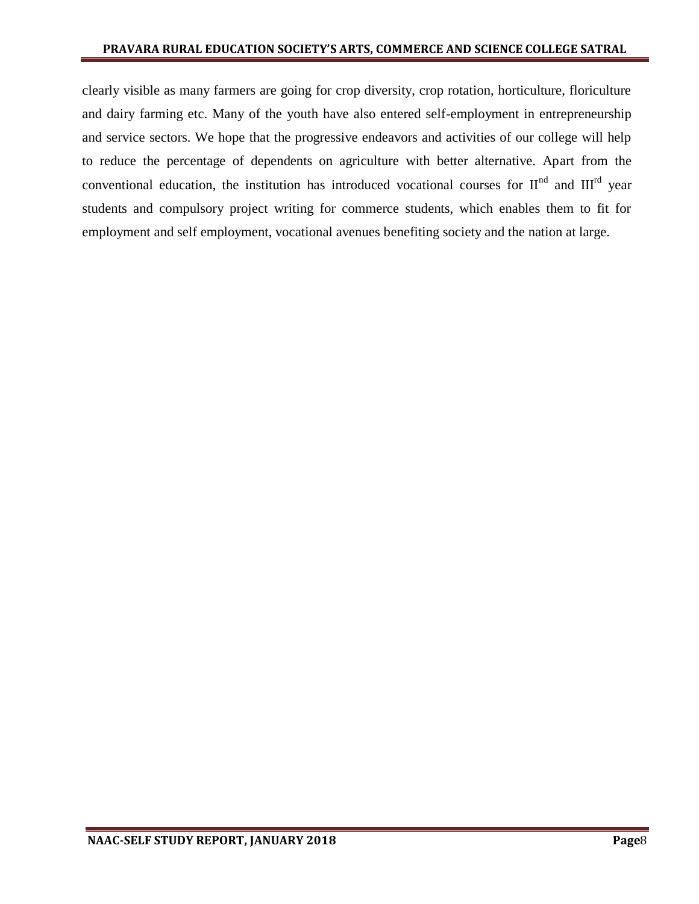clearly visible as many farmers are going for crop diversity, crop rotation, horticulture, floriculture and dairy farming etc. Many of the youth have also entered self-employment in entrepreneurship and service sectors. We hope that the progressive endeavors and activities of our college will help to reduce the percentage of dependents on agriculture with better alternative. Apart from the conventional education, the institution has introduced vocational courses for II$^{nd}$ and III$^{rd}$ year students and compulsory project writing for commerce students, which enables them to fit for employment and self employment, vocational avenues benefiting society and the nation at large.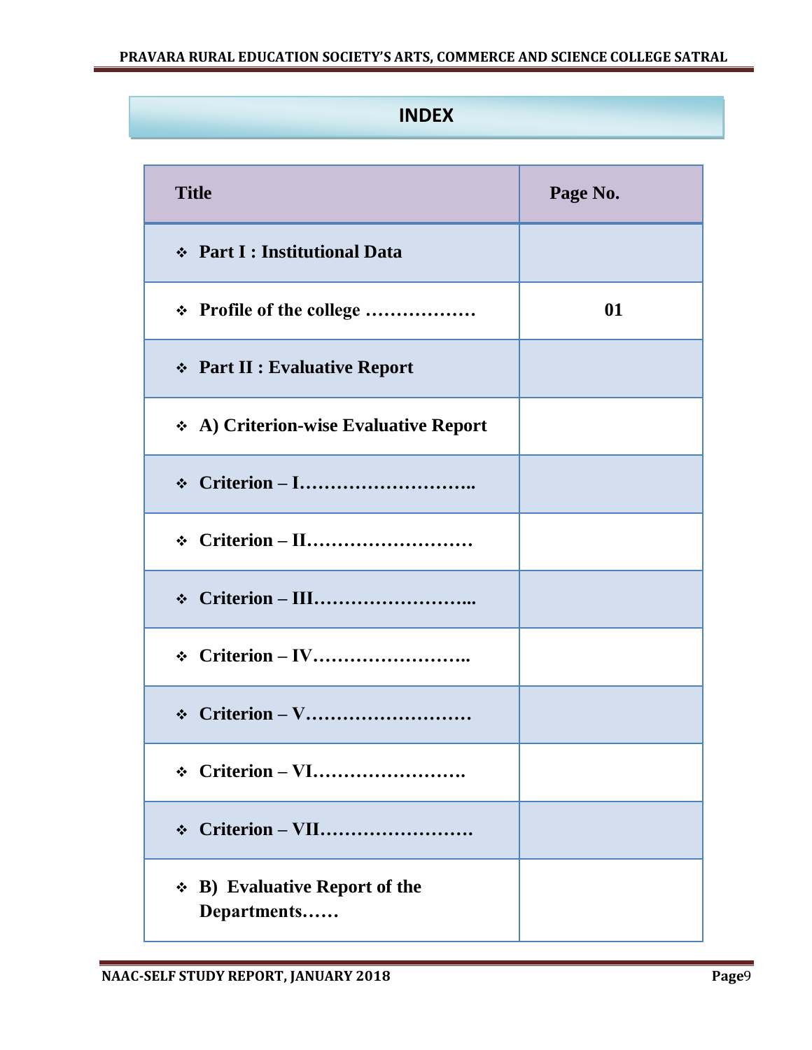# INDEX

| Title | Page No. |
|---|---|
| ❖ **Part I : Institutional Data** | |
| ❖ **Profile of the college ………………** | **01** |
| ❖ **Part II : Evaluative Report** | |
| ❖ **A) Criterion-wise Evaluative Report** | |
| ❖ **Criterion – I………………………..** | |
| ❖ **Criterion – II………………………** | |
| ❖ **Criterion – III……………………...** | |
| ❖ **Criterion – IV……………………..** | |
| ❖ **Criterion – V………………………** | |
| ❖ **Criterion – VI…………………….** | |
| ❖ **Criterion – VII…………………….** | |
| ❖ **B) Evaluative Report of the Departments……** | |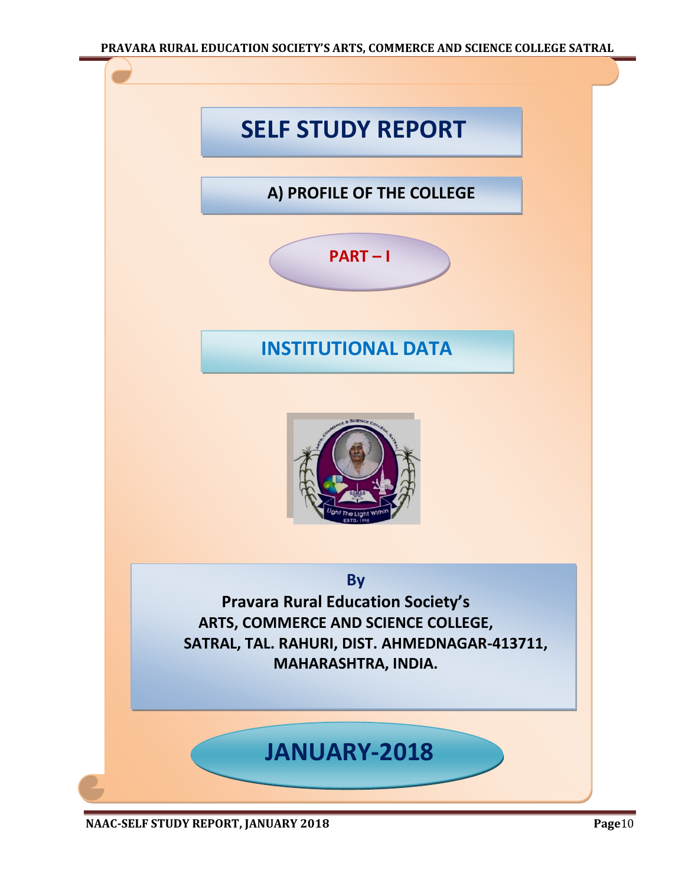# SELF STUDY REPORT

## A) PROFILE OF THE COLLEGE

### PART – I

## INSTITUTIONAL DATA

**By**

**Pravara Rural Education Society's**

**ARTS, COMMERCE AND SCIENCE COLLEGE,**

**SATRAL, TAL. RAHURI, DIST. AHMEDNAGAR-413711,**

**MAHARASHTRA, INDIA.**

## JANUARY-2018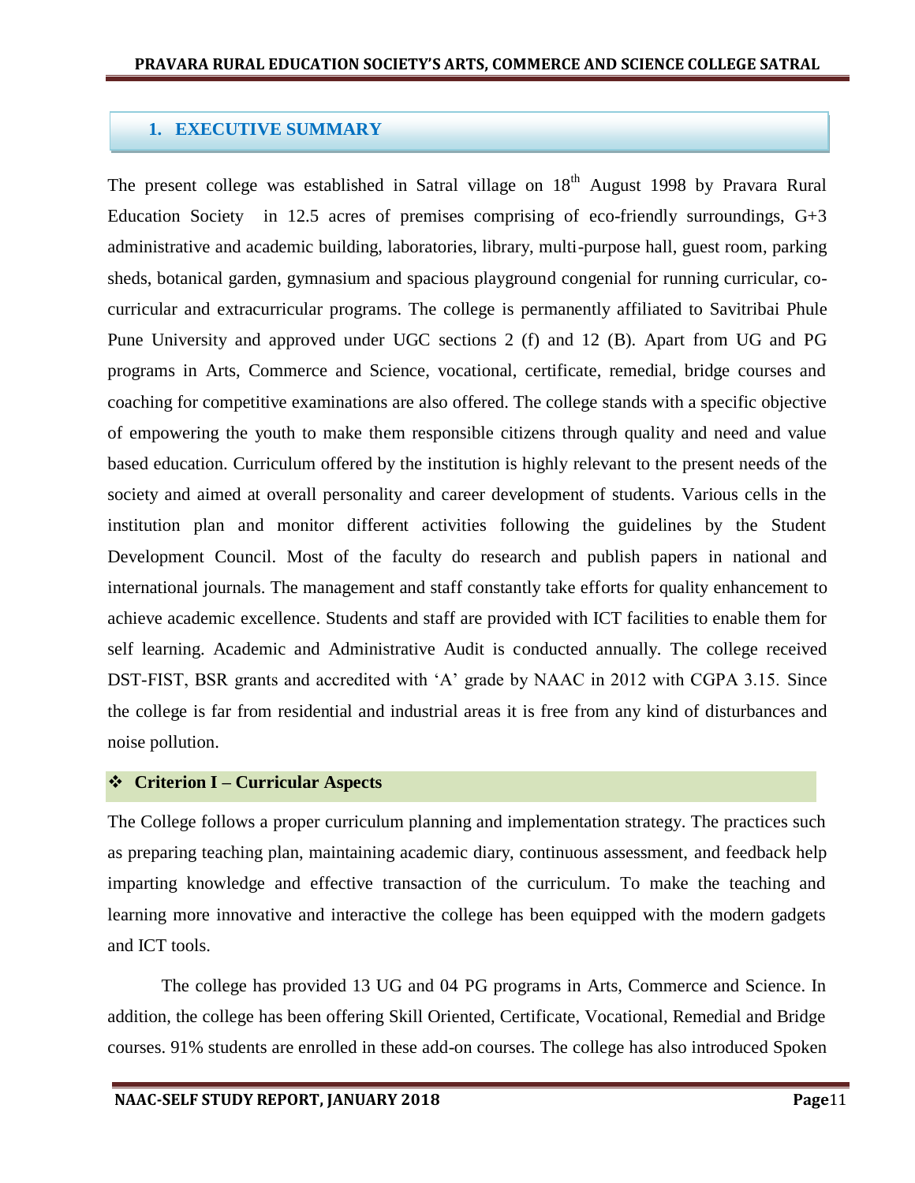## 1. EXECUTIVE SUMMARY

The present college was established in Satral village on 18th August 1998 by Pravara Rural Education Society in 12.5 acres of premises comprising of eco-friendly surroundings, G+3 administrative and academic building, laboratories, library, multi-purpose hall, guest room, parking sheds, botanical garden, gymnasium and spacious playground congenial for running curricular, co-curricular and extracurricular programs. The college is permanently affiliated to Savitribai Phule Pune University and approved under UGC sections 2 (f) and 12 (B). Apart from UG and PG programs in Arts, Commerce and Science, vocational, certificate, remedial, bridge courses and coaching for competitive examinations are also offered. The college stands with a specific objective of empowering the youth to make them responsible citizens through quality and need and value based education. Curriculum offered by the institution is highly relevant to the present needs of the society and aimed at overall personality and career development of students. Various cells in the institution plan and monitor different activities following the guidelines by the Student Development Council. Most of the faculty do research and publish papers in national and international journals. The management and staff constantly take efforts for quality enhancement to achieve academic excellence. Students and staff are provided with ICT facilities to enable them for self learning. Academic and Administrative Audit is conducted annually. The college received DST-FIST, BSR grants and accredited with 'A' grade by NAAC in 2012 with CGPA 3.15. Since the college is far from residential and industrial areas it is free from any kind of disturbances and noise pollution.

### ❖ Criterion I – Curricular Aspects

The College follows a proper curriculum planning and implementation strategy. The practices such as preparing teaching plan, maintaining academic diary, continuous assessment, and feedback help imparting knowledge and effective transaction of the curriculum. To make the teaching and learning more innovative and interactive the college has been equipped with the modern gadgets and ICT tools.

The college has provided 13 UG and 04 PG programs in Arts, Commerce and Science. In addition, the college has been offering Skill Oriented, Certificate, Vocational, Remedial and Bridge courses. 91% students are enrolled in these add-on courses. The college has also introduced Spoken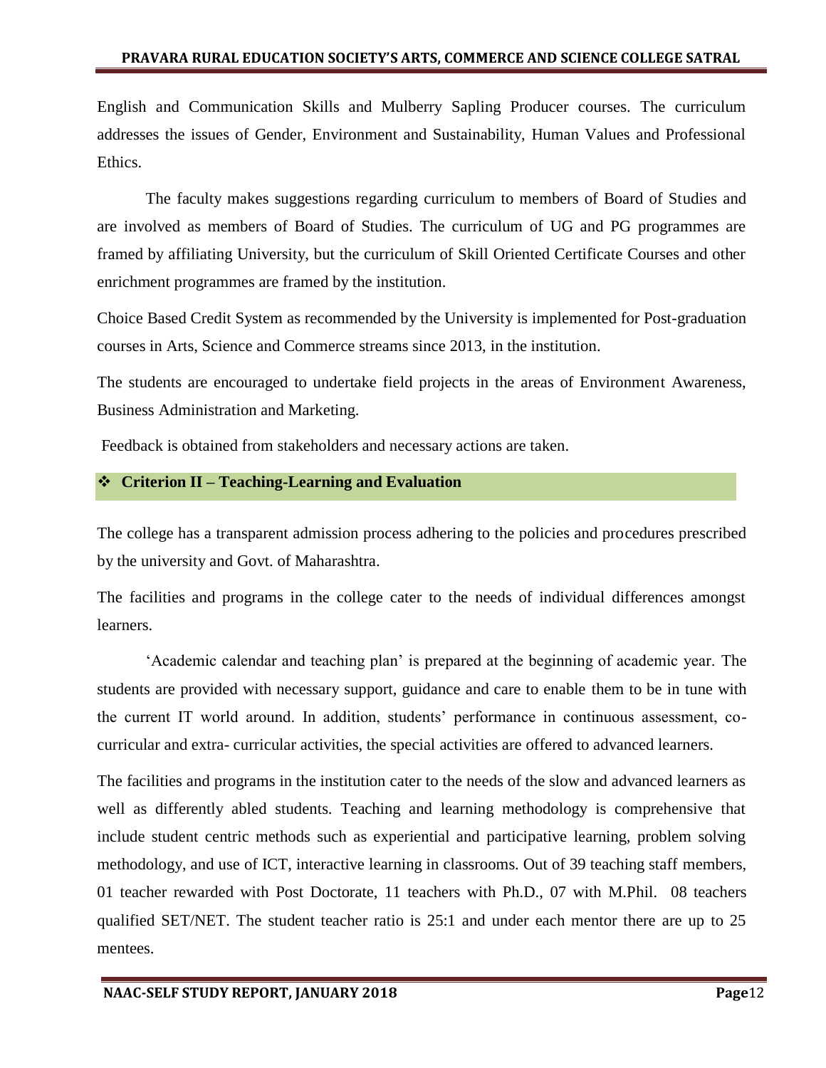English and Communication Skills and Mulberry Sapling Producer courses. The curriculum addresses the issues of Gender, Environment and Sustainability, Human Values and Professional Ethics.

The faculty makes suggestions regarding curriculum to members of Board of Studies and are involved as members of Board of Studies. The curriculum of UG and PG programmes are framed by affiliating University, but the curriculum of Skill Oriented Certificate Courses and other enrichment programmes are framed by the institution.

Choice Based Credit System as recommended by the University is implemented for Post-graduation courses in Arts, Science and Commerce streams since 2013, in the institution.

The students are encouraged to undertake field projects in the areas of Environment Awareness, Business Administration and Marketing.

Feedback is obtained from stakeholders and necessary actions are taken.

## ❖ Criterion II – Teaching-Learning and Evaluation

The college has a transparent admission process adhering to the policies and procedures prescribed by the university and Govt. of Maharashtra.

The facilities and programs in the college cater to the needs of individual differences amongst learners.

'Academic calendar and teaching plan' is prepared at the beginning of academic year. The students are provided with necessary support, guidance and care to enable them to be in tune with the current IT world around. In addition, students' performance in continuous assessment, co-curricular and extra- curricular activities, the special activities are offered to advanced learners.

The facilities and programs in the institution cater to the needs of the slow and advanced learners as well as differently abled students. Teaching and learning methodology is comprehensive that include student centric methods such as experiential and participative learning, problem solving methodology, and use of ICT, interactive learning in classrooms. Out of 39 teaching staff members, 01 teacher rewarded with Post Doctorate, 11 teachers with Ph.D., 07 with M.Phil. 08 teachers qualified SET/NET. The student teacher ratio is 25:1 and under each mentor there are up to 25 mentees.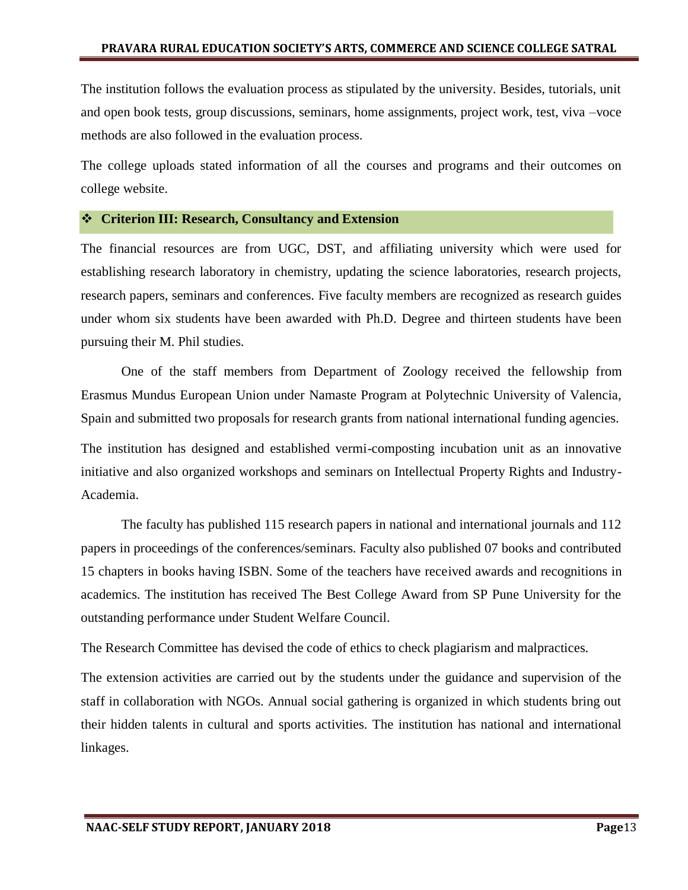The institution follows the evaluation process as stipulated by the university. Besides, tutorials, unit and open book tests, group discussions, seminars, home assignments, project work, test, viva –voce methods are also followed in the evaluation process.

The college uploads stated information of all the courses and programs and their outcomes on college website.

### ❖ Criterion III: Research, Consultancy and Extension

The financial resources are from UGC, DST, and affiliating university which were used for establishing research laboratory in chemistry, updating the science laboratories, research projects, research papers, seminars and conferences. Five faculty members are recognized as research guides under whom six students have been awarded with Ph.D. Degree and thirteen students have been pursuing their M. Phil studies.

One of the staff members from Department of Zoology received the fellowship from Erasmus Mundus European Union under Namaste Program at Polytechnic University of Valencia, Spain and submitted two proposals for research grants from national international funding agencies.

The institution has designed and established vermi-composting incubation unit as an innovative initiative and also organized workshops and seminars on Intellectual Property Rights and Industry-Academia.

The faculty has published 115 research papers in national and international journals and 112 papers in proceedings of the conferences/seminars. Faculty also published 07 books and contributed 15 chapters in books having ISBN. Some of the teachers have received awards and recognitions in academics. The institution has received The Best College Award from SP Pune University for the outstanding performance under Student Welfare Council.

The Research Committee has devised the code of ethics to check plagiarism and malpractices.

The extension activities are carried out by the students under the guidance and supervision of the staff in collaboration with NGOs. Annual social gathering is organized in which students bring out their hidden talents in cultural and sports activities. The institution has national and international linkages.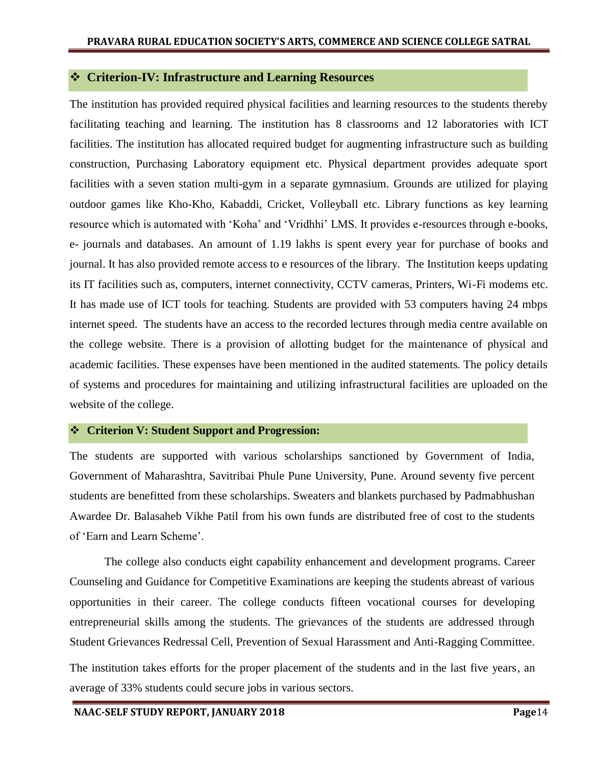## ❖ Criterion-IV: Infrastructure and Learning Resources

The institution has provided required physical facilities and learning resources to the students thereby facilitating teaching and learning. The institution has 8 classrooms and 12 laboratories with ICT facilities. The institution has allocated required budget for augmenting infrastructure such as building construction, Purchasing Laboratory equipment etc. Physical department provides adequate sport facilities with a seven station multi-gym in a separate gymnasium. Grounds are utilized for playing outdoor games like Kho-Kho, Kabaddi, Cricket, Volleyball etc. Library functions as key learning resource which is automated with 'Koha' and 'Vridhhi' LMS. It provides e-resources through e-books, e- journals and databases. An amount of 1.19 lakhs is spent every year for purchase of books and journal. It has also provided remote access to e resources of the library. The Institution keeps updating its IT facilities such as, computers, internet connectivity, CCTV cameras, Printers, Wi-Fi modems etc. It has made use of ICT tools for teaching. Students are provided with 53 computers having 24 mbps internet speed. The students have an access to the recorded lectures through media centre available on the college website. There is a provision of allotting budget for the maintenance of physical and academic facilities. These expenses have been mentioned in the audited statements. The policy details of systems and procedures for maintaining and utilizing infrastructural facilities are uploaded on the website of the college.

## ❖ Criterion V: Student Support and Progression:

The students are supported with various scholarships sanctioned by Government of India, Government of Maharashtra, Savitribai Phule Pune University, Pune. Around seventy five percent students are benefitted from these scholarships. Sweaters and blankets purchased by Padmabhushan Awardee Dr. Balasaheb Vikhe Patil from his own funds are distributed free of cost to the students of 'Earn and Learn Scheme'.

The college also conducts eight capability enhancement and development programs. Career Counseling and Guidance for Competitive Examinations are keeping the students abreast of various opportunities in their career. The college conducts fifteen vocational courses for developing entrepreneurial skills among the students. The grievances of the students are addressed through Student Grievances Redressal Cell, Prevention of Sexual Harassment and Anti-Ragging Committee.

The institution takes efforts for the proper placement of the students and in the last five years, an average of 33% students could secure jobs in various sectors.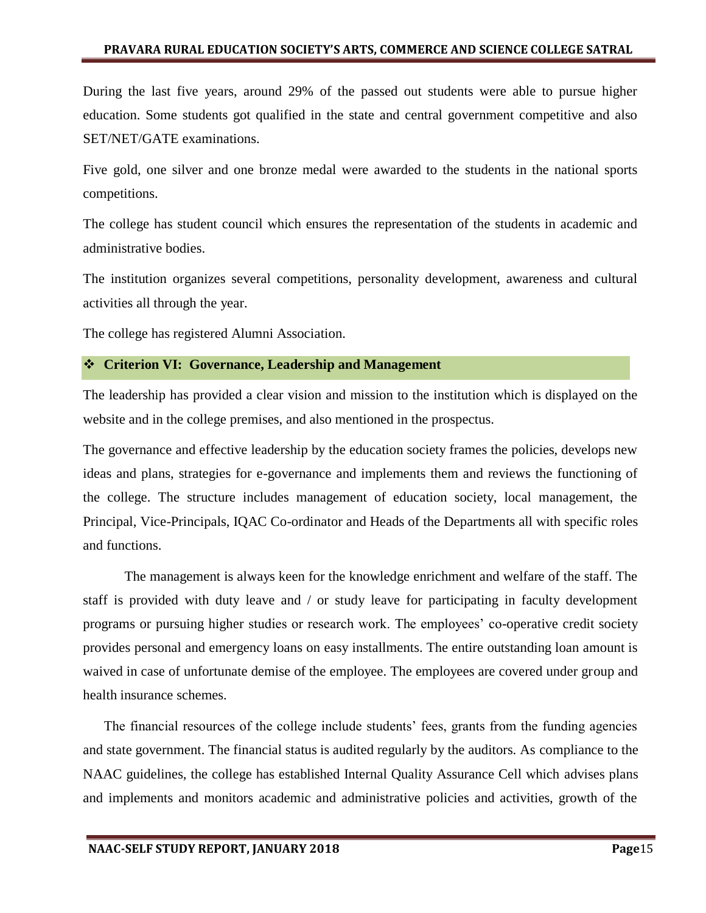During the last five years, around 29% of the passed out students were able to pursue higher education. Some students got qualified in the state and central government competitive and also SET/NET/GATE examinations.

Five gold, one silver and one bronze medal were awarded to the students in the national sports competitions.

The college has student council which ensures the representation of the students in academic and administrative bodies.

The institution organizes several competitions, personality development, awareness and cultural activities all through the year.

The college has registered Alumni Association.

## ❖ Criterion VI: Governance, Leadership and Management

The leadership has provided a clear vision and mission to the institution which is displayed on the website and in the college premises, and also mentioned in the prospectus.

The governance and effective leadership by the education society frames the policies, develops new ideas and plans, strategies for e-governance and implements them and reviews the functioning of the college. The structure includes management of education society, local management, the Principal, Vice-Principals, IQAC Co-ordinator and Heads of the Departments all with specific roles and functions.

The management is always keen for the knowledge enrichment and welfare of the staff. The staff is provided with duty leave and / or study leave for participating in faculty development programs or pursuing higher studies or research work. The employees' co-operative credit society provides personal and emergency loans on easy installments. The entire outstanding loan amount is waived in case of unfortunate demise of the employee. The employees are covered under group and health insurance schemes.

The financial resources of the college include students' fees, grants from the funding agencies and state government. The financial status is audited regularly by the auditors. As compliance to the NAAC guidelines, the college has established Internal Quality Assurance Cell which advises plans and implements and monitors academic and administrative policies and activities, growth of the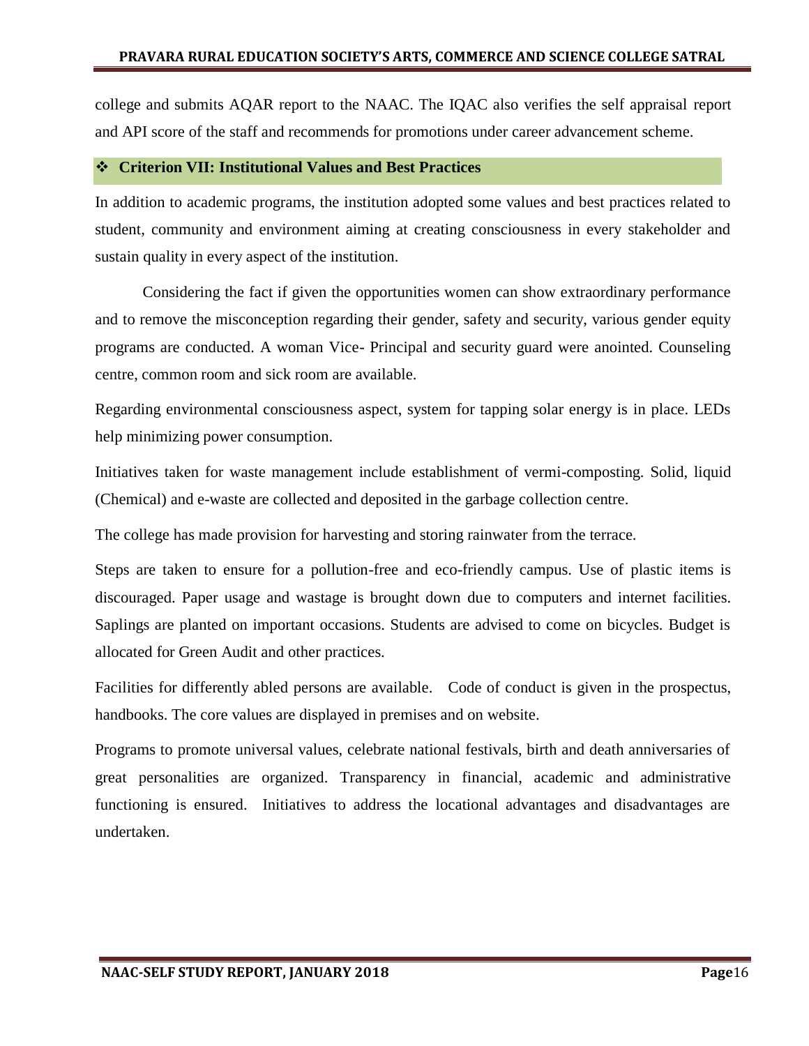college and submits AQAR report to the NAAC. The IQAC also verifies the self appraisal report and API score of the staff and recommends for promotions under career advancement scheme.

## ❖ Criterion VII: Institutional Values and Best Practices

In addition to academic programs, the institution adopted some values and best practices related to student, community and environment aiming at creating consciousness in every stakeholder and sustain quality in every aspect of the institution.

Considering the fact if given the opportunities women can show extraordinary performance and to remove the misconception regarding their gender, safety and security, various gender equity programs are conducted. A woman Vice- Principal and security guard were anointed. Counseling centre, common room and sick room are available.

Regarding environmental consciousness aspect, system for tapping solar energy is in place. LEDs help minimizing power consumption.

Initiatives taken for waste management include establishment of vermi-composting. Solid, liquid (Chemical) and e-waste are collected and deposited in the garbage collection centre.

The college has made provision for harvesting and storing rainwater from the terrace.

Steps are taken to ensure for a pollution-free and eco-friendly campus. Use of plastic items is discouraged. Paper usage and wastage is brought down due to computers and internet facilities. Saplings are planted on important occasions. Students are advised to come on bicycles. Budget is allocated for Green Audit and other practices.

Facilities for differently abled persons are available. Code of conduct is given in the prospectus, handbooks. The core values are displayed in premises and on website.

Programs to promote universal values, celebrate national festivals, birth and death anniversaries of great personalities are organized. Transparency in financial, academic and administrative functioning is ensured. Initiatives to address the locational advantages and disadvantages are undertaken.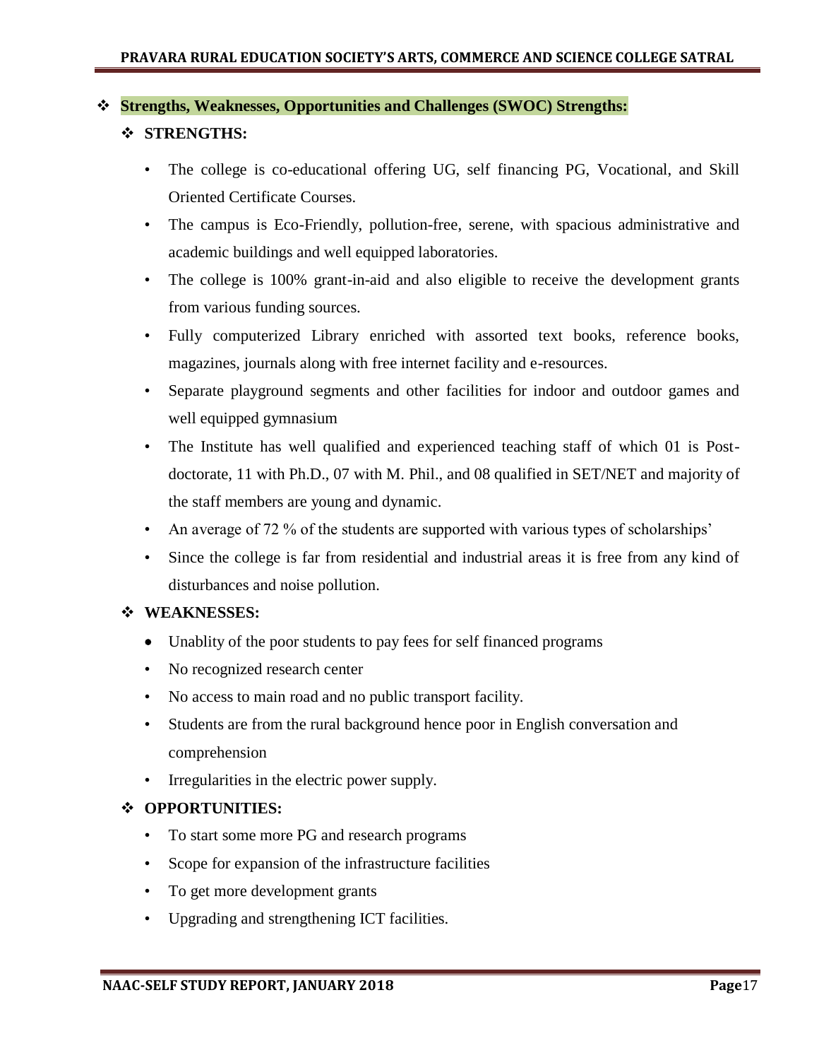## Strengths, Weaknesses, Opportunities and Challenges (SWOC) Strengths:

### STRENGTHS:

- The college is co-educational offering UG, self financing PG, Vocational, and Skill Oriented Certificate Courses.
- The campus is Eco-Friendly, pollution-free, serene, with spacious administrative and academic buildings and well equipped laboratories.
- The college is 100% grant-in-aid and also eligible to receive the development grants from various funding sources.
- Fully computerized Library enriched with assorted text books, reference books, magazines, journals along with free internet facility and e-resources.
- Separate playground segments and other facilities for indoor and outdoor games and well equipped gymnasium
- The Institute has well qualified and experienced teaching staff of which 01 is Post-doctorate, 11 with Ph.D., 07 with M. Phil., and 08 qualified in SET/NET and majority of the staff members are young and dynamic.
- An average of 72 % of the students are supported with various types of scholarships'
- Since the college is far from residential and industrial areas it is free from any kind of disturbances and noise pollution.

### WEAKNESSES:

- Unablity of the poor students to pay fees for self financed programs
- No recognized research center
- No access to main road and no public transport facility.
- Students are from the rural background hence poor in English conversation and comprehension
- Irregularities in the electric power supply.

### OPPORTUNITIES:

- To start some more PG and research programs
- Scope for expansion of the infrastructure facilities
- To get more development grants
- Upgrading and strengthening ICT facilities.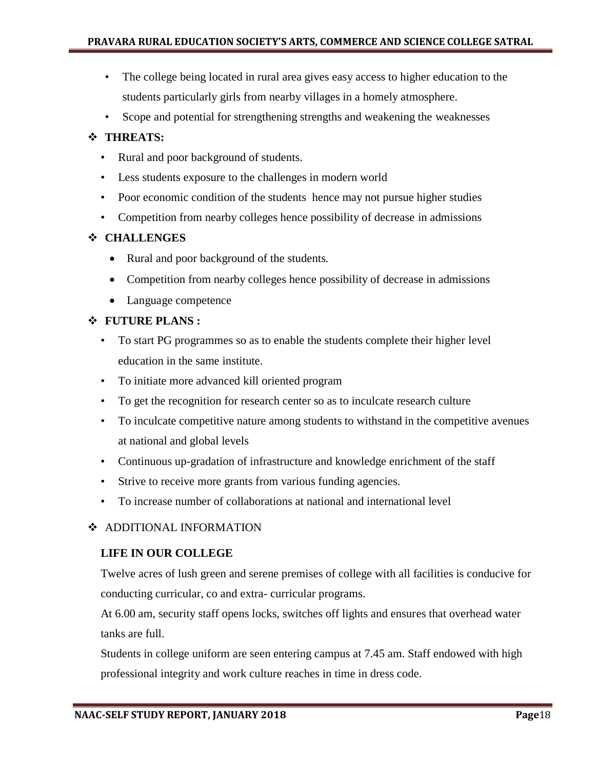- The college being located in rural area gives easy access to higher education to the students particularly girls from nearby villages in a homely atmosphere.
- Scope and potential for strengthening strengths and weakening the weaknesses

## ❖ THREATS:

- Rural and poor background of students.
- Less students exposure to the challenges in modern world
- Poor economic condition of the students hence may not pursue higher studies
- Competition from nearby colleges hence possibility of decrease in admissions

## ❖ CHALLENGES

- Rural and poor background of the students.
- Competition from nearby colleges hence possibility of decrease in admissions
- Language competence

## ❖ FUTURE PLANS :

- To start PG programmes so as to enable the students complete their higher level education in the same institute.
- To initiate more advanced kill oriented program
- To get the recognition for research center so as to inculcate research culture
- To inculcate competitive nature among students to withstand in the competitive avenues at national and global levels
- Continuous up-gradation of infrastructure and knowledge enrichment of the staff
- Strive to receive more grants from various funding agencies.
- To increase number of collaborations at national and international level

## ❖ ADDITIONAL INFORMATION

### LIFE IN OUR COLLEGE

Twelve acres of lush green and serene premises of college with all facilities is conducive for conducting curricular, co and extra- curricular programs.

At 6.00 am, security staff opens locks, switches off lights and ensures that overhead water tanks are full.

Students in college uniform are seen entering campus at 7.45 am. Staff endowed with high professional integrity and work culture reaches in time in dress code.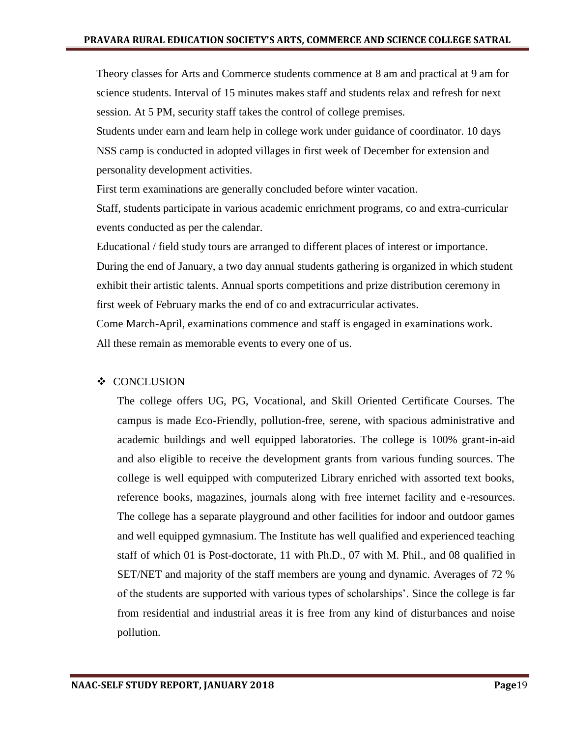Theory classes for Arts and Commerce students commence at 8 am and practical at 9 am for science students. Interval of 15 minutes makes staff and students relax and refresh for next session. At 5 PM, security staff takes the control of college premises.

Students under earn and learn help in college work under guidance of coordinator. 10 days NSS camp is conducted in adopted villages in first week of December for extension and personality development activities.

First term examinations are generally concluded before winter vacation.

Staff, students participate in various academic enrichment programs, co and extra-curricular events conducted as per the calendar.

Educational / field study tours are arranged to different places of interest or importance.

During the end of January, a two day annual students gathering is organized in which student exhibit their artistic talents. Annual sports competitions and prize distribution ceremony in first week of February marks the end of co and extracurricular activates.

Come March-April, examinations commence and staff is engaged in examinations work.

All these remain as memorable events to every one of us.

❖ CONCLUSION

The college offers UG, PG, Vocational, and Skill Oriented Certificate Courses. The campus is made Eco-Friendly, pollution-free, serene, with spacious administrative and academic buildings and well equipped laboratories. The college is 100% grant-in-aid and also eligible to receive the development grants from various funding sources. The college is well equipped with computerized Library enriched with assorted text books, reference books, magazines, journals along with free internet facility and e-resources. The college has a separate playground and other facilities for indoor and outdoor games and well equipped gymnasium. The Institute has well qualified and experienced teaching staff of which 01 is Post-doctorate, 11 with Ph.D., 07 with M. Phil., and 08 qualified in SET/NET and majority of the staff members are young and dynamic. Averages of 72 % of the students are supported with various types of scholarships'. Since the college is far from residential and industrial areas it is free from any kind of disturbances and noise pollution.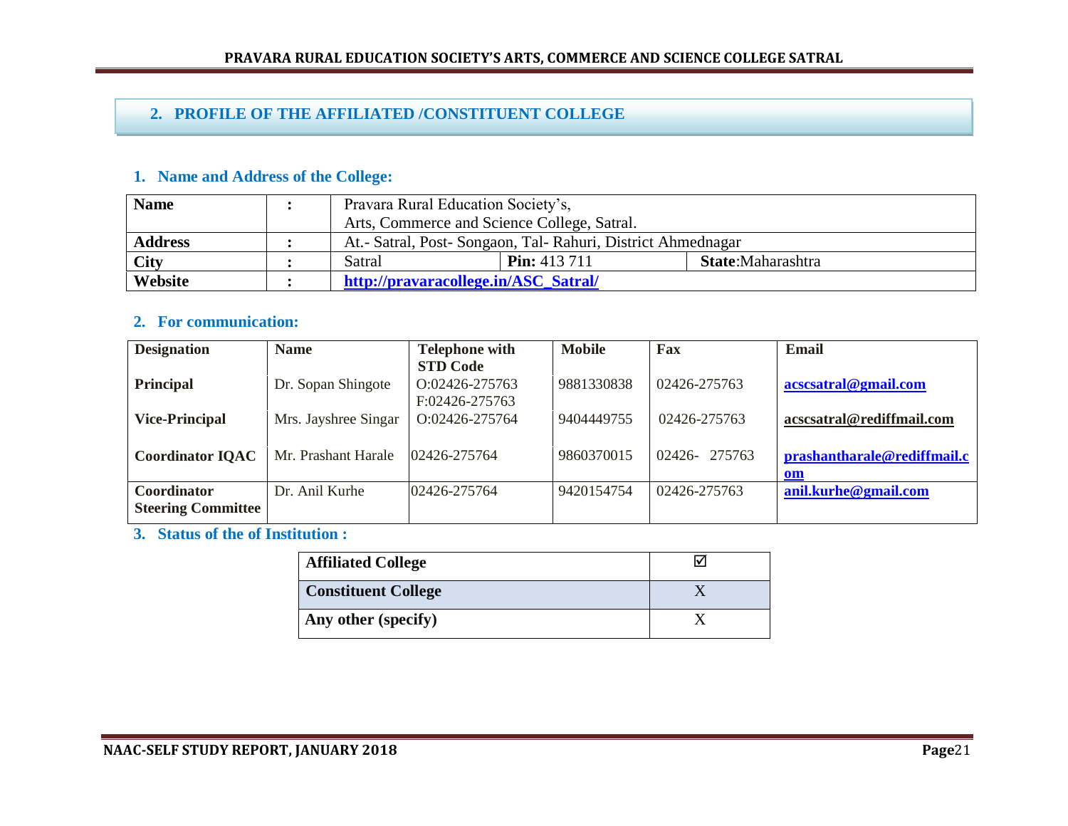## 2. PROFILE OF THE AFFILIATED /CONSTITUENT COLLEGE

### 1. Name and Address of the College:

| | | | | |
|---|---|---|---|---|
| **Name** | **:** | Pravara Rural Education Society's, Arts, Commerce and Science College, Satral. | | |
| **Address** | **:** | At.- Satral, Post- Songaon, Tal- Rahuri, District Ahmednagar | | |
| **City** | **:** | Satral | **Pin:** 413 711 | **State**:Maharashtra |
| **Website** | **:** | **http://pravaracollege.in/ASC_Satral/** | | |

### 2. For communication:

| Designation | Name | Telephone with STD Code | Mobile | Fax | Email |
|---|---|---|---|---|---|
| **Principal** | Dr. Sopan Shingote | O:02426-275763 F:02426-275763 | 9881330838 | 02426-275763 | **acscsatral@gmail.com** |
| **Vice-Principal** | Mrs. Jayshree Singar | O:02426-275764 | 9404449755 | 02426-275763 | **acscsatral@rediffmail.com** |
| **Coordinator IQAC** | Mr. Prashant Harale | 02426-275764 | 9860370015 | 02426- 275763 | **prashantharale@rediffmail.com** |
| **Coordinator Steering Committee** | Dr. Anil Kurhe | 02426-275764 | 9420154754 | 02426-275763 | **anil.kurhe@gmail.com** |

### 3. Status of the of Institution :

| | |
|---|---|
| **Affiliated College** | ☑ |
| **Constituent College** | X |
| **Any other (specify)** | X |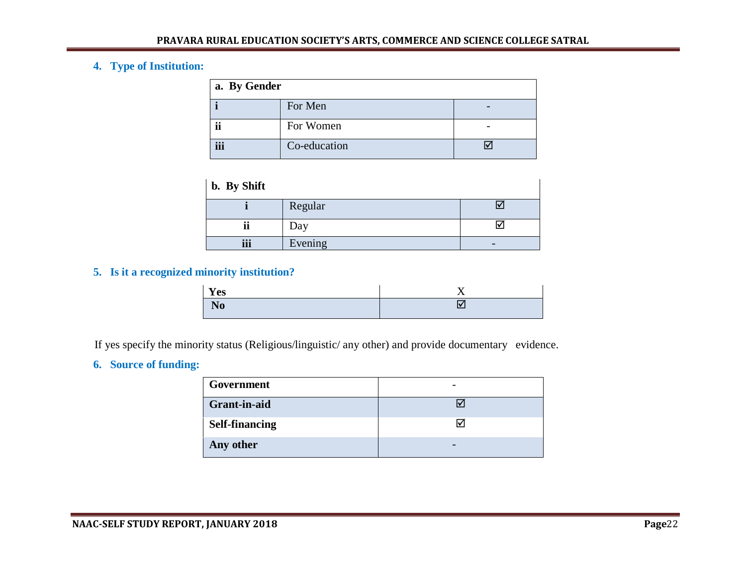4. **Type of Institution:**

| a. By Gender | | |
|---|---|---|
| i | For Men | - |
| ii | For Women | - |
| iii | Co-education | ☑ |

| b. By Shift | | |
|---|---|---|
| i | Regular | ☑ |
| ii | Day | ☑ |
| iii | Evening | - |

5. **Is it a recognized minority institution?**

| | |
|---|---|
| **Yes** | X |
| **No** | ☑ |

If yes specify the minority status (Religious/linguistic/ any other) and provide documentary evidence.

6. **Source of funding:**

| | |
|---|---|
| **Government** | - |
| **Grant-in-aid** | ☑ |
| **Self-financing** | ☑ |
| **Any other** | - |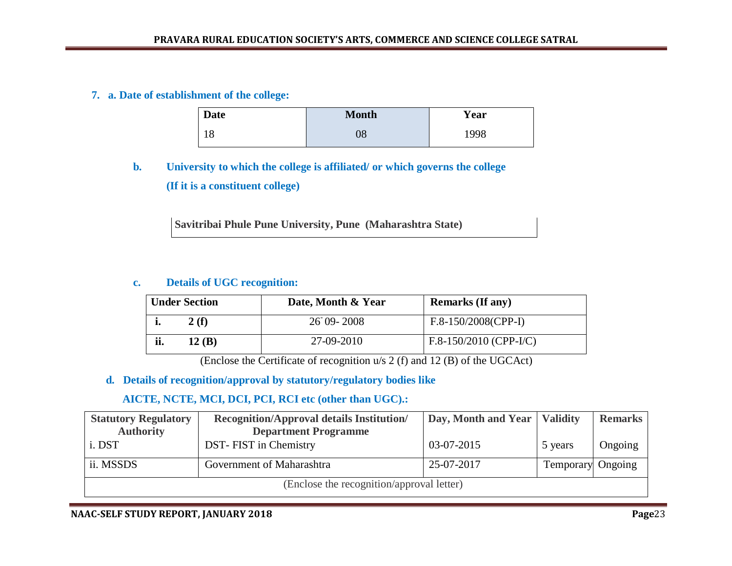**7. a. Date of establishment of the college:**

| Date | Month | Year |
|---|---|---|
| 18 | 08 | 1998 |

**b. University to which the college is affiliated/ or which governs the college (If it is a constituent college)**

**Savitribai Phule Pune University, Pune (Maharashtra State)**

**c. Details of UGC recognition:**

| Under Section | Date, Month & Year | Remarks (If any) |
|---|---|---|
| **i. 2 (f)** | 26-09-2008 | F.8-150/2008(CPP-I) |
| **ii. 12 (B)** | 27-09-2010 | F.8-150/2010 (CPP-I/C) |

(Enclose the Certificate of recognition u/s 2 (f) and 12 (B) of the UGCAct)

**d. Details of recognition/approval by statutory/regulatory bodies like AICTE, NCTE, MCI, DCI, PCI, RCI etc (other than UGC).:**

| Statutory Regulatory Authority | Recognition/Approval details Institution/ Department Programme | Day, Month and Year | Validity | Remarks |
|---|---|---|---|---|
| i. DST | DST- FIST in Chemistry | 03-07-2015 | 5 years | Ongoing |
| ii. MSSDS | Government of Maharashtra | 25-07-2017 | Temporary | Ongoing |

(Enclose the recognition/approval letter)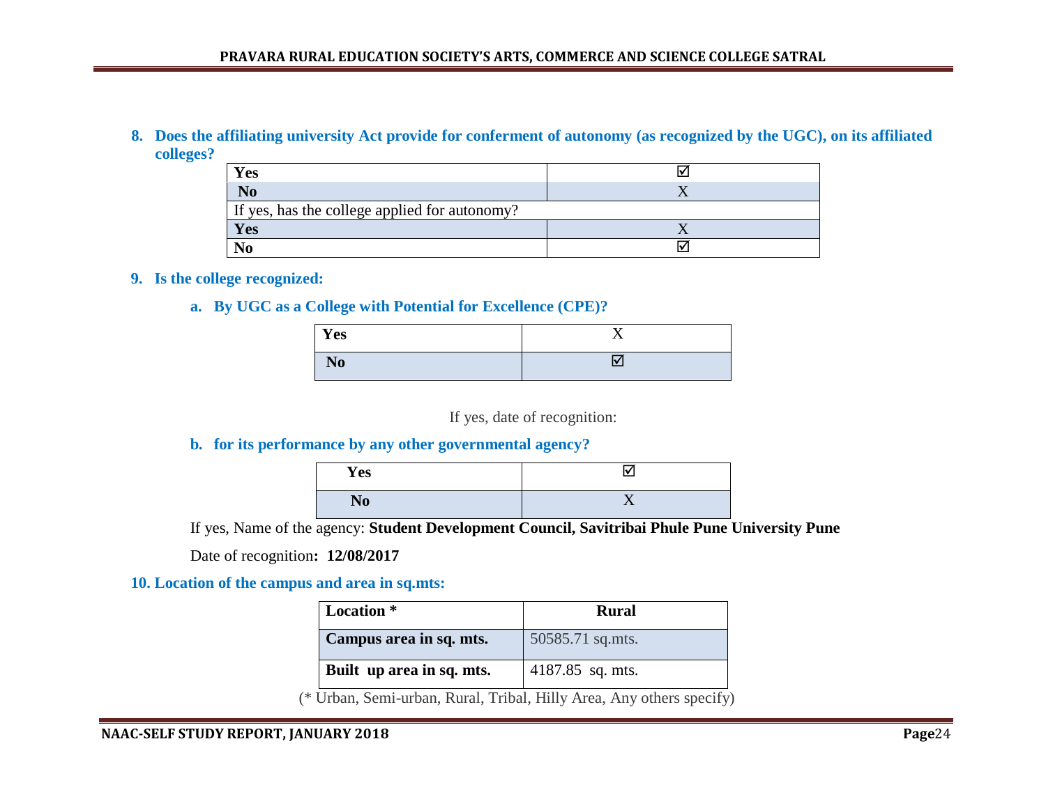**8. Does the affiliating university Act provide for conferment of autonomy (as recognized by the UGC), on its affiliated colleges?**

| Yes | ☑ |
|---|---|
| No | X |
| If yes, has the college applied for autonomy? | |
| Yes | X |
| No | ☑ |

**9. Is the college recognized:**

**a. By UGC as a College with Potential for Excellence (CPE)?**

| Yes | X |
|---|---|
| No | ☑ |

If yes, date of recognition:

**b. for its performance by any other governmental agency?**

| Yes | ☑ |
|---|---|
| No | X |

If yes, Name of the agency: **Student Development Council, Savitribai Phule Pune University Pune**

Date of recognition**: 12/08/2017**

**10. Location of the campus and area in sq.mts:**

| Location * | Rural |
|---|---|
| Campus area in sq. mts. | 50585.71 sq.mts. |
| Built up area in sq. mts. | 4187.85 sq. mts. |

(* Urban, Semi-urban, Rural, Tribal, Hilly Area, Any others specify)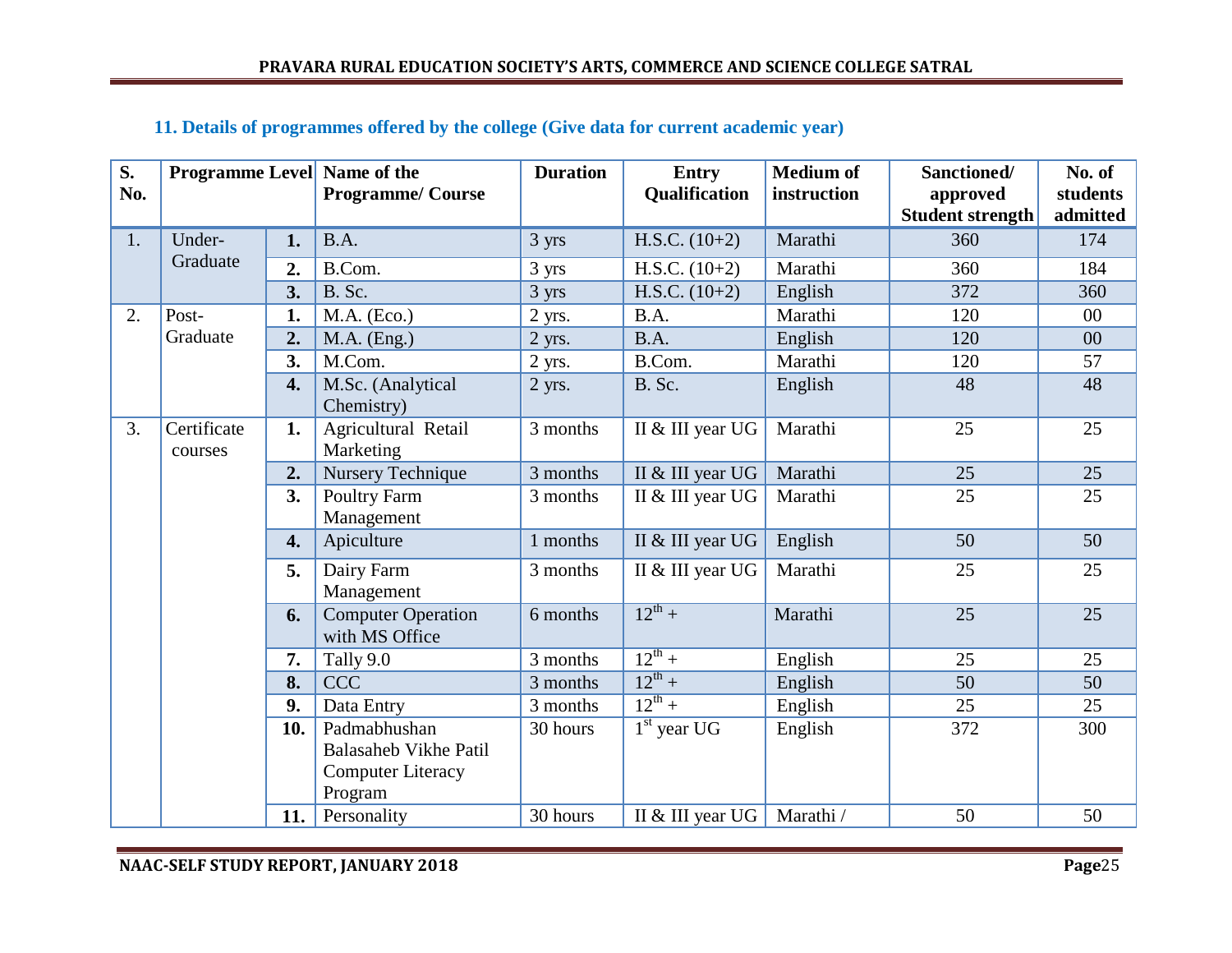### 11. Details of programmes offered by the college (Give data for current academic year)

| S. No. | Programme Level | | Name of the Programme/ Course | Duration | Entry Qualification | Medium of instruction | Sanctioned/ approved Student strength | No. of students admitted |
|---|---|---|---|---|---|---|---|---|
| 1. | Under-Graduate | **1.** | B.A. | 3 yrs | H.S.C. (10+2) | Marathi | 360 | 174 |
| | | **2.** | B.Com. | 3 yrs | H.S.C. (10+2) | Marathi | 360 | 184 |
| | | **3.** | B. Sc. | 3 yrs | H.S.C. (10+2) | English | 372 | 360 |
| 2. | Post-Graduate | **1.** | M.A. (Eco.) | 2 yrs. | B.A. | Marathi | 120 | 00 |
| | | **2.** | M.A. (Eng.) | 2 yrs. | B.A. | English | 120 | 00 |
| | | **3.** | M.Com. | 2 yrs. | B.Com. | Marathi | 120 | 57 |
| | | **4.** | M.Sc. (Analytical Chemistry) | 2 yrs. | B. Sc. | English | 48 | 48 |
| 3. | Certificate courses | **1.** | Agricultural Retail Marketing | 3 months | II & III year UG | Marathi | 25 | 25 |
| | | **2.** | Nursery Technique | 3 months | II & III year UG | Marathi | 25 | 25 |
| | | **3.** | Poultry Farm Management | 3 months | II & III year UG | Marathi | 25 | 25 |
| | | **4.** | Apiculture | 1 months | II & III year UG | English | 50 | 50 |
| | | **5.** | Dairy Farm Management | 3 months | II & III year UG | Marathi | 25 | 25 |
| | | **6.** | Computer Operation with MS Office | 6 months | $12^{th}$ + | Marathi | 25 | 25 |
| | | **7.** | Tally 9.0 | 3 months | $12^{th}$ + | English | 25 | 25 |
| | | **8.** | CCC | 3 months | $12^{th}$ + | English | 50 | 50 |
| | | **9.** | Data Entry | 3 months | $12^{th}$ + | English | 25 | 25 |
| | | **10.** | Padmabhushan Balasaheb Vikhe Patil Computer Literacy Program | 30 hours | $1^{st}$ year UG | English | 372 | 300 |
| | | **11.** | Personality | 30 hours | II & III year UG | Marathi / | 50 | 50 |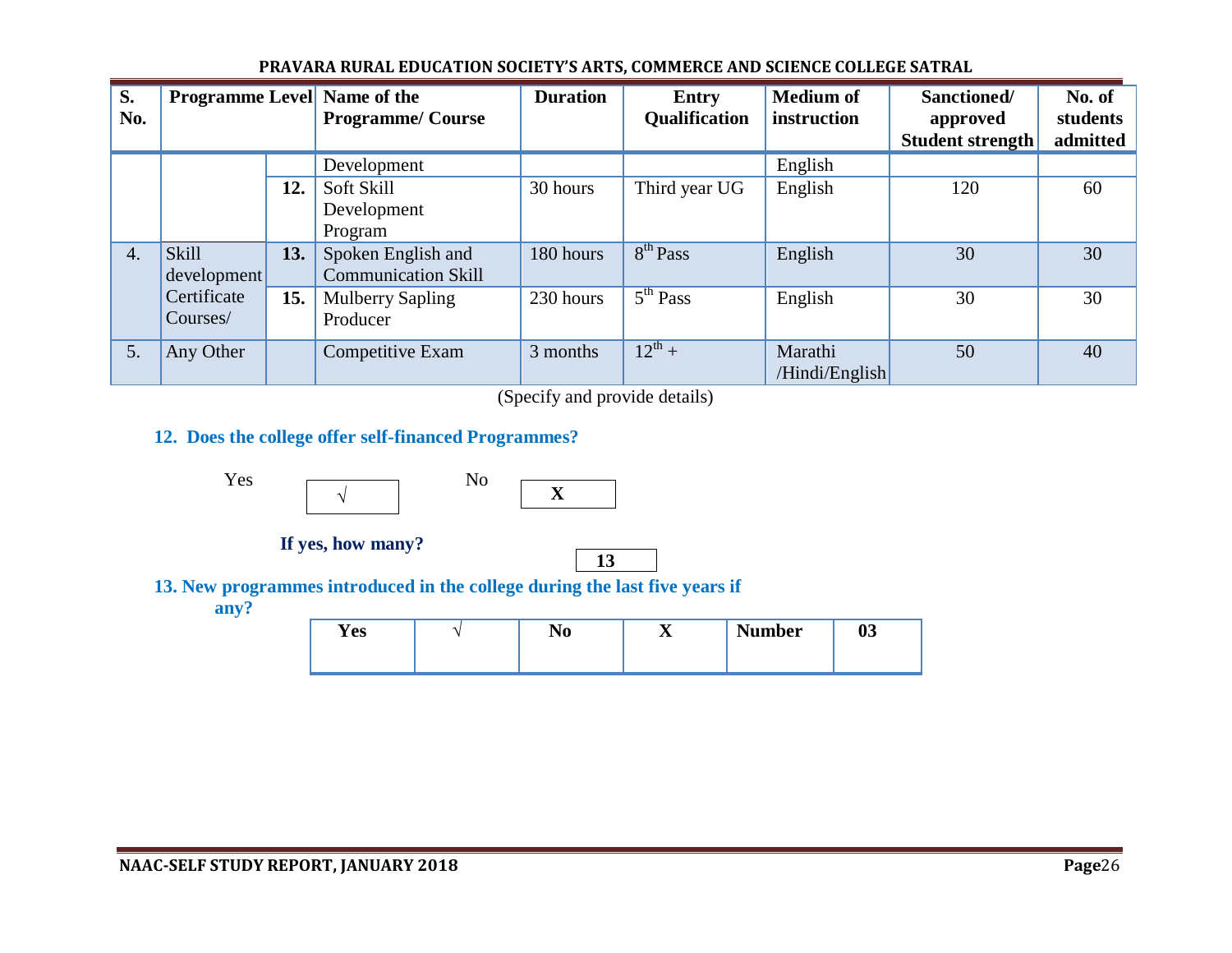| S. No. | Programme Level | | Name of the Programme/ Course | Duration | Entry Qualification | Medium of instruction | Sanctioned/ approved Student strength | No. of students admitted |
|---|---|---|---|---|---|---|---|---|
| | | | Development | | | English | | |
| | | 12. | Soft Skill Development Program | 30 hours | Third year UG | English | 120 | 60 |
| 4. | Skill development Certificate Courses/ | 13. | Spoken English and Communication Skill | 180 hours | $8^{th}$ Pass | English | 30 | 30 |
| | | 15. | Mulberry Sapling Producer | 230 hours | $5^{th}$ Pass | English | 30 | 30 |
| 5. | Any Other | | Competitive Exam | 3 months | $12^{th}$ + | Marathi /Hindi/English | 50 | 40 |

(Specify and provide details)

**12. Does the college offer self-financed Programmes?**

Yes √ &nbsp;&nbsp;&nbsp; No **X**

**If yes, how many?** **13**

**13. New programmes introduced in the college during the last five years if any?**

| Yes | √ | No | X | Number | 03 |
|---|---|---|---|---|---|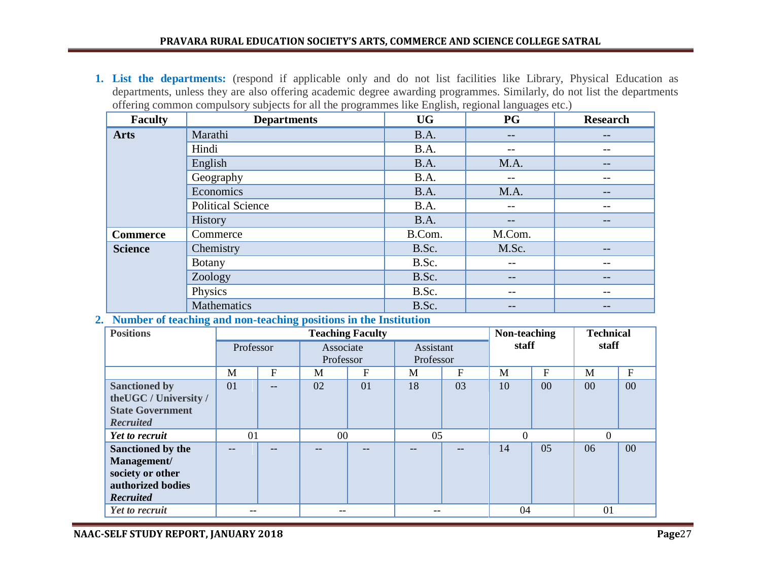1. **List the departments:** (respond if applicable only and do not list facilities like Library, Physical Education as departments, unless they are also offering academic degree awarding programmes. Similarly, do not list the departments offering common compulsory subjects for all the programmes like English, regional languages etc.)

| Faculty | Departments | UG | PG | Research |
|---|---|---|---|---|
| **Arts** | Marathi | B.A. | -- | -- |
| | Hindi | B.A. | -- | -- |
| | English | B.A. | M.A. | -- |
| | Geography | B.A. | -- | -- |
| | Economics | B.A. | M.A. | -- |
| | Political Science | B.A. | -- | -- |
| | History | B.A. | -- | -- |
| **Commerce** | Commerce | B.Com. | M.Com. | |
| **Science** | Chemistry | B.Sc. | M.Sc. | -- |
| | Botany | B.Sc. | -- | -- |
| | Zoology | B.Sc. | -- | -- |
| | Physics | B.Sc. | -- | -- |
| | Mathematics | B.Sc. | -- | -- |

2. **Number of teaching and non-teaching positions in the Institution**

| **Positions** | **Teaching Faculty** | | | | | | **Non-teaching staff** | | **Technical staff** | |
|---|---|---|---|---|---|---|---|---|---|---|
| | Professor | | Associate Professor | | Assistant Professor | | | | | |
| | M | F | M | F | M | F | M | F | M | F |
| **Sanctioned by theUGC / University / State Government** ***Recruited*** | 01 | -- | 02 | 01 | 18 | 03 | 10 | 00 | 00 | 00 |
| ***Yet to recruit*** | 01 | | 00 | | 05 | | 0 | | 0 | |
| **Sanctioned by the Management/ society or other authorized bodies** ***Recruited*** | -- | -- | -- | -- | -- | -- | 14 | 05 | 06 | 00 |
| ***Yet to recruit*** | -- | | -- | | -- | | 04 | | 01 | |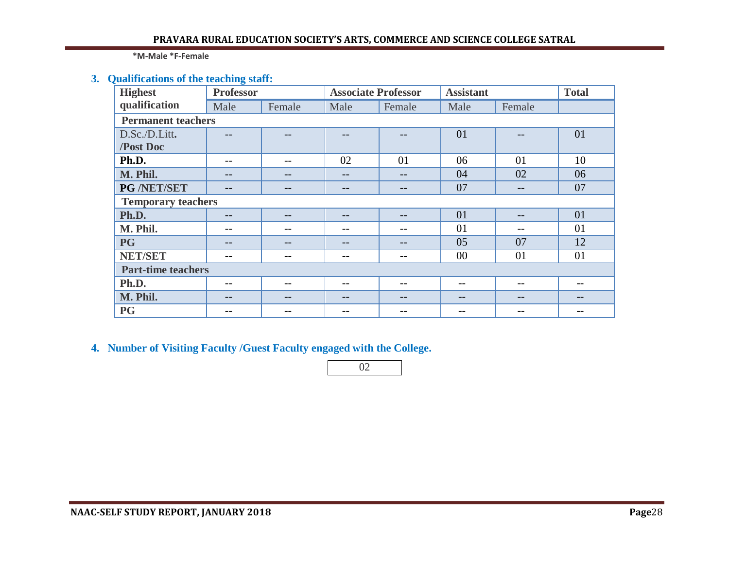**\*M-Male \*F-Female**

### 3. Qualifications of the teaching staff:

| Highest qualification | Professor | | Associate Professor | | Assistant | | Total |
|---|---|---|---|---|---|---|---|
| | Male | Female | Male | Female | Male | Female | |
| **Permanent teachers** | | | | | | | |
| D.Sc./D.Litt. **/Post Doc** | -- | -- | -- | -- | 01 | -- | 01 |
| **Ph.D.** | -- | -- | 02 | 01 | 06 | 01 | 10 |
| **M. Phil.** | -- | -- | -- | -- | 04 | 02 | 06 |
| **PG /NET/SET** | -- | -- | -- | -- | 07 | -- | 07 |
| **Temporary teachers** | | | | | | | |
| **Ph.D.** | -- | -- | -- | -- | 01 | -- | 01 |
| **M. Phil.** | -- | -- | -- | -- | 01 | -- | 01 |
| **PG** | -- | -- | -- | -- | 05 | 07 | 12 |
| **NET/SET** | -- | -- | -- | -- | 00 | 01 | 01 |
| **Part-time teachers** | | | | | | | |
| **Ph.D.** | -- | -- | -- | -- | -- | -- | -- |
| **M. Phil.** | -- | -- | -- | -- | -- | -- | -- |
| **PG** | -- | -- | -- | -- | -- | -- | -- |

### 4. Number of Visiting Faculty /Guest Faculty engaged with the College.

02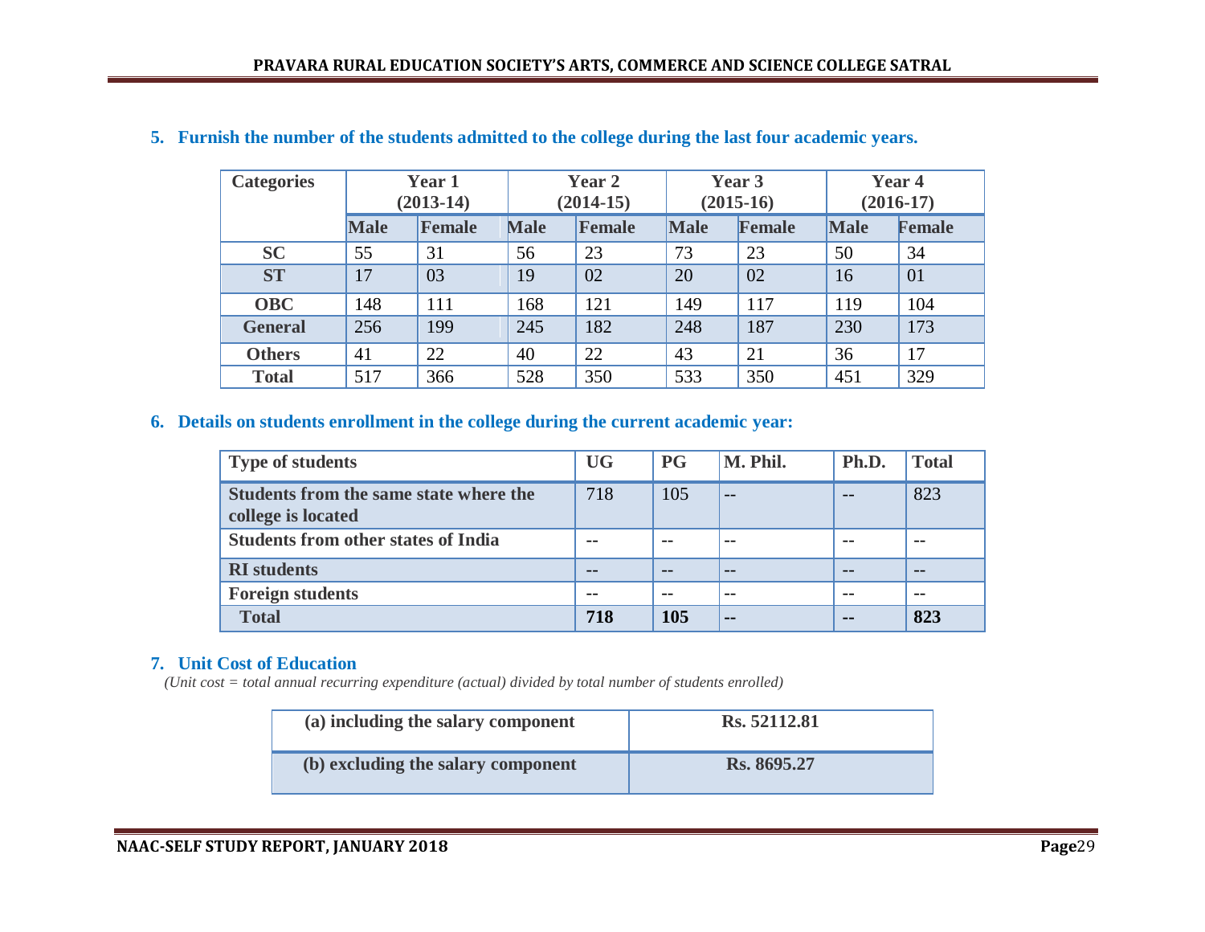## 5. Furnish the number of the students admitted to the college during the last four academic years.

| Categories | Year 1 (2013-14) | | Year 2 (2014-15) | | Year 3 (2015-16) | | Year 4 (2016-17) | |
|---|---|---|---|---|---|---|---|---|
| | Male | Female | Male | Female | Male | Female | Male | Female |
| **SC** | 55 | 31 | 56 | 23 | 73 | 23 | 50 | 34 |
| **ST** | 17 | 03 | 19 | 02 | 20 | 02 | 16 | 01 |
| **OBC** | 148 | 111 | 168 | 121 | 149 | 117 | 119 | 104 |
| **General** | 256 | 199 | 245 | 182 | 248 | 187 | 230 | 173 |
| **Others** | 41 | 22 | 40 | 22 | 43 | 21 | 36 | 17 |
| **Total** | 517 | 366 | 528 | 350 | 533 | 350 | 451 | 329 |

## 6. Details on students enrollment in the college during the current academic year:

| Type of students | UG | PG | M. Phil. | Ph.D. | Total |
|---|---|---|---|---|---|
| **Students from the same state where the college is located** | 718 | 105 | -- | -- | 823 |
| **Students from other states of India** | -- | -- | -- | -- | -- |
| **RI students** | -- | -- | -- | -- | -- |
| **Foreign students** | -- | -- | -- | -- | -- |
| **Total** | **718** | **105** | **--** | **--** | **823** |

## 7. Unit Cost of Education

*(Unit cost = total annual recurring expenditure (actual) divided by total number of students enrolled)*

| | |
|---|---|
| **(a) including the salary component** | **Rs. 52112.81** |
| **(b) excluding the salary component** | **Rs. 8695.27** |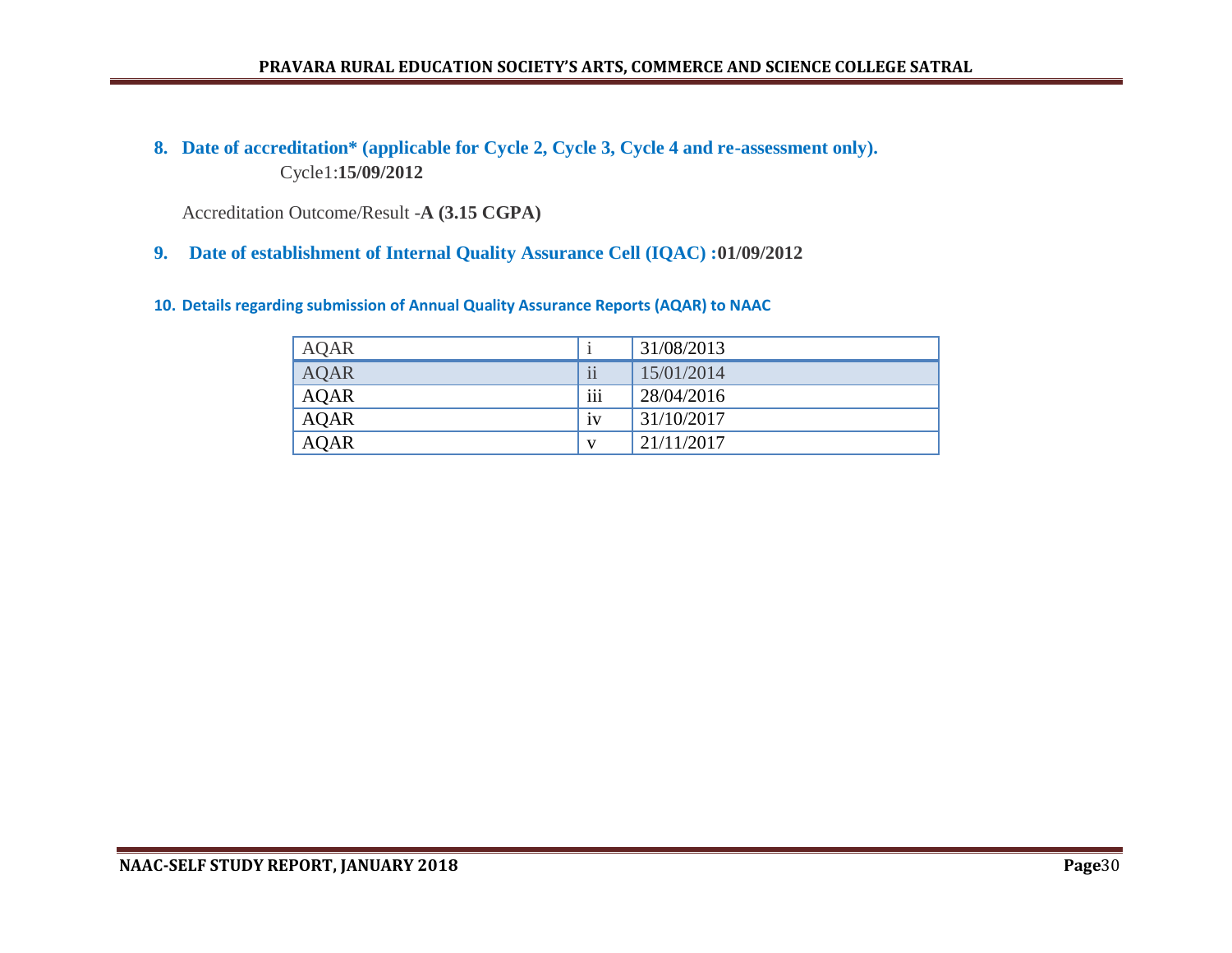**8. Date of accreditation* (applicable for Cycle 2, Cycle 3, Cycle 4 and re-assessment only).**

Cycle1:**15/09/2012**

Accreditation Outcome/Result -**A (3.15 CGPA)**

**9. Date of establishment of Internal Quality Assurance Cell (IQAC) :01/09/2012**

**10. Details regarding submission of Annual Quality Assurance Reports (AQAR) to NAAC**

| AQAR | i | 31/08/2013 |
|---|---|---|
| AQAR | ii | 15/01/2014 |
| AQAR | iii | 28/04/2016 |
| AQAR | iv | 31/10/2017 |
| AQAR | v | 21/11/2017 |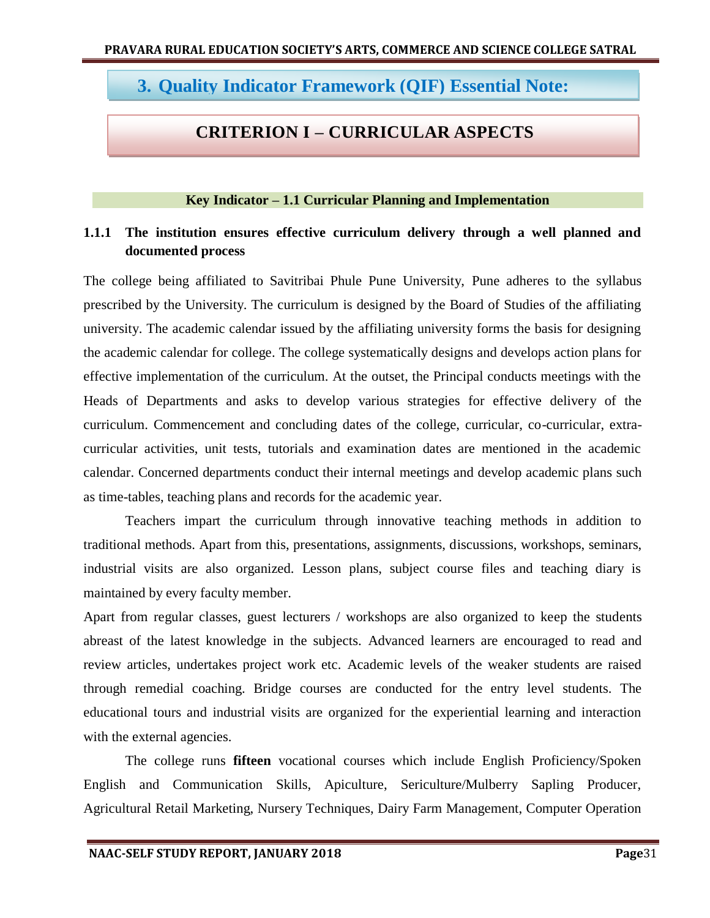# 3. Quality Indicator Framework (QIF) Essential Note:

## CRITERION I – CURRICULAR ASPECTS

### Key Indicator – 1.1 Curricular Planning and Implementation

**1.1.1 The institution ensures effective curriculum delivery through a well planned and documented process**

The college being affiliated to Savitribai Phule Pune University, Pune adheres to the syllabus prescribed by the University. The curriculum is designed by the Board of Studies of the affiliating university. The academic calendar issued by the affiliating university forms the basis for designing the academic calendar for college. The college systematically designs and develops action plans for effective implementation of the curriculum. At the outset, the Principal conducts meetings with the Heads of Departments and asks to develop various strategies for effective delivery of the curriculum. Commencement and concluding dates of the college, curricular, co-curricular, extra-curricular activities, unit tests, tutorials and examination dates are mentioned in the academic calendar. Concerned departments conduct their internal meetings and develop academic plans such as time-tables, teaching plans and records for the academic year.

Teachers impart the curriculum through innovative teaching methods in addition to traditional methods. Apart from this, presentations, assignments, discussions, workshops, seminars, industrial visits are also organized. Lesson plans, subject course files and teaching diary is maintained by every faculty member.

Apart from regular classes, guest lecturers / workshops are also organized to keep the students abreast of the latest knowledge in the subjects. Advanced learners are encouraged to read and review articles, undertakes project work etc. Academic levels of the weaker students are raised through remedial coaching. Bridge courses are conducted for the entry level students. The educational tours and industrial visits are organized for the experiential learning and interaction with the external agencies.

The college runs **fifteen** vocational courses which include English Proficiency/Spoken English and Communication Skills, Apiculture, Sericulture/Mulberry Sapling Producer, Agricultural Retail Marketing, Nursery Techniques, Dairy Farm Management, Computer Operation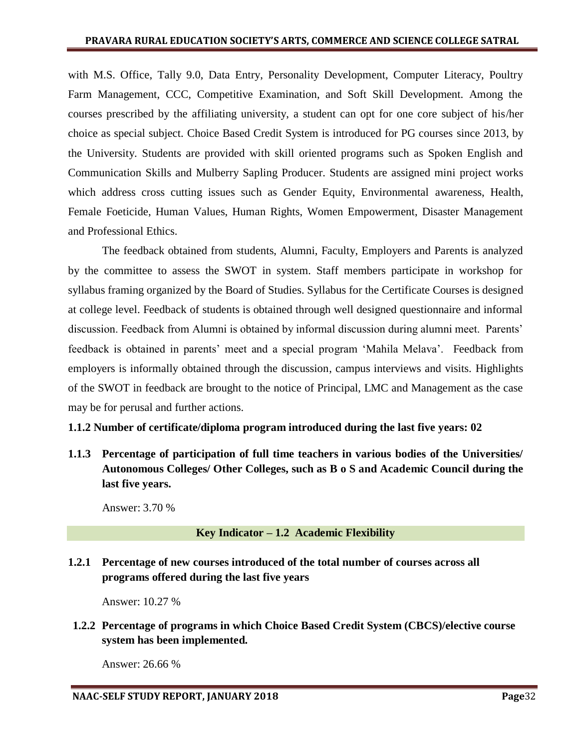with M.S. Office, Tally 9.0, Data Entry, Personality Development, Computer Literacy, Poultry Farm Management, CCC, Competitive Examination, and Soft Skill Development. Among the courses prescribed by the affiliating university, a student can opt for one core subject of his/her choice as special subject. Choice Based Credit System is introduced for PG courses since 2013, by the University. Students are provided with skill oriented programs such as Spoken English and Communication Skills and Mulberry Sapling Producer. Students are assigned mini project works which address cross cutting issues such as Gender Equity, Environmental awareness, Health, Female Foeticide, Human Values, Human Rights, Women Empowerment, Disaster Management and Professional Ethics.

The feedback obtained from students, Alumni, Faculty, Employers and Parents is analyzed by the committee to assess the SWOT in system. Staff members participate in workshop for syllabus framing organized by the Board of Studies. Syllabus for the Certificate Courses is designed at college level. Feedback of students is obtained through well designed questionnaire and informal discussion. Feedback from Alumni is obtained by informal discussion during alumni meet. Parents' feedback is obtained in parents' meet and a special program 'Mahila Melava'. Feedback from employers is informally obtained through the discussion, campus interviews and visits. Highlights of the SWOT in feedback are brought to the notice of Principal, LMC and Management as the case may be for perusal and further actions.

**1.1.2 Number of certificate/diploma program introduced during the last five years: 02**

**1.1.3 Percentage of participation of full time teachers in various bodies of the Universities/ Autonomous Colleges/ Other Colleges, such as B o S and Academic Council during the last five years.**

Answer: 3.70 %

## Key Indicator – 1.2 Academic Flexibility

**1.2.1 Percentage of new courses introduced of the total number of courses across all programs offered during the last five years**

Answer: 10.27 %

**1.2.2 Percentage of programs in which Choice Based Credit System (CBCS)/elective course system has been implemented.**

Answer: 26.66 %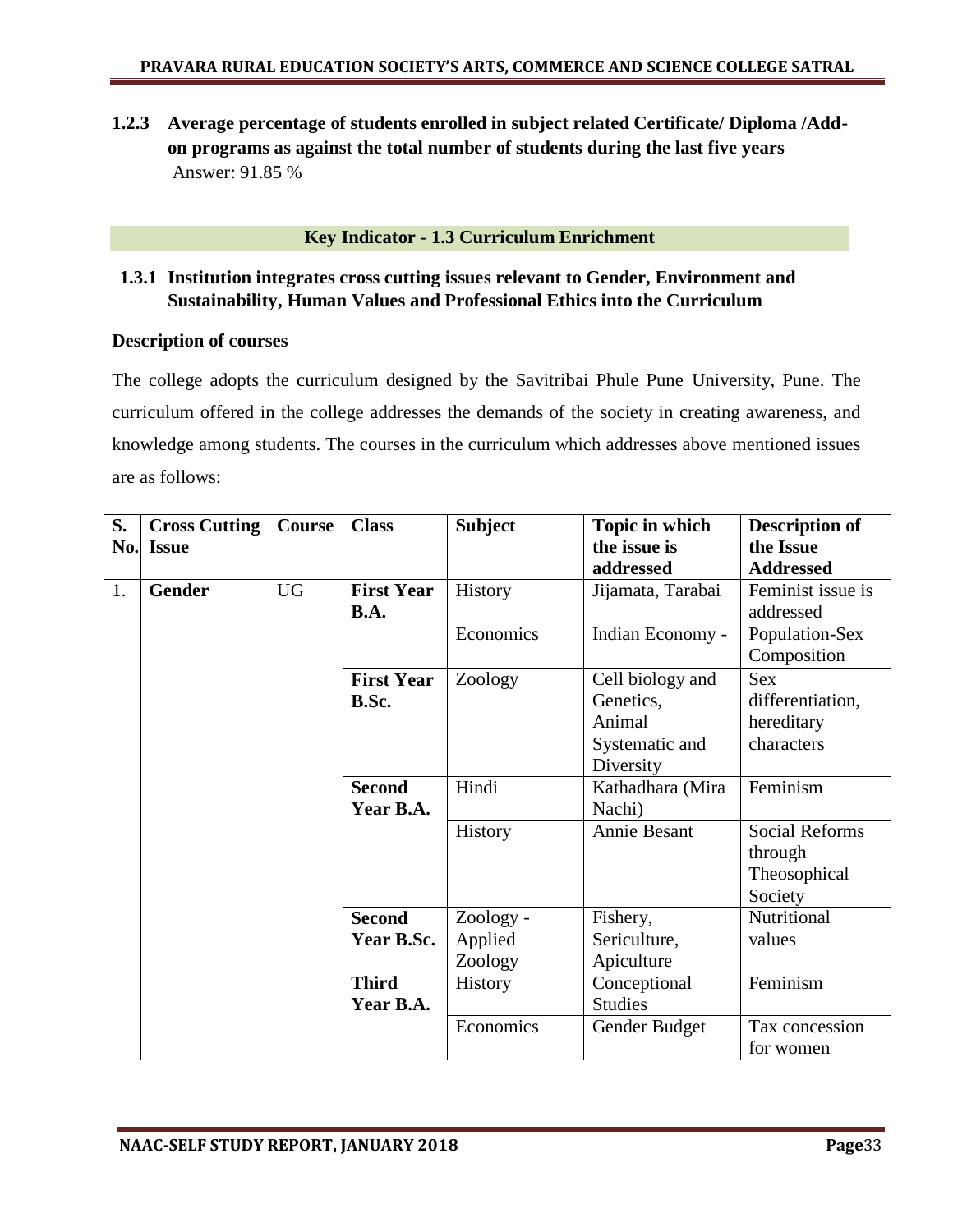### 1.2.3 Average percentage of students enrolled in subject related Certificate/ Diploma /Add-on programs as against the total number of students during the last five years

Answer: 91.85 %

**Key Indicator - 1.3 Curriculum Enrichment**

### 1.3.1 Institution integrates cross cutting issues relevant to Gender, Environment and Sustainability, Human Values and Professional Ethics into the Curriculum

**Description of courses**

The college adopts the curriculum designed by the Savitribai Phule Pune University, Pune. The curriculum offered in the college addresses the demands of the society in creating awareness, and knowledge among students. The courses in the curriculum which addresses above mentioned issues are as follows:

| S. No. | Cross Cutting Issue | Course | Class | Subject | Topic in which the issue is addressed | Description of the Issue Addressed |
|---|---|---|---|---|---|---|
| 1. | **Gender** | UG | **First Year B.A.** | History | Jijamata, Tarabai | Feminist issue is addressed |
| | | | | Economics | Indian Economy - | Population-Sex Composition |
| | | | **First Year B.Sc.** | Zoology | Cell biology and Genetics, Animal Systematic and Diversity | Sex differentiation, hereditary characters |
| | | | **Second Year B.A.** | Hindi | Kathadhara (Mira Nachi) | Feminism |
| | | | | History | Annie Besant | Social Reforms through Theosophical Society |
| | | | **Second Year B.Sc.** | Zoology - Applied Zoology | Fishery, Sericulture, Apiculture | Nutritional values |
| | | | **Third Year B.A.** | History | Conceptional Studies | Feminism |
| | | | | Economics | Gender Budget | Tax concession for women |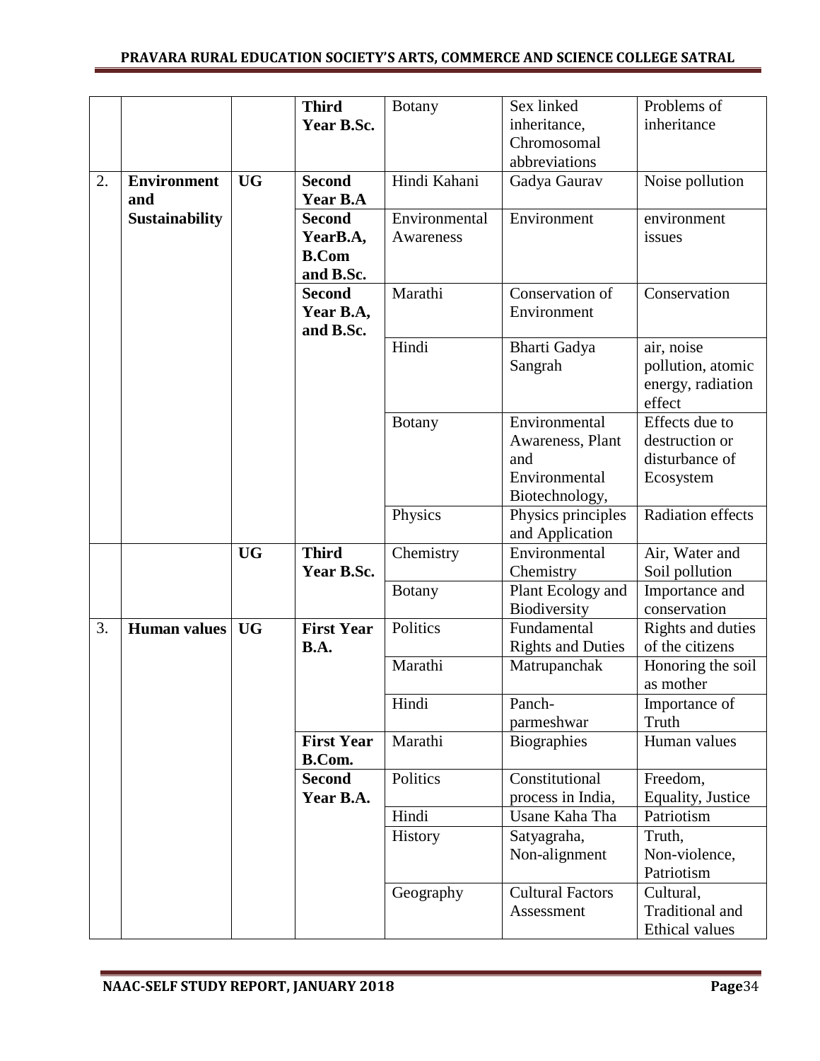| | | | Third Year B.Sc. | Botany | Sex linked inheritance, Chromosomal abbreviations | Problems of inheritance |
|---|---|---|---|---|---|---|
| 2. | **Environment and Sustainability** | **UG** | **Second Year B.A** | Hindi Kahani | Gadya Gaurav | Noise pollution |
| | | | **Second YearB.A, B.Com and B.Sc.** | Environmental Awareness | Environment | environment issues |
| | | | **Second Year B.A, and B.Sc.** | Marathi | Conservation of Environment | Conservation |
| | | | | Hindi | Bharti Gadya Sangrah | air, noise pollution, atomic energy, radiation effect |
| | | | | Botany | Environmental Awareness, Plant and Environmental Biotechnology, | Effects due to destruction or disturbance of Ecosystem |
| | | | | Physics | Physics principles and Application | Radiation effects |
| | | **UG** | **Third Year B.Sc.** | Chemistry | Environmental Chemistry | Air, Water and Soil pollution |
| | | | | Botany | Plant Ecology and Biodiversity | Importance and conservation |
| 3. | **Human values** | **UG** | **First Year B.A.** | Politics | Fundamental Rights and Duties | Rights and duties of the citizens |
| | | | | Marathi | Matrupanchak | Honoring the soil as mother |
| | | | | Hindi | Panch-parmeshwar | Importance of Truth |
| | | | **First Year B.Com.** | Marathi | Biographies | Human values |
| | | | **Second Year B.A.** | Politics | Constitutional process in India, | Freedom, Equality, Justice |
| | | | | Hindi | Usane Kaha Tha | Patriotism |
| | | | | History | Satyagraha, Non-alignment | Truth, Non-violence, Patriotism |
| | | | | Geography | Cultural Factors Assessment | Cultural, Traditional and Ethical values |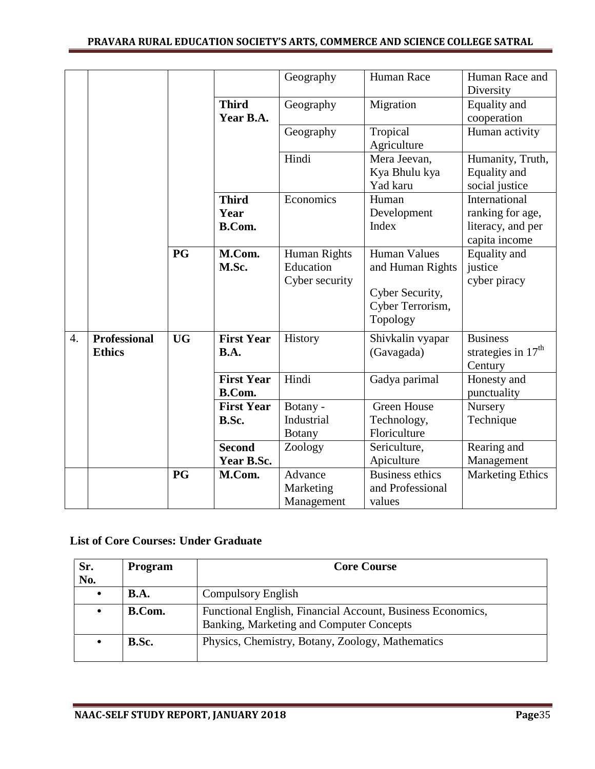| | | | | Geography | Human Race | Human Race and Diversity |
|---|---|---|---|---|---|---|
| | | | **Third Year B.A.** | Geography | Migration | Equality and cooperation |
| | | | | Geography | Tropical Agriculture | Human activity |
| | | | | Hindi | Mera Jeevan, Kya Bhulu kya Yad karu | Humanity, Truth, Equality and social justice |
| | | | **Third Year B.Com.** | Economics | Human Development Index | International ranking for age, literacy, and per capita income |
| | | **PG** | **M.Com. M.Sc.** | Human Rights Education Cyber security | Human Values and Human Rights Cyber Security, Cyber Terrorism, Topology | Equality and justice cyber piracy |
| 4. | **Professional Ethics** | **UG** | **First Year B.A.** | History | Shivkalin vyapar (Gavagada) | Business strategies in 17th Century |
| | | | **First Year B.Com.** | Hindi | Gadya parimal | Honesty and punctuality |
| | | | **First Year B.Sc.** | Botany - Industrial Botany | Green House Technology, Floriculture | Nursery Technique |
| | | | **Second Year B.Sc.** | Zoology | Sericulture, Apiculture | Rearing and Management |
| | | **PG** | **M.Com.** | Advance Marketing Management | Business ethics and Professional values | Marketing Ethics |

**List of Core Courses: Under Graduate**

| Sr. No. | Program | Core Course |
|---|---|---|
| • | **B.A.** | Compulsory English |
| • | **B.Com.** | Functional English, Financial Account, Business Economics, Banking, Marketing and Computer Concepts |
| • | **B.Sc.** | Physics, Chemistry, Botany, Zoology, Mathematics |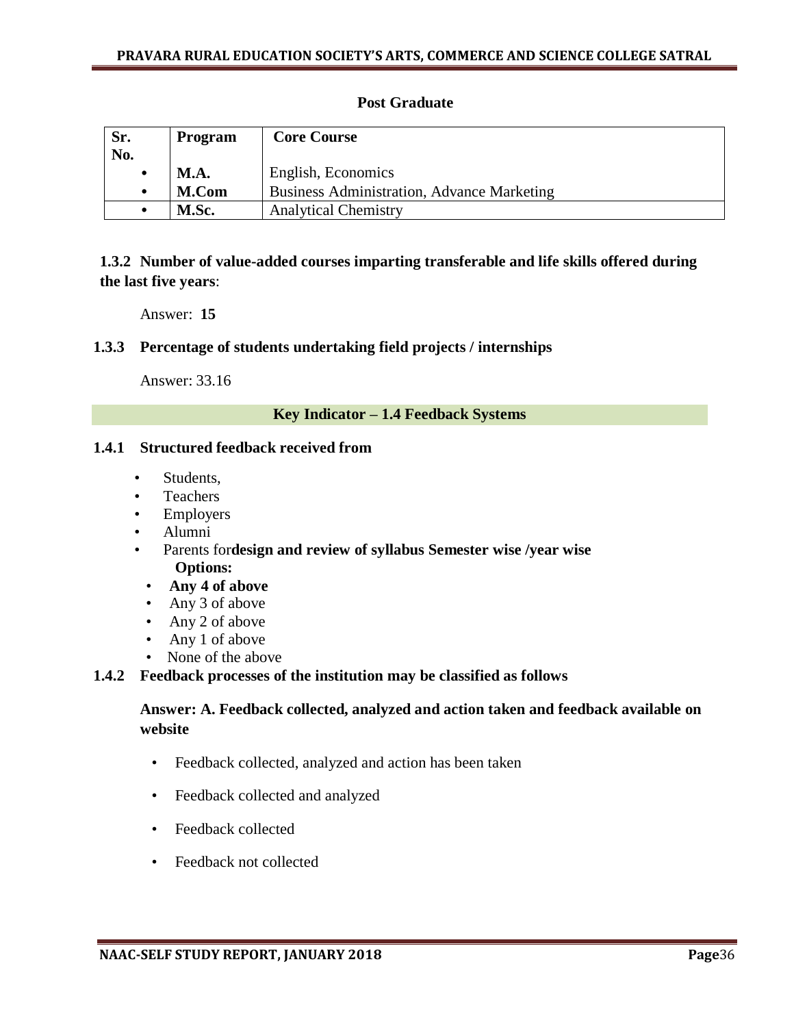**Post Graduate**

| Sr. No. | Program | Core Course |
|---|---|---|
| • | **M.A.** | English, Economics |
| • | **M.Com** | Business Administration, Advance Marketing |
| • | **M.Sc.** | Analytical Chemistry |

**1.3.2 Number of value-added courses imparting transferable and life skills offered during the last five years**:

Answer: **15**

**1.3.3 Percentage of students undertaking field projects / internships**

Answer: 33.16

**Key Indicator – 1.4 Feedback Systems**

**1.4.1 Structured feedback received from**

- Students,
- Teachers
- Employers
- Alumni
- Parents for **design and review of syllabus Semester wise /year wise**

**Options:**

- **Any 4 of above**
- Any 3 of above
- Any 2 of above
- Any 1 of above
- None of the above

**1.4.2 Feedback processes of the institution may be classified as follows**

**Answer: A. Feedback collected, analyzed and action taken and feedback available on website**

- Feedback collected, analyzed and action has been taken
- Feedback collected and analyzed
- Feedback collected
- Feedback not collected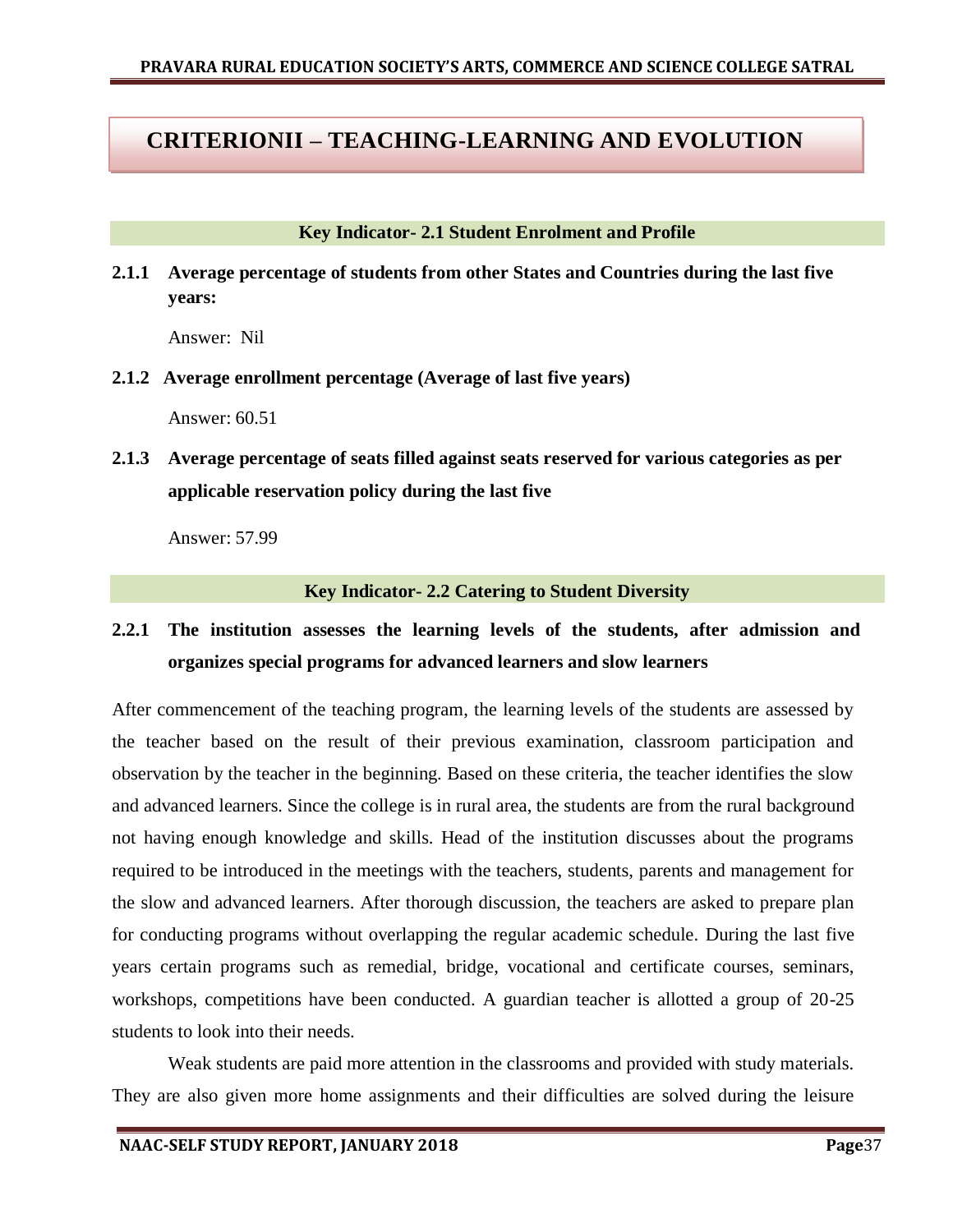# CRITERIONII – TEACHING-LEARNING AND EVOLUTION

## Key Indicator- 2.1 Student Enrolment and Profile

**2.1.1 Average percentage of students from other States and Countries during the last five years:**

Answer: Nil

**2.1.2 Average enrollment percentage (Average of last five years)**

Answer: 60.51

**2.1.3 Average percentage of seats filled against seats reserved for various categories as per applicable reservation policy during the last five**

Answer: 57.99

## Key Indicator- 2.2 Catering to Student Diversity

**2.2.1 The institution assesses the learning levels of the students, after admission and organizes special programs for advanced learners and slow learners**

After commencement of the teaching program, the learning levels of the students are assessed by the teacher based on the result of their previous examination, classroom participation and observation by the teacher in the beginning. Based on these criteria, the teacher identifies the slow and advanced learners. Since the college is in rural area, the students are from the rural background not having enough knowledge and skills. Head of the institution discusses about the programs required to be introduced in the meetings with the teachers, students, parents and management for the slow and advanced learners. After thorough discussion, the teachers are asked to prepare plan for conducting programs without overlapping the regular academic schedule. During the last five years certain programs such as remedial, bridge, vocational and certificate courses, seminars, workshops, competitions have been conducted. A guardian teacher is allotted a group of 20-25 students to look into their needs.

Weak students are paid more attention in the classrooms and provided with study materials. They are also given more home assignments and their difficulties are solved during the leisure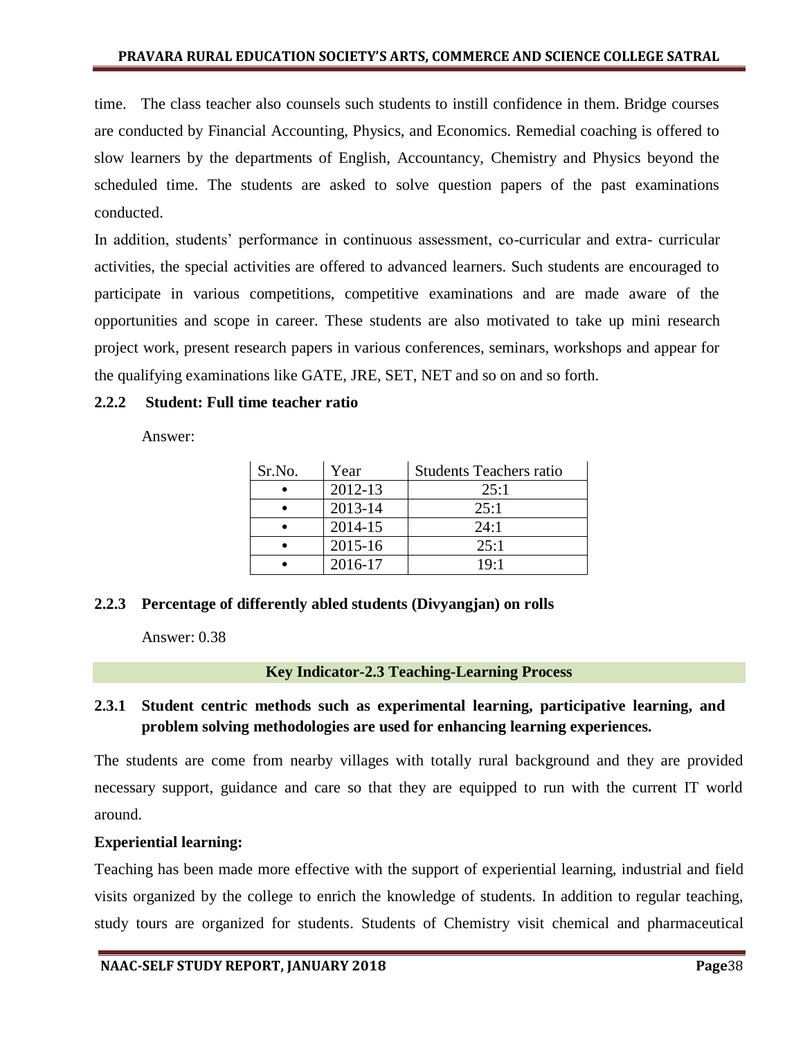time. The class teacher also counsels such students to instill confidence in them. Bridge courses are conducted by Financial Accounting, Physics, and Economics. Remedial coaching is offered to slow learners by the departments of English, Accountancy, Chemistry and Physics beyond the scheduled time. The students are asked to solve question papers of the past examinations conducted.

In addition, students' performance in continuous assessment, co-curricular and extra- curricular activities, the special activities are offered to advanced learners. Such students are encouraged to participate in various competitions, competitive examinations and are made aware of the opportunities and scope in career. These students are also motivated to take up mini research project work, present research papers in various conferences, seminars, workshops and appear for the qualifying examinations like GATE, JRE, SET, NET and so on and so forth.

### 2.2.2 Student: Full time teacher ratio

Answer:

| Sr.No. | Year | Students Teachers ratio |
|---|---|---|
| • | 2012-13 | 25:1 |
| • | 2013-14 | 25:1 |
| • | 2014-15 | 24:1 |
| • | 2015-16 | 25:1 |
| • | 2016-17 | 19:1 |

### 2.2.3 Percentage of differently abled students (Divyangjan) on rolls

Answer: 0.38

## Key Indicator-2.3 Teaching-Learning Process

### 2.3.1 Student centric methods such as experimental learning, participative learning, and problem solving methodologies are used for enhancing learning experiences.

The students are come from nearby villages with totally rural background and they are provided necessary support, guidance and care so that they are equipped to run with the current IT world around.

**Experiential learning:**

Teaching has been made more effective with the support of experiential learning, industrial and field visits organized by the college to enrich the knowledge of students. In addition to regular teaching, study tours are organized for students. Students of Chemistry visit chemical and pharmaceutical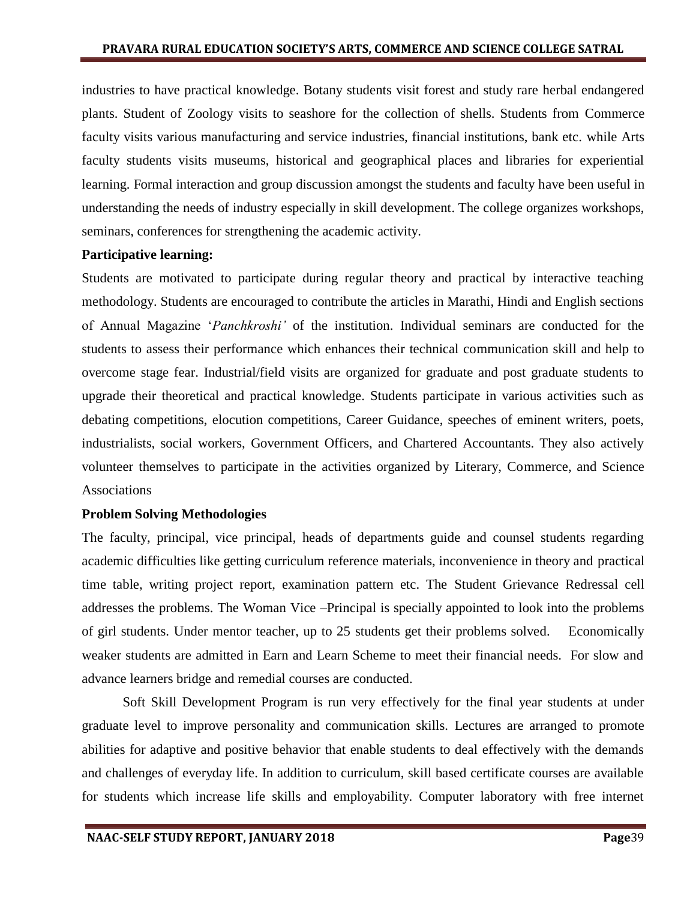industries to have practical knowledge. Botany students visit forest and study rare herbal endangered plants. Student of Zoology visits to seashore for the collection of shells. Students from Commerce faculty visits various manufacturing and service industries, financial institutions, bank etc. while Arts faculty students visits museums, historical and geographical places and libraries for experiential learning. Formal interaction and group discussion amongst the students and faculty have been useful in understanding the needs of industry especially in skill development. The college organizes workshops, seminars, conferences for strengthening the academic activity.

**Participative learning:**

Students are motivated to participate during regular theory and practical by interactive teaching methodology. Students are encouraged to contribute the articles in Marathi, Hindi and English sections of Annual Magazine '*Panchkroshi'* of the institution. Individual seminars are conducted for the students to assess their performance which enhances their technical communication skill and help to overcome stage fear. Industrial/field visits are organized for graduate and post graduate students to upgrade their theoretical and practical knowledge. Students participate in various activities such as debating competitions, elocution competitions, Career Guidance, speeches of eminent writers, poets, industrialists, social workers, Government Officers, and Chartered Accountants. They also actively volunteer themselves to participate in the activities organized by Literary, Commerce, and Science Associations

**Problem Solving Methodologies**

The faculty, principal, vice principal, heads of departments guide and counsel students regarding academic difficulties like getting curriculum reference materials, inconvenience in theory and practical time table, writing project report, examination pattern etc. The Student Grievance Redressal cell addresses the problems. The Woman Vice –Principal is specially appointed to look into the problems of girl students. Under mentor teacher, up to 25 students get their problems solved. Economically weaker students are admitted in Earn and Learn Scheme to meet their financial needs. For slow and advance learners bridge and remedial courses are conducted.

Soft Skill Development Program is run very effectively for the final year students at under graduate level to improve personality and communication skills. Lectures are arranged to promote abilities for adaptive and positive behavior that enable students to deal effectively with the demands and challenges of everyday life. In addition to curriculum, skill based certificate courses are available for students which increase life skills and employability. Computer laboratory with free internet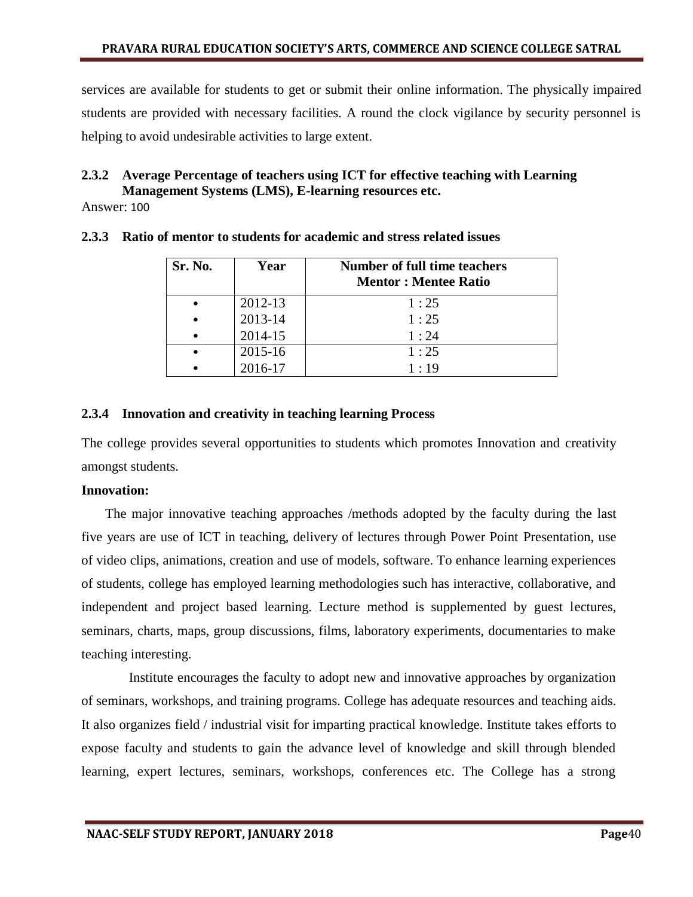services are available for students to get or submit their online information. The physically impaired students are provided with necessary facilities. A round the clock vigilance by security personnel is helping to avoid undesirable activities to large extent.

### 2.3.2 Average Percentage of teachers using ICT for effective teaching with Learning Management Systems (LMS), E-learning resources etc.

Answer: 100

### 2.3.3 Ratio of mentor to students for academic and stress related issues

| Sr. No. | Year | Number of full time teachers Mentor : Mentee Ratio |
|---|---|---|
| • | 2012-13 | 1 : 25 |
| • | 2013-14 | 1 : 25 |
| • | 2014-15 | 1 : 24 |
| • | 2015-16 | 1 : 25 |
| • | 2016-17 | 1 : 19 |

### 2.3.4 Innovation and creativity in teaching learning Process

The college provides several opportunities to students which promotes Innovation and creativity amongst students.

**Innovation:**

The major innovative teaching approaches /methods adopted by the faculty during the last five years are use of ICT in teaching, delivery of lectures through Power Point Presentation, use of video clips, animations, creation and use of models, software. To enhance learning experiences of students, college has employed learning methodologies such has interactive, collaborative, and independent and project based learning. Lecture method is supplemented by guest lectures, seminars, charts, maps, group discussions, films, laboratory experiments, documentaries to make teaching interesting.

Institute encourages the faculty to adopt new and innovative approaches by organization of seminars, workshops, and training programs. College has adequate resources and teaching aids. It also organizes field / industrial visit for imparting practical knowledge. Institute takes efforts to expose faculty and students to gain the advance level of knowledge and skill through blended learning, expert lectures, seminars, workshops, conferences etc. The College has a strong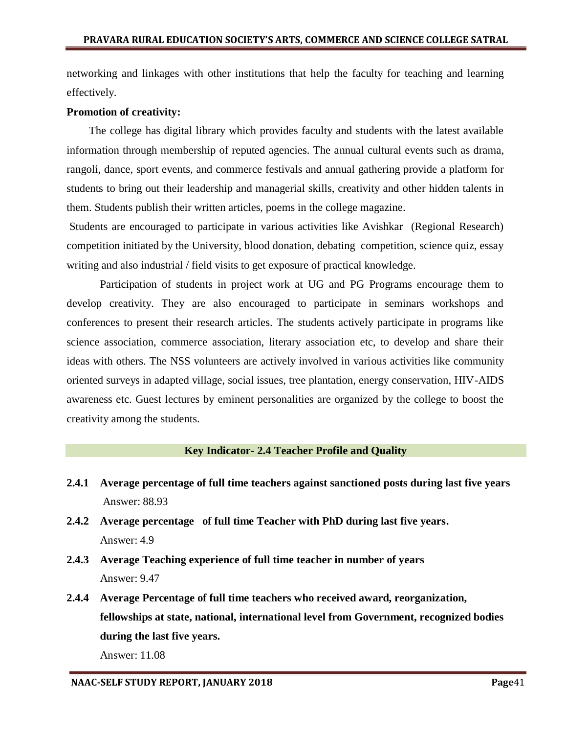networking and linkages with other institutions that help the faculty for teaching and learning effectively.

**Promotion of creativity:**

The college has digital library which provides faculty and students with the latest available information through membership of reputed agencies. The annual cultural events such as drama, rangoli, dance, sport events, and commerce festivals and annual gathering provide a platform for students to bring out their leadership and managerial skills, creativity and other hidden talents in them. Students publish their written articles, poems in the college magazine.

Students are encouraged to participate in various activities like Avishkar (Regional Research) competition initiated by the University, blood donation, debating competition, science quiz, essay writing and also industrial / field visits to get exposure of practical knowledge.

Participation of students in project work at UG and PG Programs encourage them to develop creativity. They are also encouraged to participate in seminars workshops and conferences to present their research articles. The students actively participate in programs like science association, commerce association, literary association etc, to develop and share their ideas with others. The NSS volunteers are actively involved in various activities like community oriented surveys in adapted village, social issues, tree plantation, energy conservation, HIV-AIDS awareness etc. Guest lectures by eminent personalities are organized by the college to boost the creativity among the students.

## Key Indicator- 2.4 Teacher Profile and Quality

**2.4.1 Average percentage of full time teachers against sanctioned posts during last five years**

Answer: 88.93

**2.4.2 Average percentage of full time Teacher with PhD during last five years.**

Answer: 4.9

**2.4.3 Average Teaching experience of full time teacher in number of years**

Answer: 9.47

**2.4.4 Average Percentage of full time teachers who received award, reorganization, fellowships at state, national, international level from Government, recognized bodies during the last five years.**

Answer: 11.08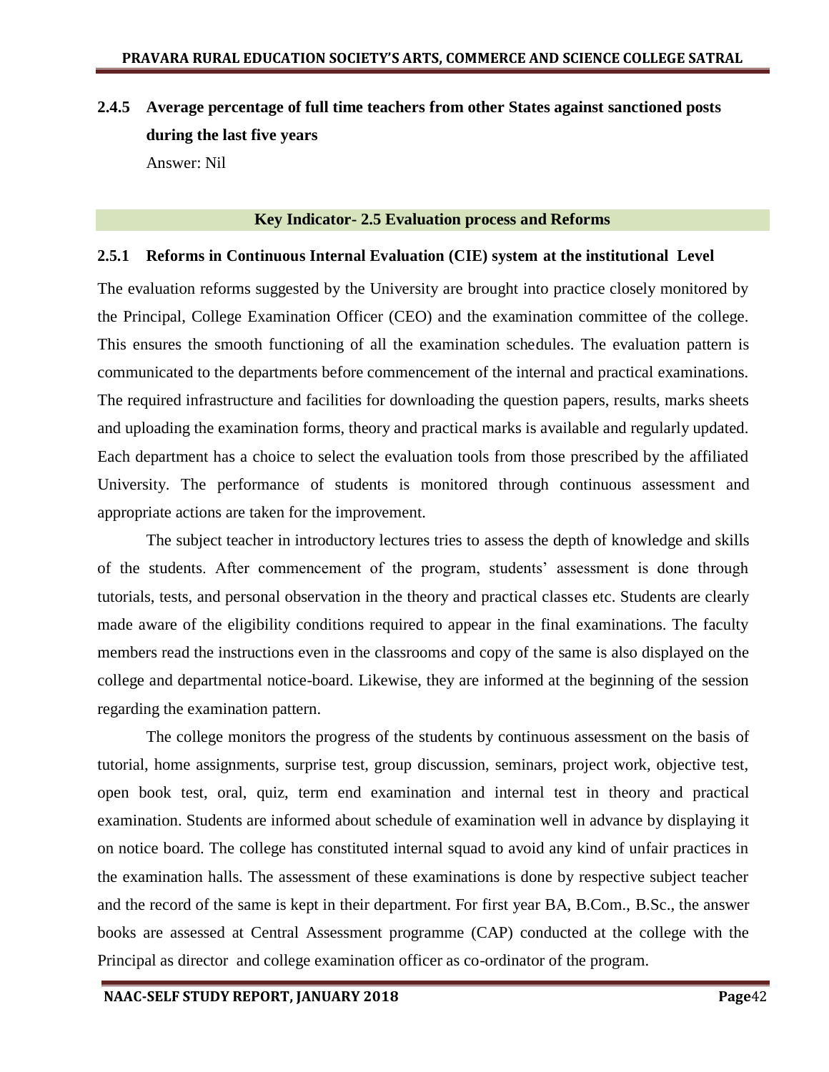### 2.4.5 Average percentage of full time teachers from other States against sanctioned posts during the last five years

Answer: Nil

## Key Indicator- 2.5 Evaluation process and Reforms

### 2.5.1 Reforms in Continuous Internal Evaluation (CIE) system at the institutional Level

The evaluation reforms suggested by the University are brought into practice closely monitored by the Principal, College Examination Officer (CEO) and the examination committee of the college. This ensures the smooth functioning of all the examination schedules. The evaluation pattern is communicated to the departments before commencement of the internal and practical examinations. The required infrastructure and facilities for downloading the question papers, results, marks sheets and uploading the examination forms, theory and practical marks is available and regularly updated. Each department has a choice to select the evaluation tools from those prescribed by the affiliated University. The performance of students is monitored through continuous assessment and appropriate actions are taken for the improvement.

The subject teacher in introductory lectures tries to assess the depth of knowledge and skills of the students. After commencement of the program, students' assessment is done through tutorials, tests, and personal observation in the theory and practical classes etc. Students are clearly made aware of the eligibility conditions required to appear in the final examinations. The faculty members read the instructions even in the classrooms and copy of the same is also displayed on the college and departmental notice-board. Likewise, they are informed at the beginning of the session regarding the examination pattern.

The college monitors the progress of the students by continuous assessment on the basis of tutorial, home assignments, surprise test, group discussion, seminars, project work, objective test, open book test, oral, quiz, term end examination and internal test in theory and practical examination. Students are informed about schedule of examination well in advance by displaying it on notice board. The college has constituted internal squad to avoid any kind of unfair practices in the examination halls. The assessment of these examinations is done by respective subject teacher and the record of the same is kept in their department. For first year BA, B.Com., B.Sc., the answer books are assessed at Central Assessment programme (CAP) conducted at the college with the Principal as director and college examination officer as co-ordinator of the program.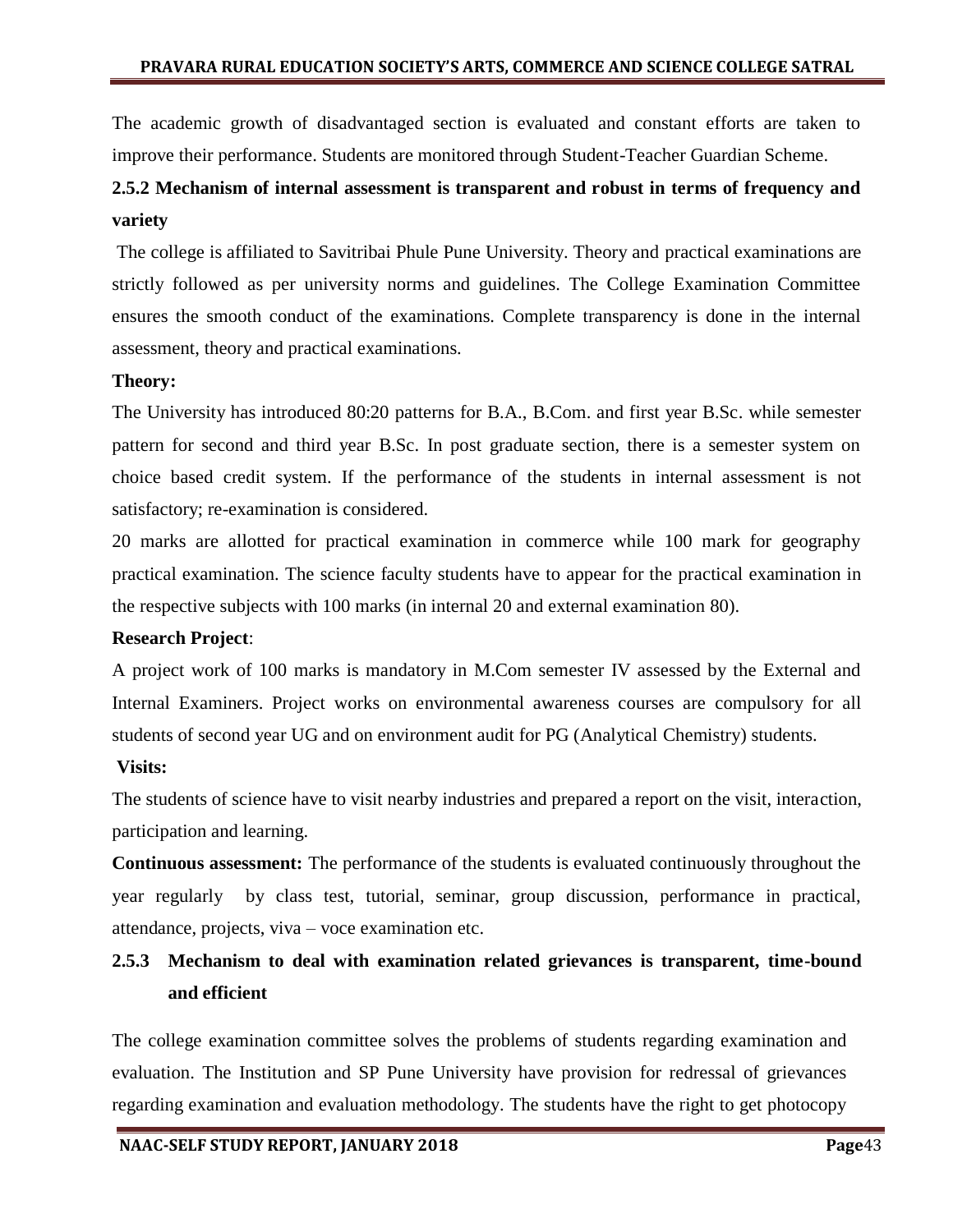The academic growth of disadvantaged section is evaluated and constant efforts are taken to improve their performance. Students are monitored through Student-Teacher Guardian Scheme.

### 2.5.2 Mechanism of internal assessment is transparent and robust in terms of frequency and variety

The college is affiliated to Savitribai Phule Pune University. Theory and practical examinations are strictly followed as per university norms and guidelines. The College Examination Committee ensures the smooth conduct of the examinations. Complete transparency is done in the internal assessment, theory and practical examinations.

**Theory:**

The University has introduced 80:20 patterns for B.A., B.Com. and first year B.Sc. while semester pattern for second and third year B.Sc. In post graduate section, there is a semester system on choice based credit system. If the performance of the students in internal assessment is not satisfactory; re-examination is considered.

20 marks are allotted for practical examination in commerce while 100 mark for geography practical examination. The science faculty students have to appear for the practical examination in the respective subjects with 100 marks (in internal 20 and external examination 80).

**Research Project**:

A project work of 100 marks is mandatory in M.Com semester IV assessed by the External and Internal Examiners. Project works on environmental awareness courses are compulsory for all students of second year UG and on environment audit for PG (Analytical Chemistry) students.

**Visits:**

The students of science have to visit nearby industries and prepared a report on the visit, interaction, participation and learning.

**Continuous assessment:** The performance of the students is evaluated continuously throughout the year regularly by class test, tutorial, seminar, group discussion, performance in practical, attendance, projects, viva – voce examination etc.

### 2.5.3 Mechanism to deal with examination related grievances is transparent, time-bound and efficient

The college examination committee solves the problems of students regarding examination and evaluation. The Institution and SP Pune University have provision for redressal of grievances regarding examination and evaluation methodology. The students have the right to get photocopy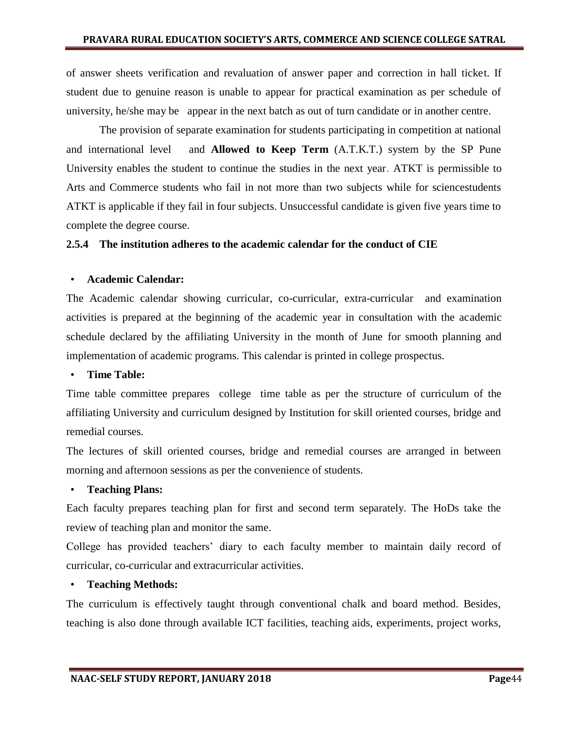of answer sheets verification and revaluation of answer paper and correction in hall ticket. If student due to genuine reason is unable to appear for practical examination as per schedule of university, he/she may be appear in the next batch as out of turn candidate or in another centre.

The provision of separate examination for students participating in competition at national and international level and **Allowed to Keep Term** (A.T.K.T.) system by the SP Pune University enables the student to continue the studies in the next year. ATKT is permissible to Arts and Commerce students who fail in not more than two subjects while for sciencestudents ATKT is applicable if they fail in four subjects. Unsuccessful candidate is given five years time to complete the degree course.

**2.5.4 The institution adheres to the academic calendar for the conduct of CIE**

- **Academic Calendar:**

The Academic calendar showing curricular, co-curricular, extra-curricular and examination activities is prepared at the beginning of the academic year in consultation with the academic schedule declared by the affiliating University in the month of June for smooth planning and implementation of academic programs. This calendar is printed in college prospectus.

- **Time Table:**

Time table committee prepares college time table as per the structure of curriculum of the affiliating University and curriculum designed by Institution for skill oriented courses, bridge and remedial courses.

The lectures of skill oriented courses, bridge and remedial courses are arranged in between morning and afternoon sessions as per the convenience of students.

- **Teaching Plans:**

Each faculty prepares teaching plan for first and second term separately. The HoDs take the review of teaching plan and monitor the same.

College has provided teachers' diary to each faculty member to maintain daily record of curricular, co-curricular and extracurricular activities.

- **Teaching Methods:**

The curriculum is effectively taught through conventional chalk and board method. Besides, teaching is also done through available ICT facilities, teaching aids, experiments, project works,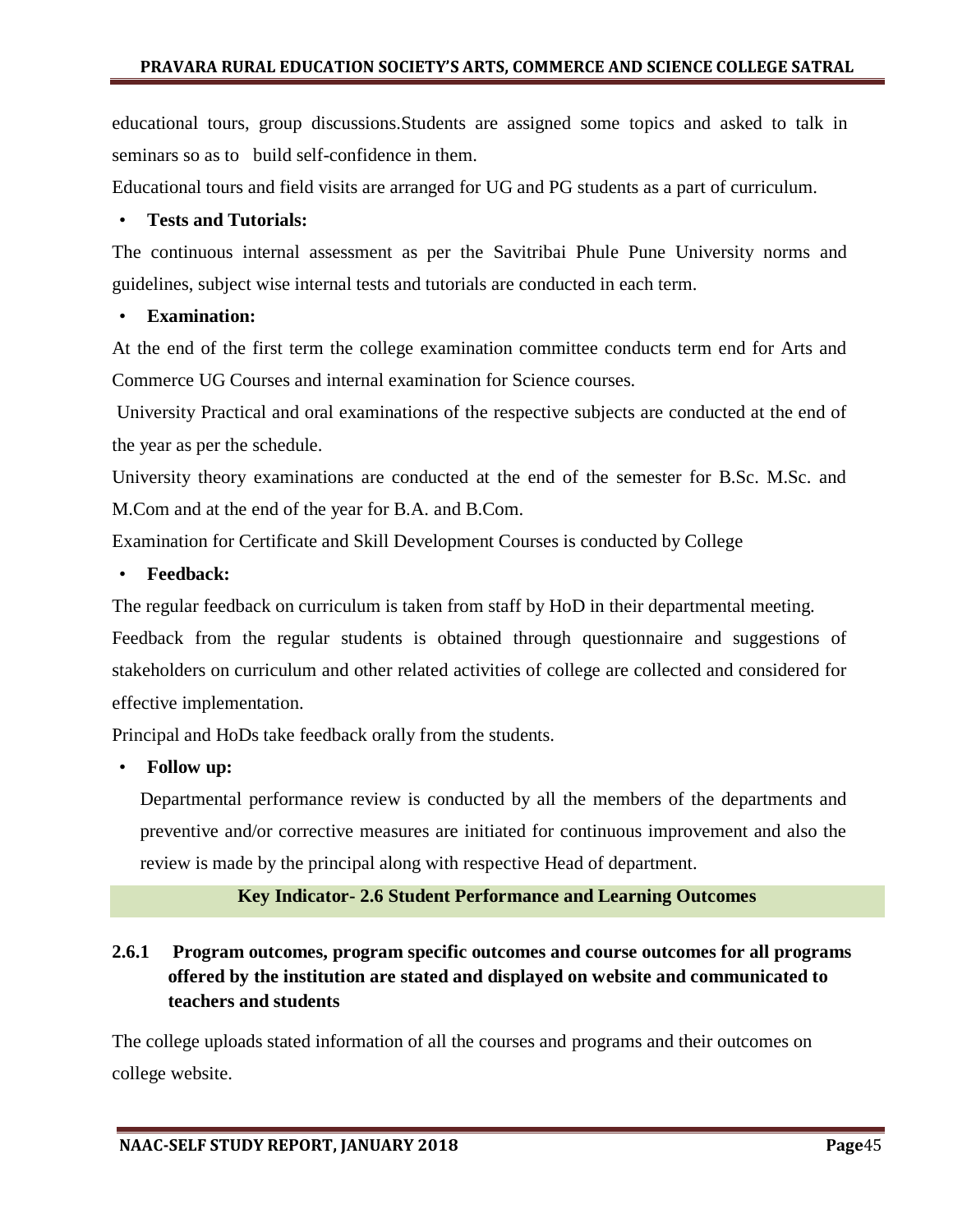educational tours, group discussions.Students are assigned some topics and asked to talk in seminars so as to build self-confidence in them.

Educational tours and field visits are arranged for UG and PG students as a part of curriculum.

- **Tests and Tutorials:**

The continuous internal assessment as per the Savitribai Phule Pune University norms and guidelines, subject wise internal tests and tutorials are conducted in each term.

- **Examination:**

At the end of the first term the college examination committee conducts term end for Arts and Commerce UG Courses and internal examination for Science courses.

University Practical and oral examinations of the respective subjects are conducted at the end of the year as per the schedule.

University theory examinations are conducted at the end of the semester for B.Sc. M.Sc. and M.Com and at the end of the year for B.A. and B.Com.

Examination for Certificate and Skill Development Courses is conducted by College

- **Feedback:**

The regular feedback on curriculum is taken from staff by HoD in their departmental meeting.

Feedback from the regular students is obtained through questionnaire and suggestions of stakeholders on curriculum and other related activities of college are collected and considered for effective implementation.

Principal and HoDs take feedback orally from the students.

- **Follow up:**

  Departmental performance review is conducted by all the members of the departments and preventive and/or corrective measures are initiated for continuous improvement and also the review is made by the principal along with respective Head of department.

## Key Indicator- 2.6 Student Performance and Learning Outcomes

### 2.6.1 Program outcomes, program specific outcomes and course outcomes for all programs offered by the institution are stated and displayed on website and communicated to teachers and students

The college uploads stated information of all the courses and programs and their outcomes on college website.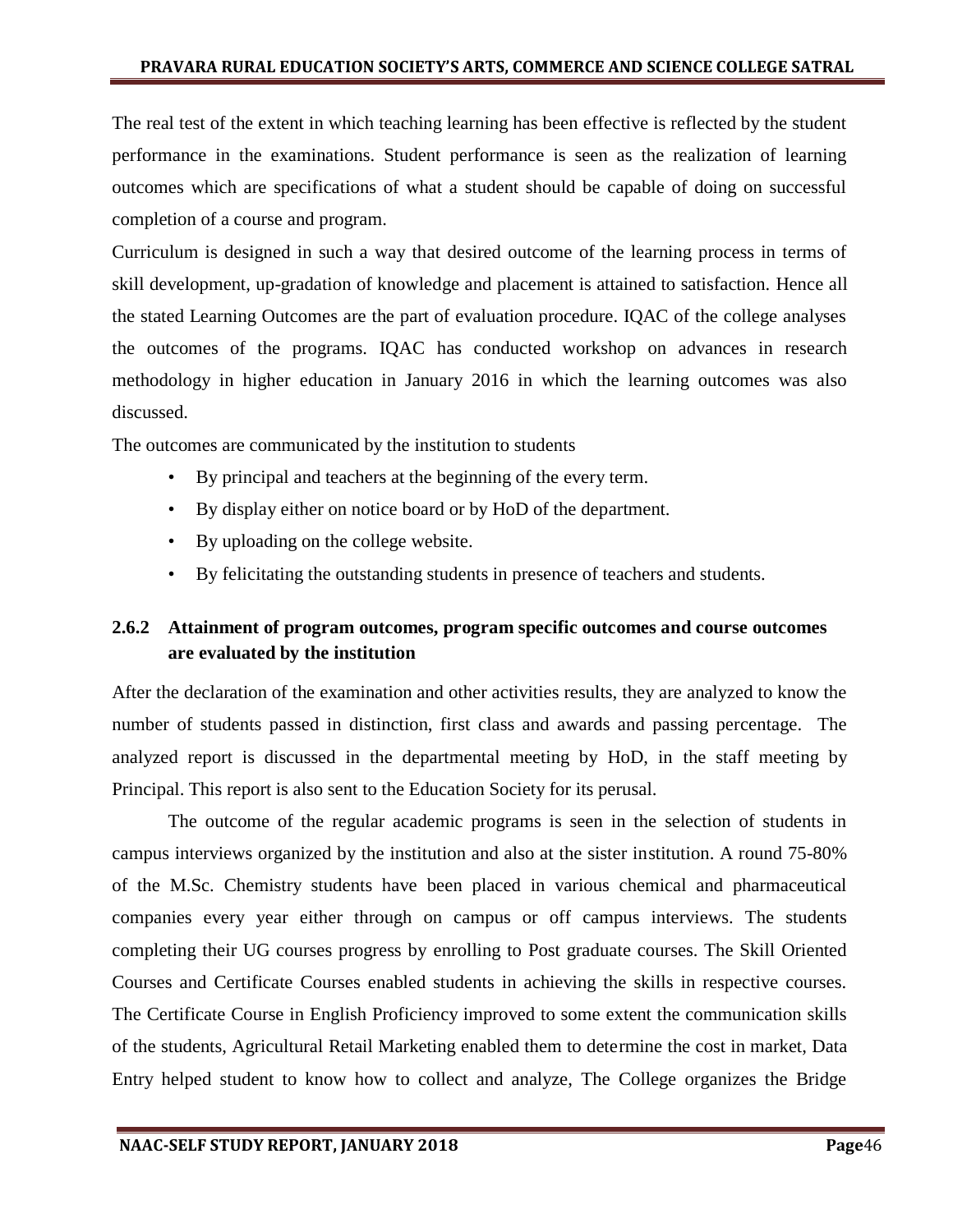The real test of the extent in which teaching learning has been effective is reflected by the student performance in the examinations. Student performance is seen as the realization of learning outcomes which are specifications of what a student should be capable of doing on successful completion of a course and program.

Curriculum is designed in such a way that desired outcome of the learning process in terms of skill development, up-gradation of knowledge and placement is attained to satisfaction. Hence all the stated Learning Outcomes are the part of evaluation procedure. IQAC of the college analyses the outcomes of the programs. IQAC has conducted workshop on advances in research methodology in higher education in January 2016 in which the learning outcomes was also discussed.

The outcomes are communicated by the institution to students

- By principal and teachers at the beginning of the every term.
- By display either on notice board or by HoD of the department.
- By uploading on the college website.
- By felicitating the outstanding students in presence of teachers and students.

### 2.6.2 Attainment of program outcomes, program specific outcomes and course outcomes are evaluated by the institution

After the declaration of the examination and other activities results, they are analyzed to know the number of students passed in distinction, first class and awards and passing percentage. The analyzed report is discussed in the departmental meeting by HoD, in the staff meeting by Principal. This report is also sent to the Education Society for its perusal.

The outcome of the regular academic programs is seen in the selection of students in campus interviews organized by the institution and also at the sister institution. A round 75-80% of the M.Sc. Chemistry students have been placed in various chemical and pharmaceutical companies every year either through on campus or off campus interviews. The students completing their UG courses progress by enrolling to Post graduate courses. The Skill Oriented Courses and Certificate Courses enabled students in achieving the skills in respective courses. The Certificate Course in English Proficiency improved to some extent the communication skills of the students, Agricultural Retail Marketing enabled them to determine the cost in market, Data Entry helped student to know how to collect and analyze, The College organizes the Bridge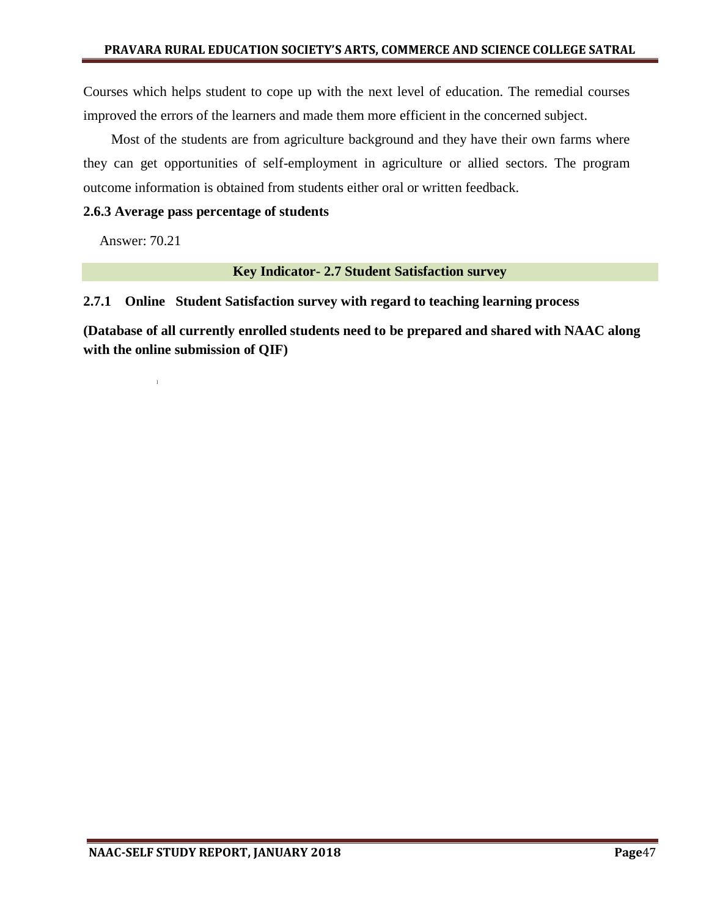Courses which helps student to cope up with the next level of education. The remedial courses improved the errors of the learners and made them more efficient in the concerned subject.

Most of the students are from agriculture background and they have their own farms where they can get opportunities of self-employment in agriculture or allied sectors. The program outcome information is obtained from students either oral or written feedback.

**2.6.3 Average pass percentage of students**

Answer: 70.21

**Key Indicator- 2.7 Student Satisfaction survey**

**2.7.1 Online Student Satisfaction survey with regard to teaching learning process**

**(Database of all currently enrolled students need to be prepared and shared with NAAC along with the online submission of QIF)**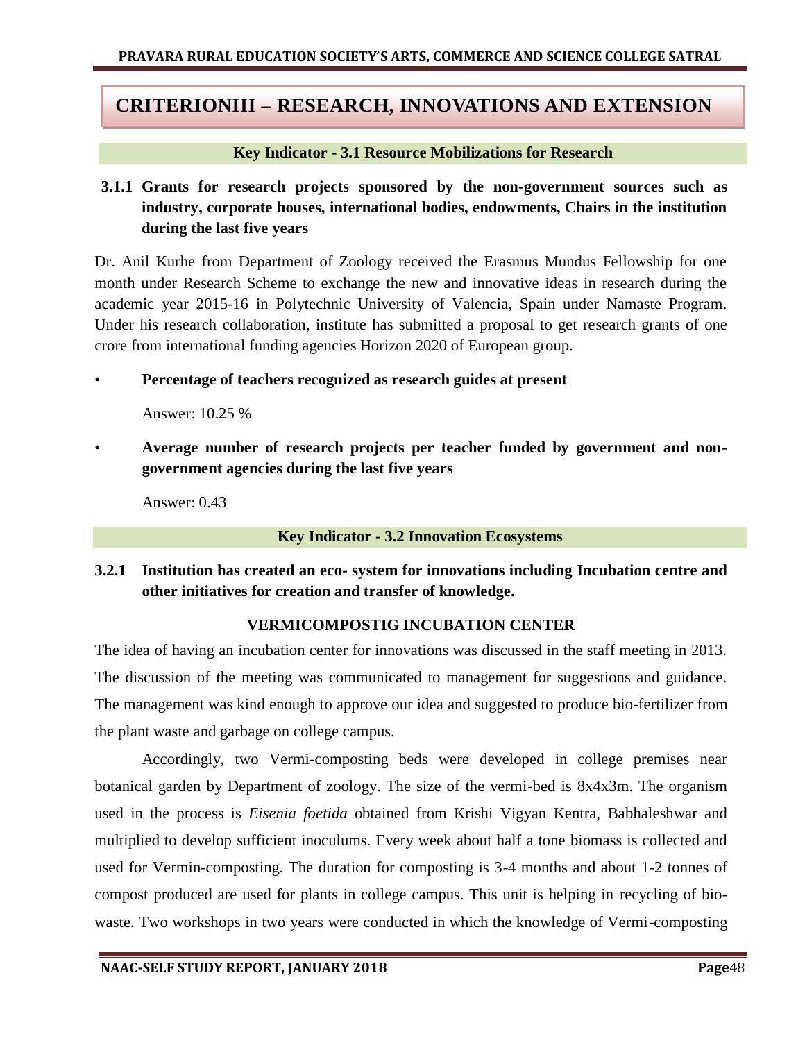# CRITERIONIII – RESEARCH, INNOVATIONS AND EXTENSION

## Key Indicator - 3.1 Resource Mobilizations for Research

### 3.1.1 Grants for research projects sponsored by the non-government sources such as industry, corporate houses, international bodies, endowments, Chairs in the institution during the last five years

Dr. Anil Kurhe from Department of Zoology received the Erasmus Mundus Fellowship for one month under Research Scheme to exchange the new and innovative ideas in research during the academic year 2015-16 in Polytechnic University of Valencia, Spain under Namaste Program. Under his research collaboration, institute has submitted a proposal to get research grants of one crore from international funding agencies Horizon 2020 of European group.

- **Percentage of teachers recognized as research guides at present**

  Answer: 10.25 %

- **Average number of research projects per teacher funded by government and non-government agencies during the last five years**

  Answer: 0.43

## Key Indicator - 3.2 Innovation Ecosystems

### 3.2.1 Institution has created an eco- system for innovations including Incubation centre and other initiatives for creation and transfer of knowledge.

**VERMICOMPOSTIG INCUBATION CENTER**

The idea of having an incubation center for innovations was discussed in the staff meeting in 2013. The discussion of the meeting was communicated to management for suggestions and guidance. The management was kind enough to approve our idea and suggested to produce bio-fertilizer from the plant waste and garbage on college campus.

Accordingly, two Vermi-composting beds were developed in college premises near botanical garden by Department of zoology. The size of the vermi-bed is 8x4x3m. The organism used in the process is *Eisenia foetida* obtained from Krishi Vigyan Kentra, Babhaleshwar and multiplied to develop sufficient inoculums. Every week about half a tone biomass is collected and used for Vermin-composting. The duration for composting is 3-4 months and about 1-2 tonnes of compost produced are used for plants in college campus. This unit is helping in recycling of bio-waste. Two workshops in two years were conducted in which the knowledge of Vermi-composting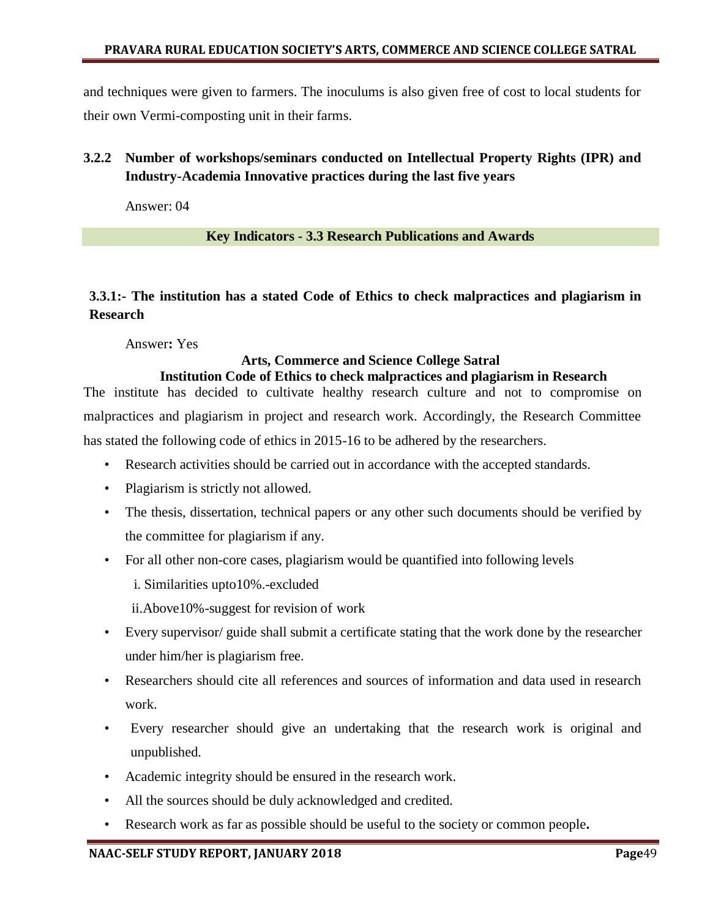and techniques were given to farmers. The inoculums is also given free of cost to local students for their own Vermi-composting unit in their farms.

### 3.2.2 Number of workshops/seminars conducted on Intellectual Property Rights (IPR) and Industry-Academia Innovative practices during the last five years

Answer: 04

## Key Indicators - 3.3 Research Publications and Awards

### 3.3.1:- The institution has a stated Code of Ethics to check malpractices and plagiarism in Research

Answer**:** Yes

**Arts, Commerce and Science College Satral**

**Institution Code of Ethics to check malpractices and plagiarism in Research**

The institute has decided to cultivate healthy research culture and not to compromise on malpractices and plagiarism in project and research work. Accordingly, the Research Committee has stated the following code of ethics in 2015-16 to be adhered by the researchers.

- Research activities should be carried out in accordance with the accepted standards.
- Plagiarism is strictly not allowed.
- The thesis, dissertation, technical papers or any other such documents should be verified by the committee for plagiarism if any.
- For all other non-core cases, plagiarism would be quantified into following levels
  - i. Similarities upto10%.-excluded
  - ii.Above10%-suggest for revision of work
- Every supervisor/ guide shall submit a certificate stating that the work done by the researcher under him/her is plagiarism free.
- Researchers should cite all references and sources of information and data used in research work.
- Every researcher should give an undertaking that the research work is original and unpublished.
- Academic integrity should be ensured in the research work.
- All the sources should be duly acknowledged and credited.
- Research work as far as possible should be useful to the society or common people**.**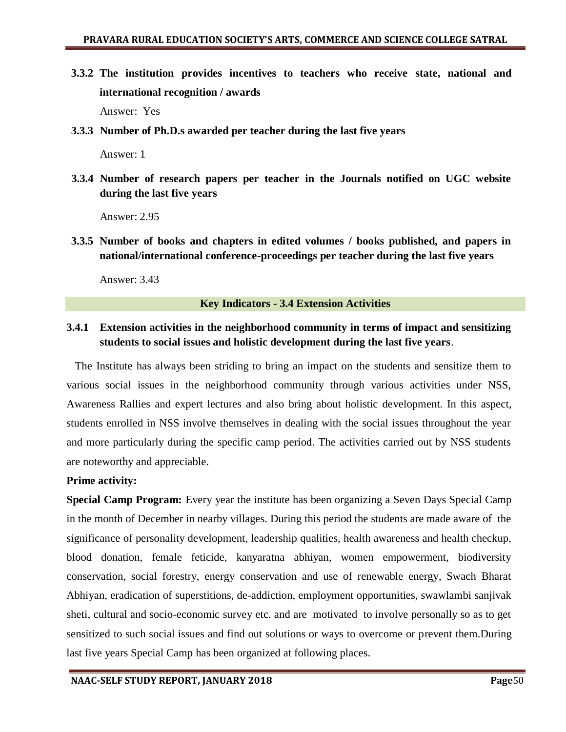**3.3.2 The institution provides incentives to teachers who receive state, national and international recognition / awards**

Answer: Yes

**3.3.3 Number of Ph.D.s awarded per teacher during the last five years**

Answer: 1

**3.3.4 Number of research papers per teacher in the Journals notified on UGC website during the last five years**

Answer: 2.95

**3.3.5 Number of books and chapters in edited volumes / books published, and papers in national/international conference-proceedings per teacher during the last five years**

Answer: 3.43

## Key Indicators - 3.4 Extension Activities

**3.4.1 Extension activities in the neighborhood community in terms of impact and sensitizing students to social issues and holistic development during the last five years**.

The Institute has always been striding to bring an impact on the students and sensitize them to various social issues in the neighborhood community through various activities under NSS, Awareness Rallies and expert lectures and also bring about holistic development. In this aspect, students enrolled in NSS involve themselves in dealing with the social issues throughout the year and more particularly during the specific camp period. The activities carried out by NSS students are noteworthy and appreciable.

**Prime activity:**

**Special Camp Program:** Every year the institute has been organizing a Seven Days Special Camp in the month of December in nearby villages. During this period the students are made aware of the significance of personality development, leadership qualities, health awareness and health checkup, blood donation, female feticide, kanyaratna abhiyan, women empowerment, biodiversity conservation, social forestry, energy conservation and use of renewable energy, Swach Bharat Abhiyan, eradication of superstitions, de-addiction, employment opportunities, swawlambi sanjivak sheti, cultural and socio-economic survey etc. and are motivated to involve personally so as to get sensitized to such social issues and find out solutions or ways to overcome or prevent them.During last five years Special Camp has been organized at following places.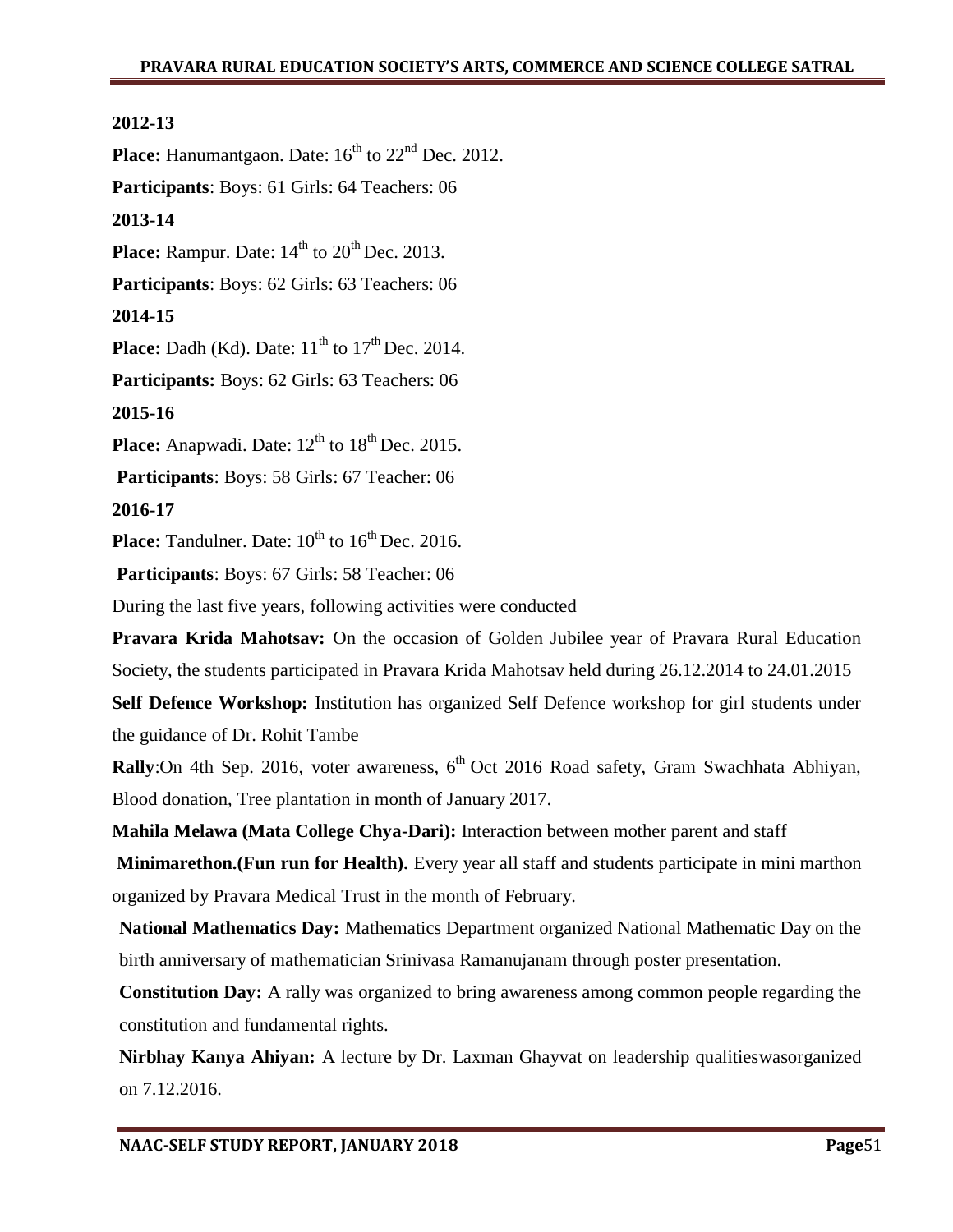**2012-13**

**Place:** Hanumantgaon. Date: 16th to 22nd Dec. 2012.

**Participants**: Boys: 61 Girls: 64 Teachers: 06

**2013-14**

**Place:** Rampur. Date: 14th to 20th Dec. 2013.

**Participants**: Boys: 62 Girls: 63 Teachers: 06

**2014-15**

**Place:** Dadh (Kd). Date: 11th to 17th Dec. 2014.

**Participants:** Boys: 62 Girls: 63 Teachers: 06

**2015-16**

**Place:** Anapwadi. Date: 12th to 18th Dec. 2015.

**Participants**: Boys: 58 Girls: 67 Teacher: 06

**2016-17**

**Place:** Tandulner. Date: 10th to 16th Dec. 2016.

**Participants**: Boys: 67 Girls: 58 Teacher: 06

During the last five years, following activities were conducted

**Pravara Krida Mahotsav:** On the occasion of Golden Jubilee year of Pravara Rural Education Society, the students participated in Pravara Krida Mahotsav held during 26.12.2014 to 24.01.2015

**Self Defence Workshop:** Institution has organized Self Defence workshop for girl students under the guidance of Dr. Rohit Tambe

**Rally**:On 4th Sep. 2016, voter awareness, 6th Oct 2016 Road safety, Gram Swachhata Abhiyan, Blood donation, Tree plantation in month of January 2017.

**Mahila Melawa (Mata College Chya-Dari):** Interaction between mother parent and staff

**Minimarethon.(Fun run for Health).** Every year all staff and students participate in mini marthon organized by Pravara Medical Trust in the month of February.

**National Mathematics Day:** Mathematics Department organized National Mathematic Day on the birth anniversary of mathematician Srinivasa Ramanujanam through poster presentation.

**Constitution Day:** A rally was organized to bring awareness among common people regarding the constitution and fundamental rights.

**Nirbhay Kanya Ahiyan:** A lecture by Dr. Laxman Ghayvat on leadership qualitieswasorganized on 7.12.2016.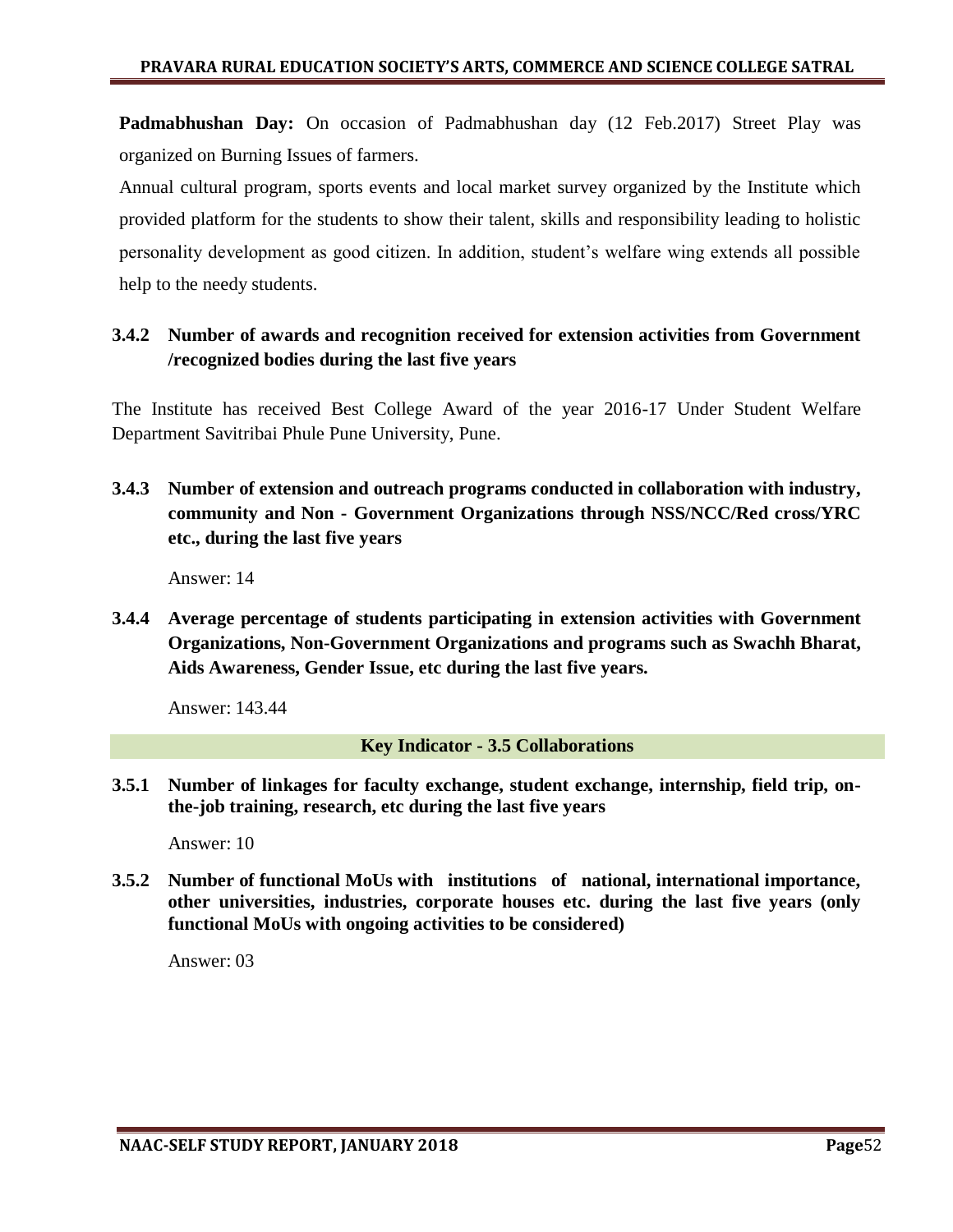**Padmabhushan Day:** On occasion of Padmabhushan day (12 Feb.2017) Street Play was organized on Burning Issues of farmers.

Annual cultural program, sports events and local market survey organized by the Institute which provided platform for the students to show their talent, skills and responsibility leading to holistic personality development as good citizen. In addition, student's welfare wing extends all possible help to the needy students.

### 3.4.2 Number of awards and recognition received for extension activities from Government /recognized bodies during the last five years

The Institute has received Best College Award of the year 2016-17 Under Student Welfare Department Savitribai Phule Pune University, Pune.

### 3.4.3 Number of extension and outreach programs conducted in collaboration with industry, community and Non - Government Organizations through NSS/NCC/Red cross/YRC etc., during the last five years

Answer: 14

### 3.4.4 Average percentage of students participating in extension activities with Government Organizations, Non-Government Organizations and programs such as Swachh Bharat, Aids Awareness, Gender Issue, etc during the last five years.

Answer: 143.44

## Key Indicator - 3.5 Collaborations

### 3.5.1 Number of linkages for faculty exchange, student exchange, internship, field trip, on-the-job training, research, etc during the last five years

Answer: 10

### 3.5.2 Number of functional MoUs with institutions of national, international importance, other universities, industries, corporate houses etc. during the last five years (only functional MoUs with ongoing activities to be considered)

Answer: 03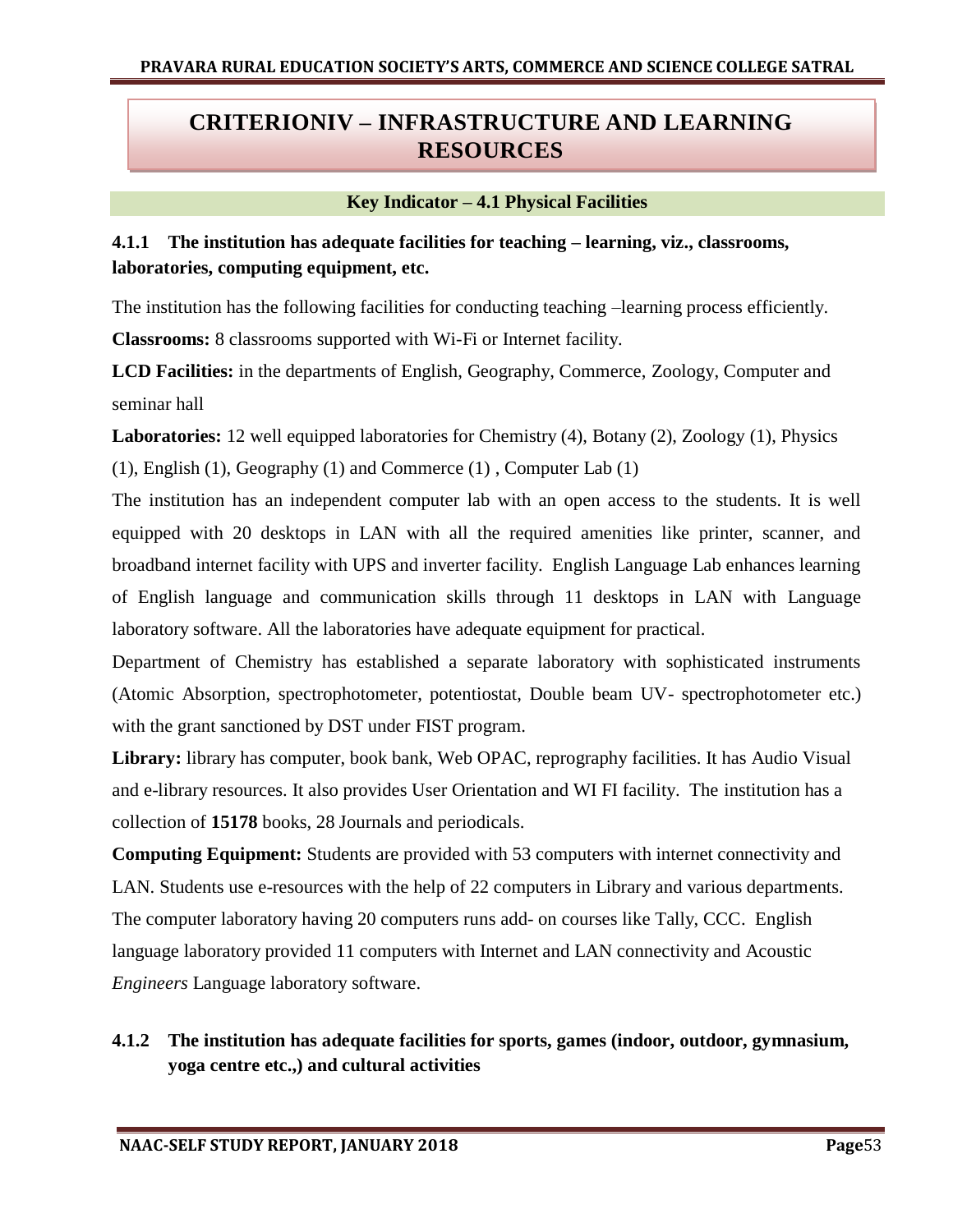# CRITERIONIV – INFRASTRUCTURE AND LEARNING RESOURCES

## Key Indicator – 4.1 Physical Facilities

### 4.1.1 The institution has adequate facilities for teaching – learning, viz., classrooms, laboratories, computing equipment, etc.

The institution has the following facilities for conducting teaching –learning process efficiently.

**Classrooms:** 8 classrooms supported with Wi-Fi or Internet facility.

**LCD Facilities:** in the departments of English, Geography, Commerce, Zoology, Computer and seminar hall

**Laboratories:** 12 well equipped laboratories for Chemistry (4), Botany (2), Zoology (1), Physics (1), English (1), Geography (1) and Commerce (1) , Computer Lab (1)

The institution has an independent computer lab with an open access to the students. It is well equipped with 20 desktops in LAN with all the required amenities like printer, scanner, and broadband internet facility with UPS and inverter facility. English Language Lab enhances learning of English language and communication skills through 11 desktops in LAN with Language laboratory software. All the laboratories have adequate equipment for practical.

Department of Chemistry has established a separate laboratory with sophisticated instruments (Atomic Absorption, spectrophotometer, potentiostat, Double beam UV- spectrophotometer etc.) with the grant sanctioned by DST under FIST program.

**Library:** library has computer, book bank, Web OPAC, reprography facilities. It has Audio Visual and e-library resources. It also provides User Orientation and WI FI facility. The institution has a collection of **15178** books, 28 Journals and periodicals.

**Computing Equipment:** Students are provided with 53 computers with internet connectivity and LAN. Students use e-resources with the help of 22 computers in Library and various departments. The computer laboratory having 20 computers runs add- on courses like Tally, CCC. English language laboratory provided 11 computers with Internet and LAN connectivity and Acoustic *Engineers* Language laboratory software.

### 4.1.2 The institution has adequate facilities for sports, games (indoor, outdoor, gymnasium, yoga centre etc.,) and cultural activities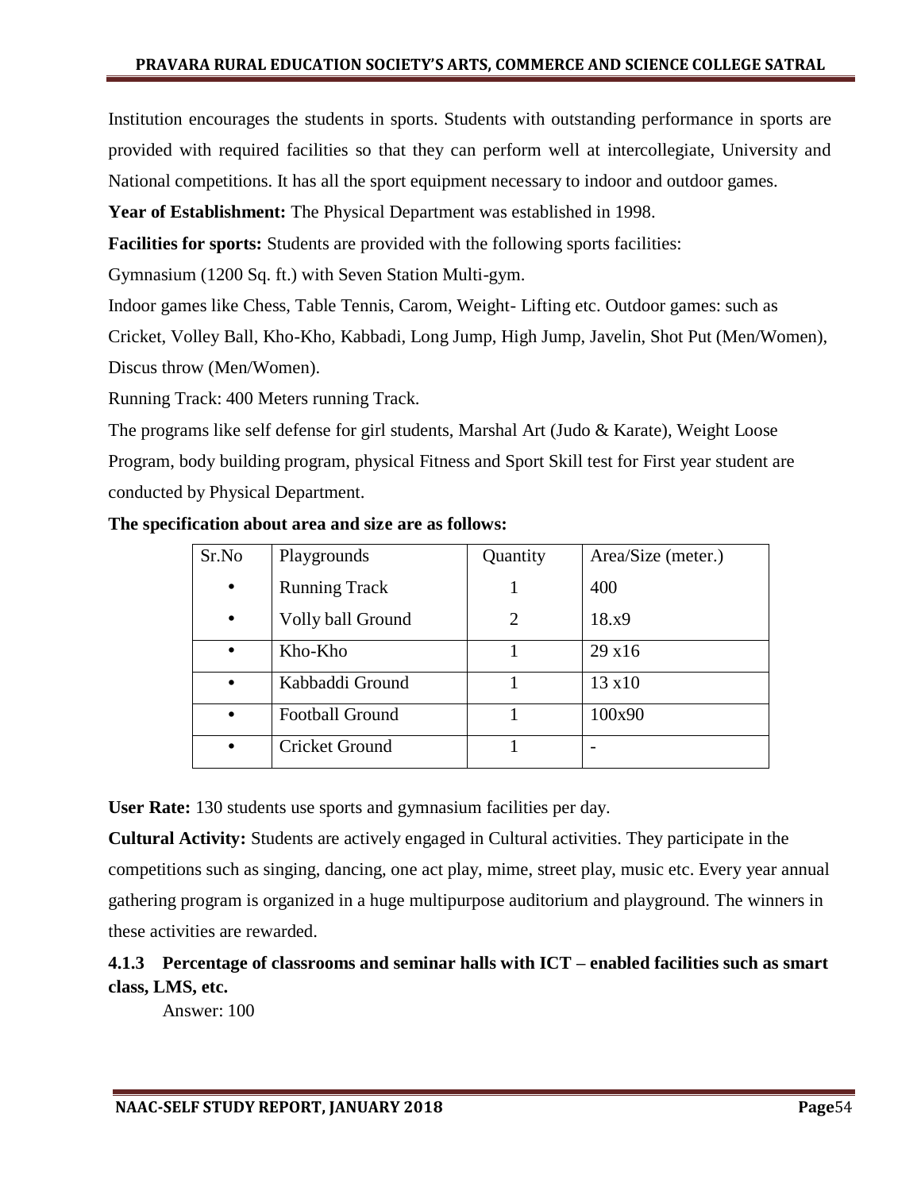Institution encourages the students in sports. Students with outstanding performance in sports are provided with required facilities so that they can perform well at intercollegiate, University and National competitions. It has all the sport equipment necessary to indoor and outdoor games.

**Year of Establishment:** The Physical Department was established in 1998.

**Facilities for sports:** Students are provided with the following sports facilities:

Gymnasium (1200 Sq. ft.) with Seven Station Multi-gym.

Indoor games like Chess, Table Tennis, Carom, Weight- Lifting etc. Outdoor games: such as Cricket, Volley Ball, Kho-Kho, Kabbadi, Long Jump, High Jump, Javelin, Shot Put (Men/Women), Discus throw (Men/Women).

Running Track: 400 Meters running Track.

The programs like self defense for girl students, Marshal Art (Judo & Karate), Weight Loose Program, body building program, physical Fitness and Sport Skill test for First year student are conducted by Physical Department.

**The specification about area and size are as follows:**

| Sr.No | Playgrounds | Quantity | Area/Size (meter.) |
|---|---|---|---|
| • | Running Track | 1 | 400 |
| • | Volly ball Ground | 2 | 18.x9 |
| • | Kho-Kho | 1 | 29 x16 |
| • | Kabbaddi Ground | 1 | 13 x10 |
| • | Football Ground | 1 | 100x90 |
| • | Cricket Ground | 1 | - |

**User Rate:** 130 students use sports and gymnasium facilities per day.

**Cultural Activity:** Students are actively engaged in Cultural activities. They participate in the competitions such as singing, dancing, one act play, mime, street play, music etc. Every year annual gathering program is organized in a huge multipurpose auditorium and playground. The winners in these activities are rewarded.

### 4.1.3 Percentage of classrooms and seminar halls with ICT – enabled facilities such as smart class, LMS, etc.

Answer: 100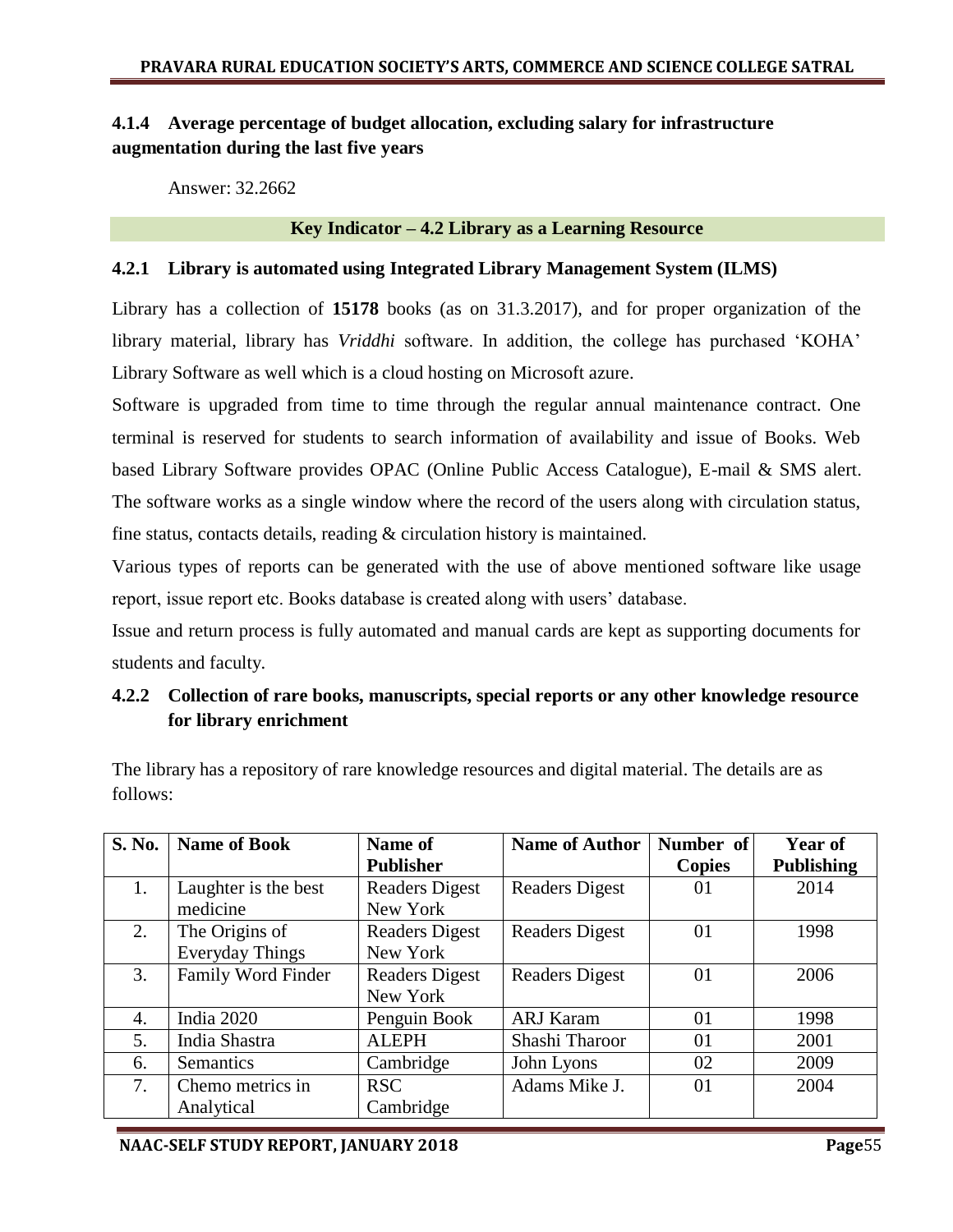### 4.1.4 Average percentage of budget allocation, excluding salary for infrastructure augmentation during the last five years

Answer: 32.2662

## Key Indicator – 4.2 Library as a Learning Resource

### 4.2.1 Library is automated using Integrated Library Management System (ILMS)

Library has a collection of **15178** books (as on 31.3.2017), and for proper organization of the library material, library has *Vriddhi* software. In addition, the college has purchased 'KOHA' Library Software as well which is a cloud hosting on Microsoft azure.

Software is upgraded from time to time through the regular annual maintenance contract. One terminal is reserved for students to search information of availability and issue of Books. Web based Library Software provides OPAC (Online Public Access Catalogue), E-mail & SMS alert. The software works as a single window where the record of the users along with circulation status, fine status, contacts details, reading & circulation history is maintained.

Various types of reports can be generated with the use of above mentioned software like usage report, issue report etc. Books database is created along with users' database.

Issue and return process is fully automated and manual cards are kept as supporting documents for students and faculty.

### 4.2.2 Collection of rare books, manuscripts, special reports or any other knowledge resource for library enrichment

The library has a repository of rare knowledge resources and digital material. The details are as follows:

| S. No. | Name of Book | Name of Publisher | Name of Author | Number of Copies | Year of Publishing |
|---|---|---|---|---|---|
| 1. | Laughter is the best medicine | Readers Digest New York | Readers Digest | 01 | 2014 |
| 2. | The Origins of Everyday Things | Readers Digest New York | Readers Digest | 01 | 1998 |
| 3. | Family Word Finder | Readers Digest New York | Readers Digest | 01 | 2006 |
| 4. | India 2020 | Penguin Book | ARJ Karam | 01 | 1998 |
| 5. | India Shastra | ALEPH | Shashi Tharoor | 01 | 2001 |
| 6. | Semantics | Cambridge | John Lyons | 02 | 2009 |
| 7. | Chemo metrics in Analytical | RSC Cambridge | Adams Mike J. | 01 | 2004 |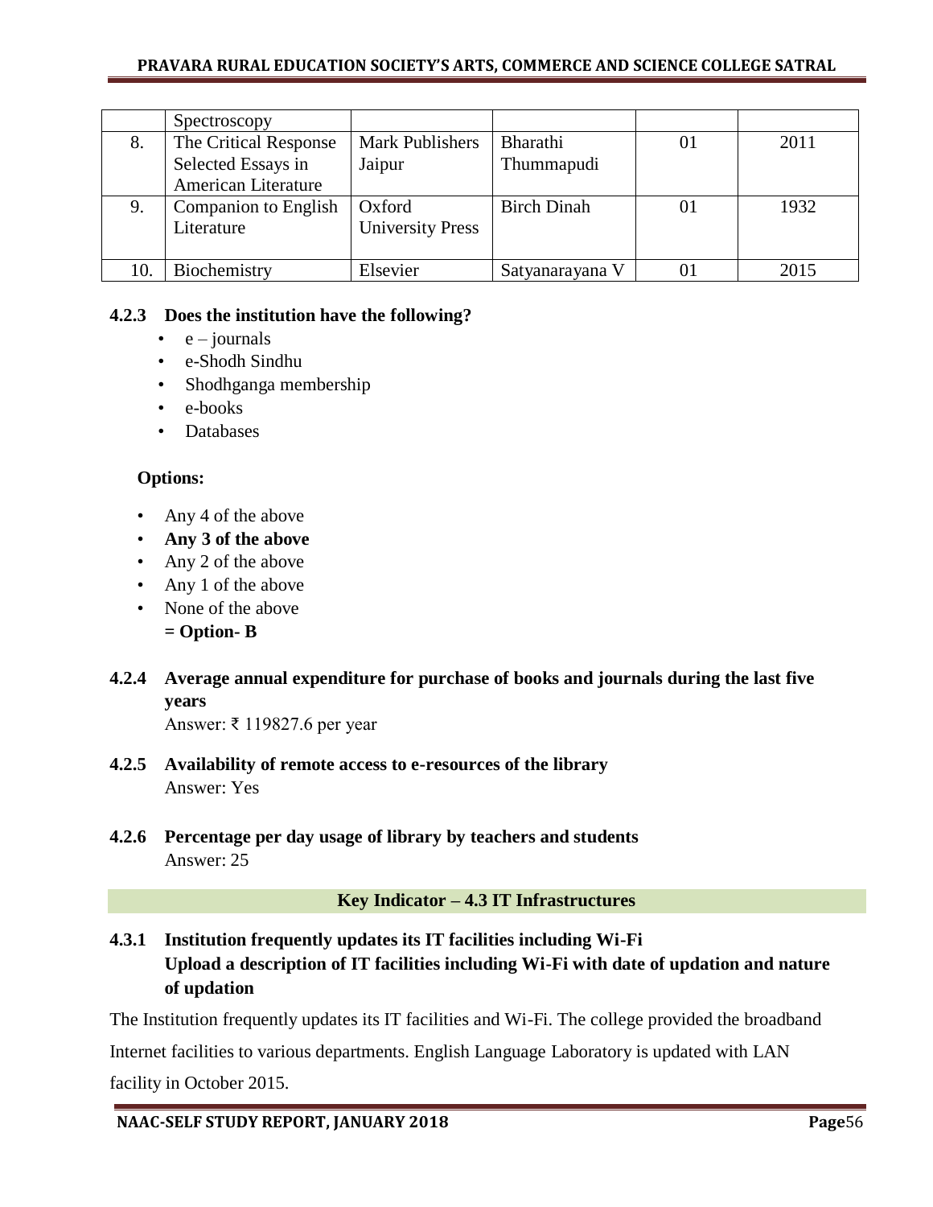|  | Spectroscopy |  |  |  |  |
|---|---|---|---|---|---|
| 8. | The Critical Response Selected Essays in American Literature | Mark Publishers Jaipur | Bharathi Thummapudi | 01 | 2011 |
| 9. | Companion to English Literature | Oxford University Press | Birch Dinah | 01 | 1932 |
| 10. | Biochemistry | Elsevier | Satyanarayana V | 01 | 2015 |

**4.2.3 Does the institution have the following?**

- e – journals
- e-Shodh Sindhu
- Shodhganga membership
- e-books
- Databases

**Options:**

- Any 4 of the above
- **Any 3 of the above**
- Any 2 of the above
- Any 1 of the above
- None of the above

**= Option- B**

**4.2.4 Average annual expenditure for purchase of books and journals during the last five years**

Answer: ₹ 119827.6 per year

**4.2.5 Availability of remote access to e-resources of the library**

Answer: Yes

**4.2.6 Percentage per day usage of library by teachers and students**

Answer: 25

**Key Indicator – 4.3 IT Infrastructures**

**4.3.1 Institution frequently updates its IT facilities including Wi-Fi**
**Upload a description of IT facilities including Wi-Fi with date of updation and nature of updation**

The Institution frequently updates its IT facilities and Wi-Fi. The college provided the broadband Internet facilities to various departments. English Language Laboratory is updated with LAN facility in October 2015.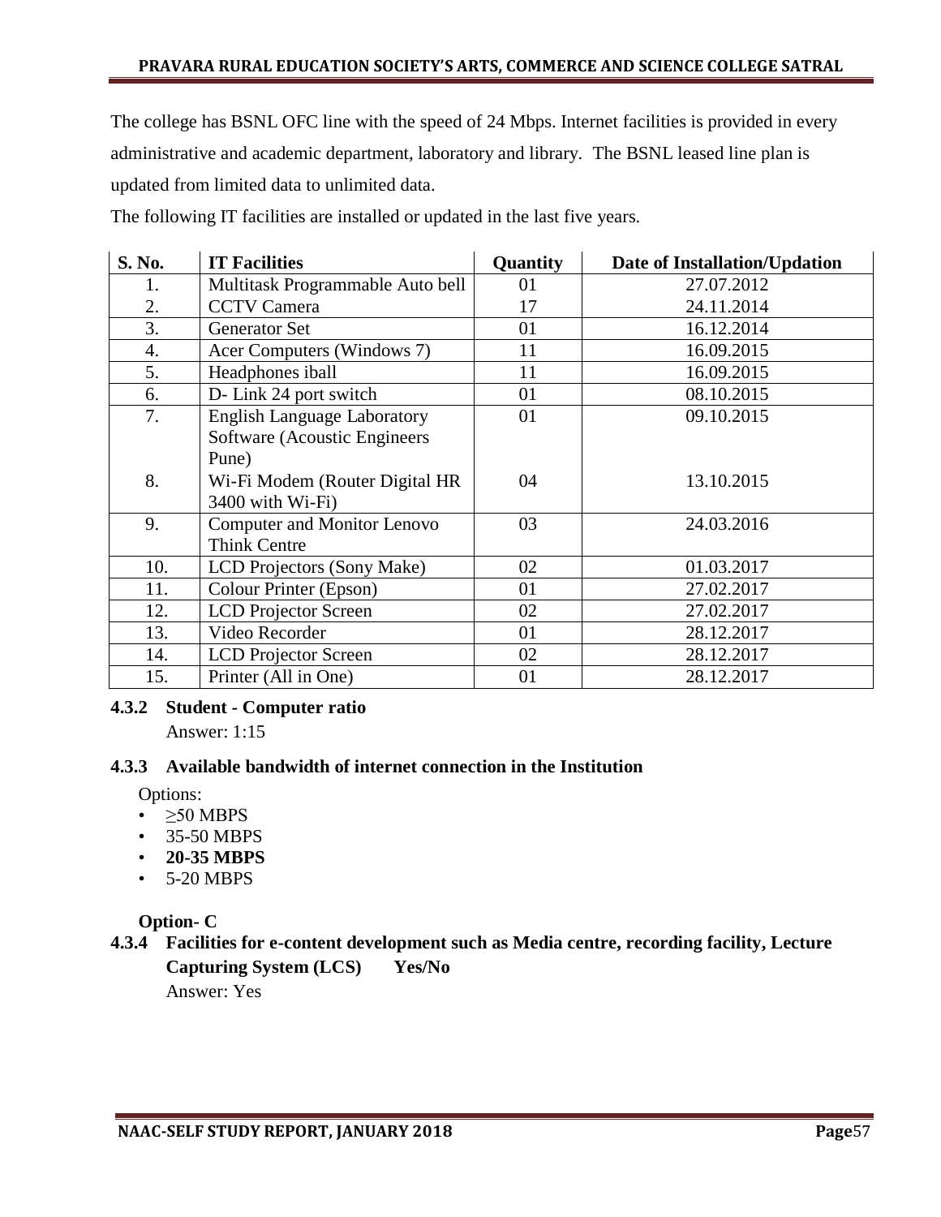The college has BSNL OFC line with the speed of 24 Mbps. Internet facilities is provided in every administrative and academic department, laboratory and library. The BSNL leased line plan is updated from limited data to unlimited data.

The following IT facilities are installed or updated in the last five years.

| S. No. | IT Facilities | Quantity | Date of Installation/Updation |
|---|---|---|---|
| 1. | Multitask Programmable Auto bell | 01 | 27.07.2012 |
| 2. | CCTV Camera | 17 | 24.11.2014 |
| 3. | Generator Set | 01 | 16.12.2014 |
| 4. | Acer Computers (Windows 7) | 11 | 16.09.2015 |
| 5. | Headphones iball | 11 | 16.09.2015 |
| 6. | D- Link 24 port switch | 01 | 08.10.2015 |
| 7. | English Language Laboratory Software (Acoustic Engineers Pune) | 01 | 09.10.2015 |
| 8. | Wi-Fi Modem (Router Digital HR 3400 with Wi-Fi) | 04 | 13.10.2015 |
| 9. | Computer and Monitor Lenovo Think Centre | 03 | 24.03.2016 |
| 10. | LCD Projectors (Sony Make) | 02 | 01.03.2017 |
| 11. | Colour Printer (Epson) | 01 | 27.02.2017 |
| 12. | LCD Projector Screen | 02 | 27.02.2017 |
| 13. | Video Recorder | 01 | 28.12.2017 |
| 14. | LCD Projector Screen | 02 | 28.12.2017 |
| 15. | Printer (All in One) | 01 | 28.12.2017 |

**4.3.2 Student - Computer ratio**

Answer: 1:15

**4.3.3 Available bandwidth of internet connection in the Institution**

Options:

- ≥50 MBPS
- 35-50 MBPS
- **20-35 MBPS**
- 5-20 MBPS

**Option- C**

**4.3.4 Facilities for e-content development such as Media centre, recording facility, Lecture Capturing System (LCS) Yes/No**

Answer: Yes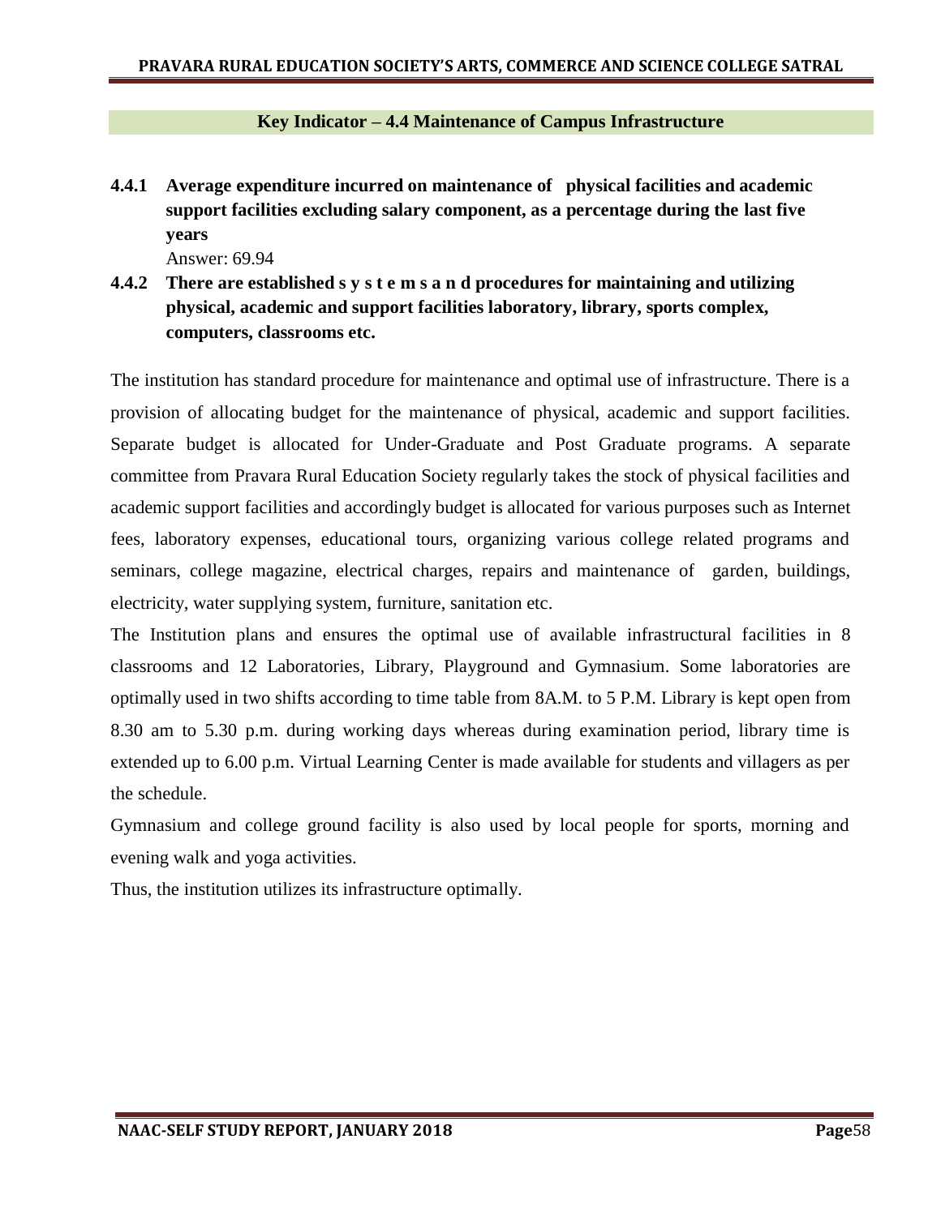## Key Indicator – 4.4 Maintenance of Campus Infrastructure

**4.4.1 Average expenditure incurred on maintenance of physical facilities and academic support facilities excluding salary component, as a percentage during the last five years**

Answer: 69.94

**4.4.2 There are established systems and procedures for maintaining and utilizing physical, academic and support facilities laboratory, library, sports complex, computers, classrooms etc.**

The institution has standard procedure for maintenance and optimal use of infrastructure. There is a provision of allocating budget for the maintenance of physical, academic and support facilities. Separate budget is allocated for Under-Graduate and Post Graduate programs. A separate committee from Pravara Rural Education Society regularly takes the stock of physical facilities and academic support facilities and accordingly budget is allocated for various purposes such as Internet fees, laboratory expenses, educational tours, organizing various college related programs and seminars, college magazine, electrical charges, repairs and maintenance of garden, buildings, electricity, water supplying system, furniture, sanitation etc.

The Institution plans and ensures the optimal use of available infrastructural facilities in 8 classrooms and 12 Laboratories, Library, Playground and Gymnasium. Some laboratories are optimally used in two shifts according to time table from 8A.M. to 5 P.M. Library is kept open from 8.30 am to 5.30 p.m. during working days whereas during examination period, library time is extended up to 6.00 p.m. Virtual Learning Center is made available for students and villagers as per the schedule.

Gymnasium and college ground facility is also used by local people for sports, morning and evening walk and yoga activities.

Thus, the institution utilizes its infrastructure optimally.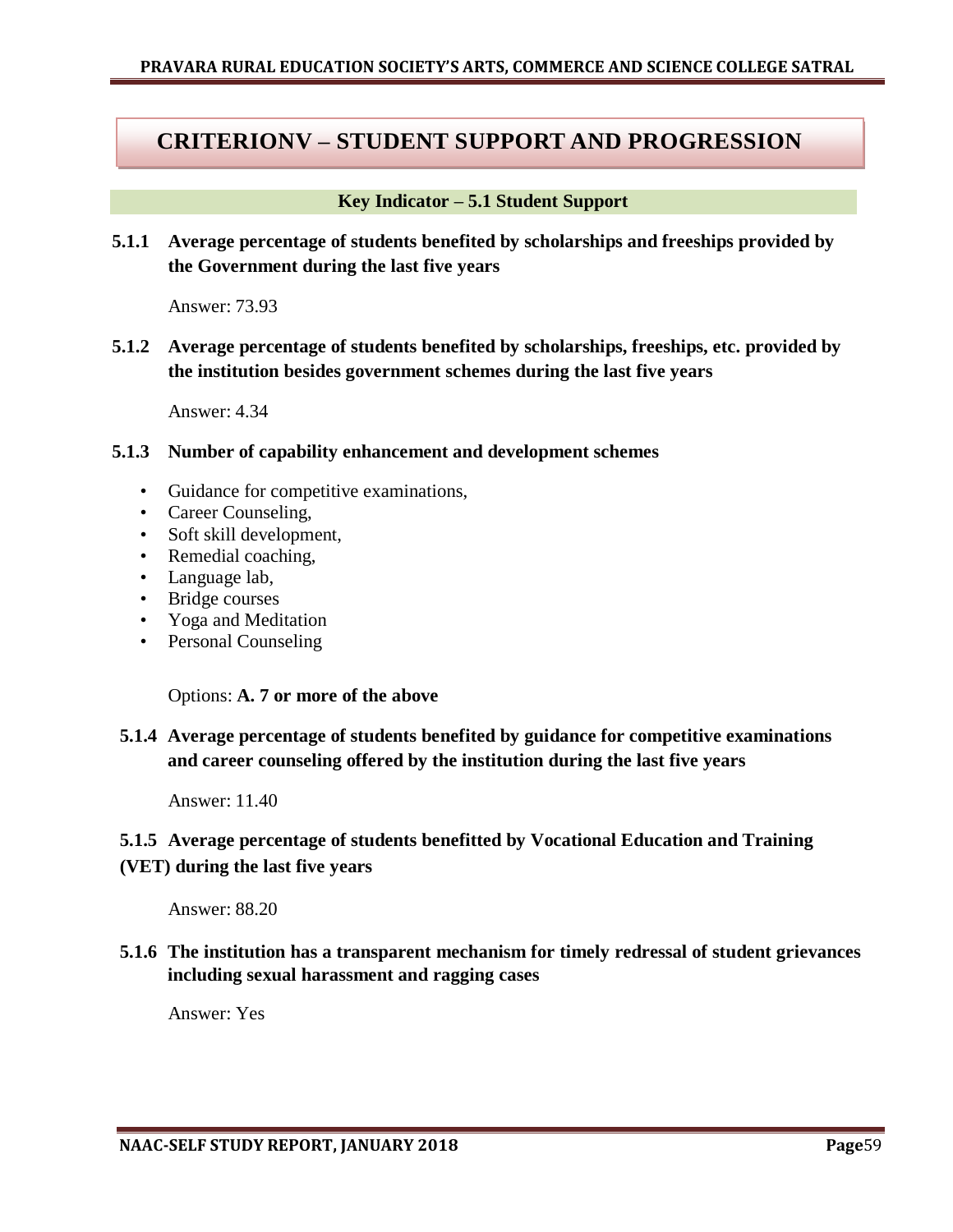# CRITERIONV – STUDENT SUPPORT AND PROGRESSION

## Key Indicator – 5.1 Student Support

**5.1.1 Average percentage of students benefited by scholarships and freeships provided by the Government during the last five years**

Answer: 73.93

**5.1.2 Average percentage of students benefited by scholarships, freeships, etc. provided by the institution besides government schemes during the last five years**

Answer: 4.34

**5.1.3 Number of capability enhancement and development schemes**

- Guidance for competitive examinations,
- Career Counseling,
- Soft skill development,
- Remedial coaching,
- Language lab,
- Bridge courses
- Yoga and Meditation
- Personal Counseling

Options: **A. 7 or more of the above**

**5.1.4 Average percentage of students benefited by guidance for competitive examinations and career counseling offered by the institution during the last five years**

Answer: 11.40

**5.1.5 Average percentage of students benefitted by Vocational Education and Training (VET) during the last five years**

Answer: 88.20

**5.1.6 The institution has a transparent mechanism for timely redressal of student grievances including sexual harassment and ragging cases**

Answer: Yes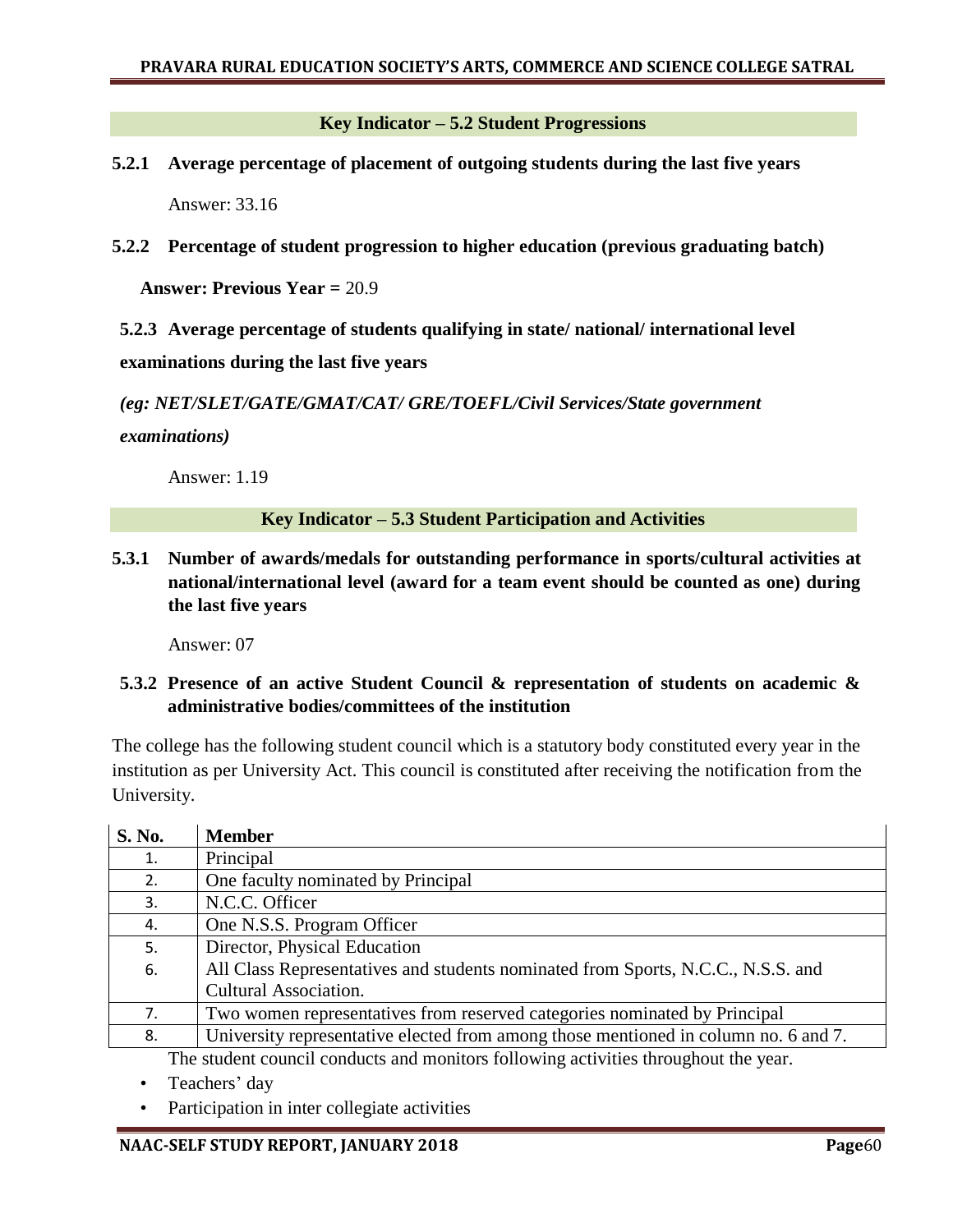## Key Indicator – 5.2 Student Progressions

**5.2.1 Average percentage of placement of outgoing students during the last five years**

Answer: 33.16

**5.2.2 Percentage of student progression to higher education (previous graduating batch)**

**Answer: Previous Year =** 20.9

**5.2.3 Average percentage of students qualifying in state/ national/ international level examinations during the last five years**

***(eg: NET/SLET/GATE/GMAT/CAT/ GRE/TOEFL/Civil Services/State government examinations)***

Answer: 1.19

## Key Indicator – 5.3 Student Participation and Activities

**5.3.1 Number of awards/medals for outstanding performance in sports/cultural activities at national/international level (award for a team event should be counted as one) during the last five years**

Answer: 07

**5.3.2 Presence of an active Student Council & representation of students on academic & administrative bodies/committees of the institution**

The college has the following student council which is a statutory body constituted every year in the institution as per University Act. This council is constituted after receiving the notification from the University.

| S. No. | Member |
|---|---|
| 1. | Principal |
| 2. | One faculty nominated by Principal |
| 3. | N.C.C. Officer |
| 4. | One N.S.S. Program Officer |
| 5. | Director, Physical Education |
| 6. | All Class Representatives and students nominated from Sports, N.C.C., N.S.S. and Cultural Association. |
| 7. | Two women representatives from reserved categories nominated by Principal |
| 8. | University representative elected from among those mentioned in column no. 6 and 7. |

The student council conducts and monitors following activities throughout the year.

- Teachers' day
- Participation in inter collegiate activities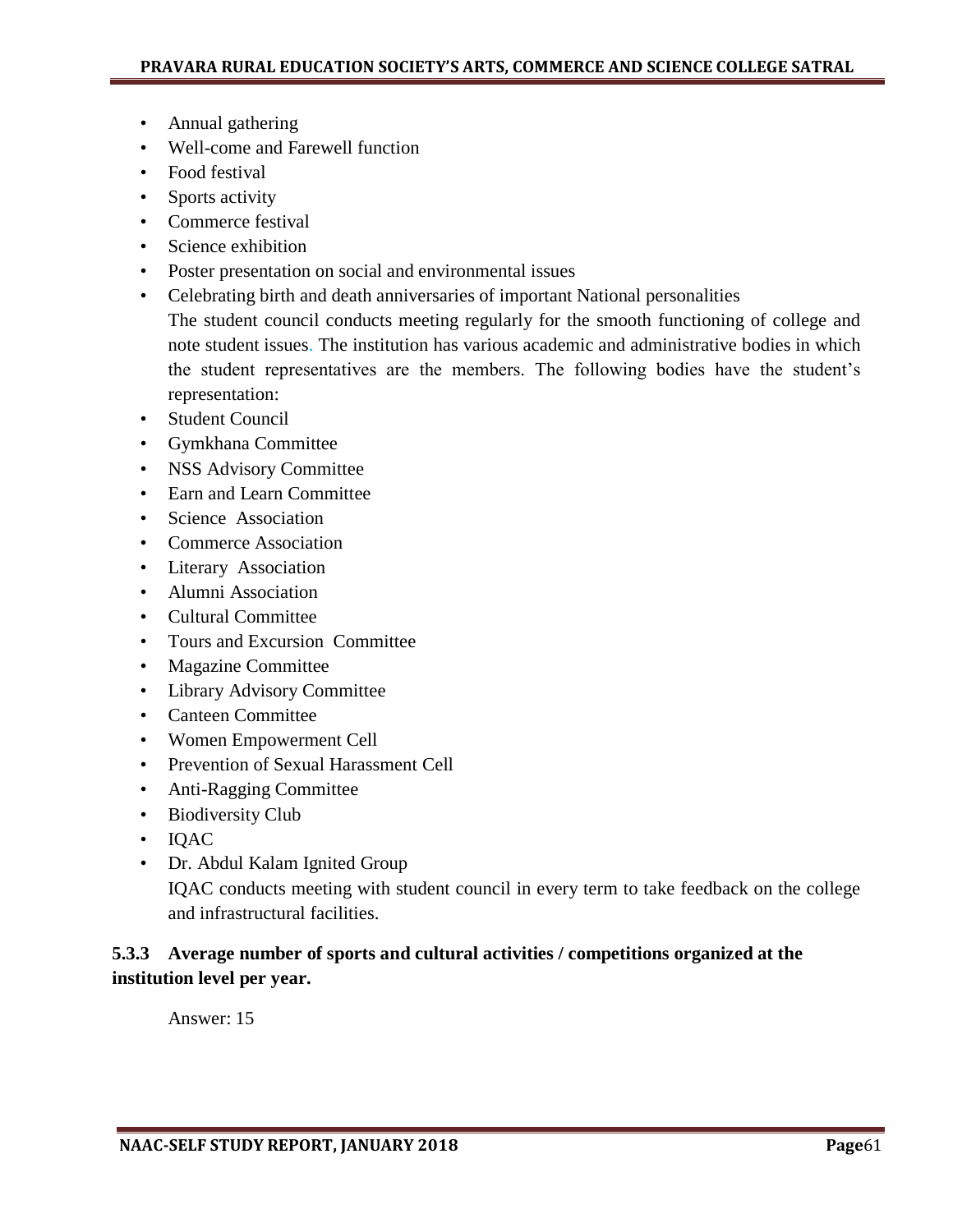- Annual gathering
- Well-come and Farewell function
- Food festival
- Sports activity
- Commerce festival
- Science exhibition
- Poster presentation on social and environmental issues
- Celebrating birth and death anniversaries of important National personalities

  The student council conducts meeting regularly for the smooth functioning of college and note student issues. The institution has various academic and administrative bodies in which the student representatives are the members. The following bodies have the student's representation:
- Student Council
- Gymkhana Committee
- NSS Advisory Committee
- Earn and Learn Committee
- Science Association
- Commerce Association
- Literary Association
- Alumni Association
- Cultural Committee
- Tours and Excursion Committee
- Magazine Committee
- Library Advisory Committee
- Canteen Committee
- Women Empowerment Cell
- Prevention of Sexual Harassment Cell
- Anti-Ragging Committee
- Biodiversity Club
- IQAC
- Dr. Abdul Kalam Ignited Group

  IQAC conducts meeting with student council in every term to take feedback on the college and infrastructural facilities.

**5.3.3 Average number of sports and cultural activities / competitions organized at the institution level per year.**

Answer: 15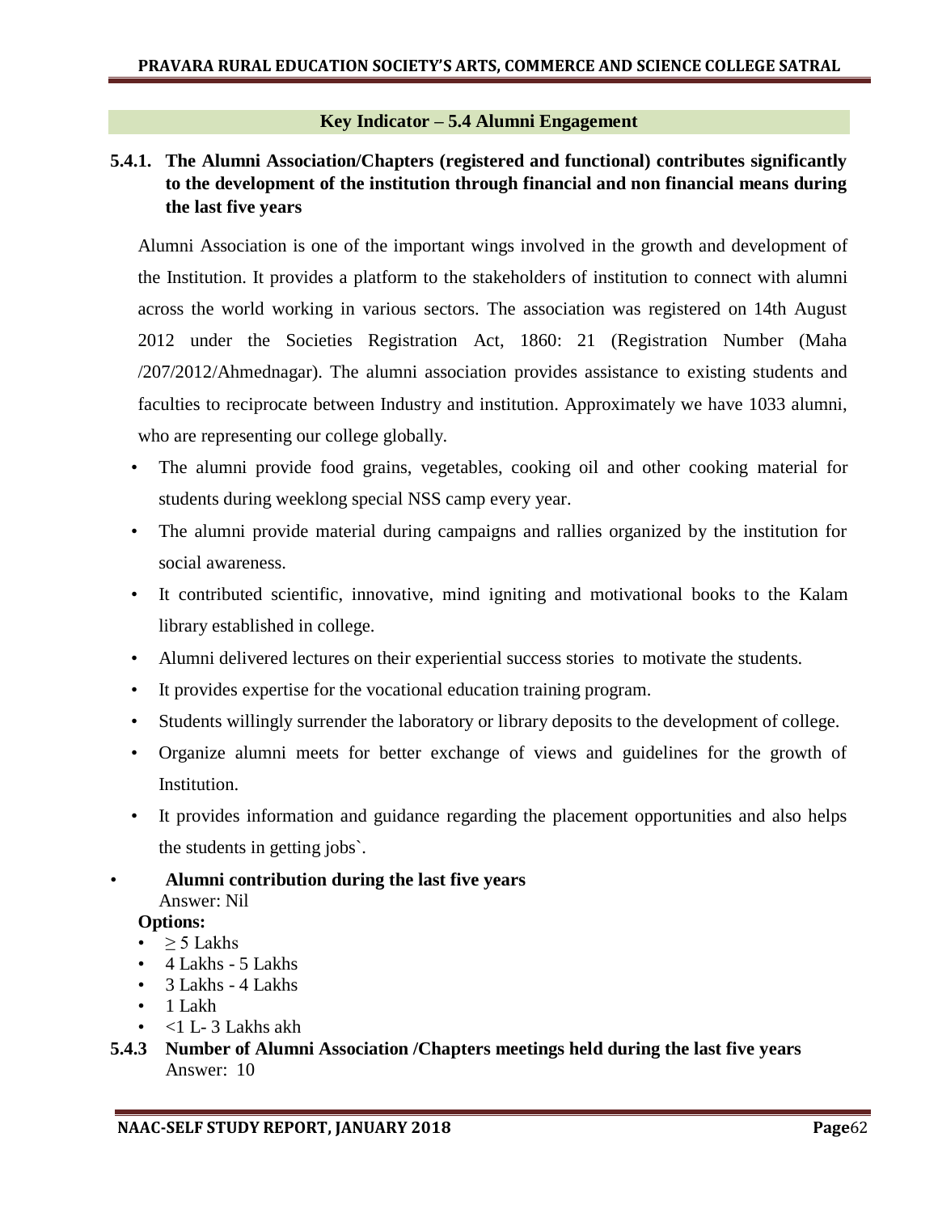## Key Indicator – 5.4 Alumni Engagement

**5.4.1. The Alumni Association/Chapters (registered and functional) contributes significantly to the development of the institution through financial and non financial means during the last five years**

Alumni Association is one of the important wings involved in the growth and development of the Institution. It provides a platform to the stakeholders of institution to connect with alumni across the world working in various sectors. The association was registered on 14th August 2012 under the Societies Registration Act, 1860: 21 (Registration Number (Maha /207/2012/Ahmednagar). The alumni association provides assistance to existing students and faculties to reciprocate between Industry and institution. Approximately we have 1033 alumni, who are representing our college globally.

- The alumni provide food grains, vegetables, cooking oil and other cooking material for students during weeklong special NSS camp every year.
- The alumni provide material during campaigns and rallies organized by the institution for social awareness.
- It contributed scientific, innovative, mind igniting and motivational books to the Kalam library established in college.
- Alumni delivered lectures on their experiential success stories to motivate the students.
- It provides expertise for the vocational education training program.
- Students willingly surrender the laboratory or library deposits to the development of college.
- Organize alumni meets for better exchange of views and guidelines for the growth of Institution.
- It provides information and guidance regarding the placement opportunities and also helps the students in getting jobs`.

- **Alumni contribution during the last five years**
  Answer: Nil

**Options:**

- ≥ 5 Lakhs
- 4 Lakhs - 5 Lakhs
- 3 Lakhs - 4 Lakhs
- 1 Lakh
- <1 L- 3 Lakhs akh

**5.4.3 Number of Alumni Association /Chapters meetings held during the last five years**
Answer: 10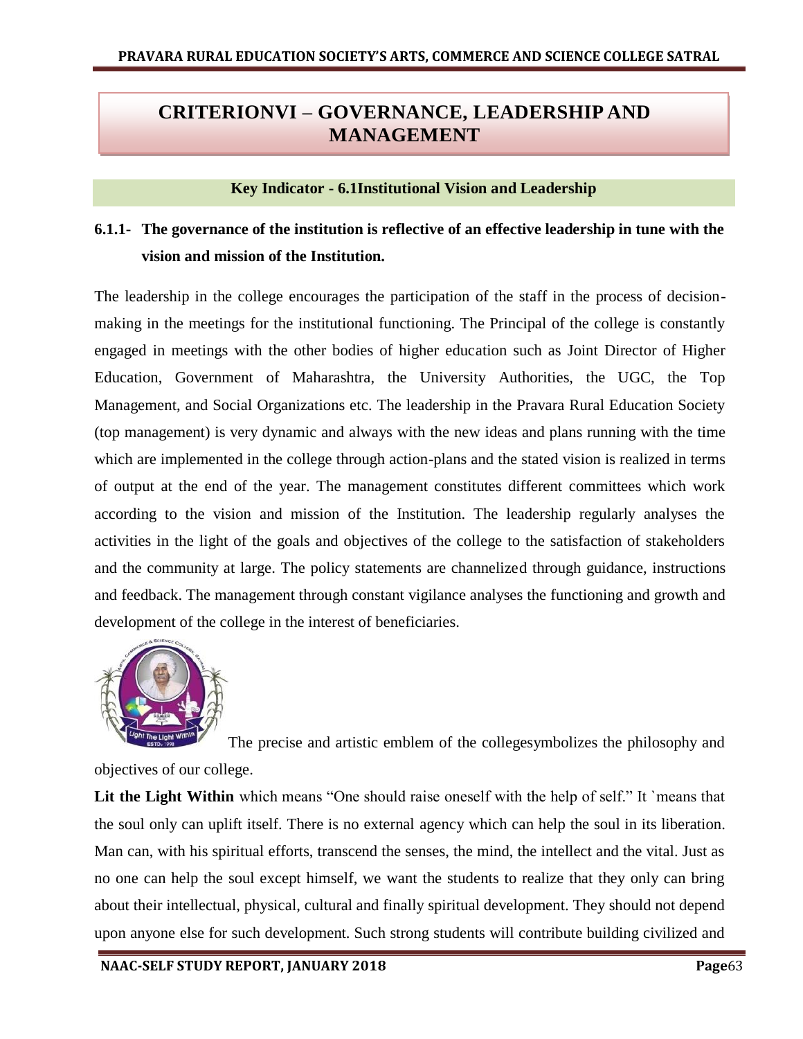# CRITERIONVI – GOVERNANCE, LEADERSHIP AND MANAGEMENT

## Key Indicator - 6.1Institutional Vision and Leadership

### 6.1.1- The governance of the institution is reflective of an effective leadership in tune with the vision and mission of the Institution.

The leadership in the college encourages the participation of the staff in the process of decision-making in the meetings for the institutional functioning. The Principal of the college is constantly engaged in meetings with the other bodies of higher education such as Joint Director of Higher Education, Government of Maharashtra, the University Authorities, the UGC, the Top Management, and Social Organizations etc. The leadership in the Pravara Rural Education Society (top management) is very dynamic and always with the new ideas and plans running with the time which are implemented in the college through action-plans and the stated vision is realized in terms of output at the end of the year. The management constitutes different committees which work according to the vision and mission of the Institution. The leadership regularly analyses the activities in the light of the goals and objectives of the college to the satisfaction of stakeholders and the community at large. The policy statements are channelized through guidance, instructions and feedback. The management through constant vigilance analyses the functioning and growth and development of the college in the interest of beneficiaries.

The precise and artistic emblem of the collegesymbolizes the philosophy and objectives of our college.

**Lit the Light Within** which means "One should raise oneself with the help of self." It `means that the soul only can uplift itself. There is no external agency which can help the soul in its liberation. Man can, with his spiritual efforts, transcend the senses, the mind, the intellect and the vital. Just as no one can help the soul except himself, we want the students to realize that they only can bring about their intellectual, physical, cultural and finally spiritual development. They should not depend upon anyone else for such development. Such strong students will contribute building civilized and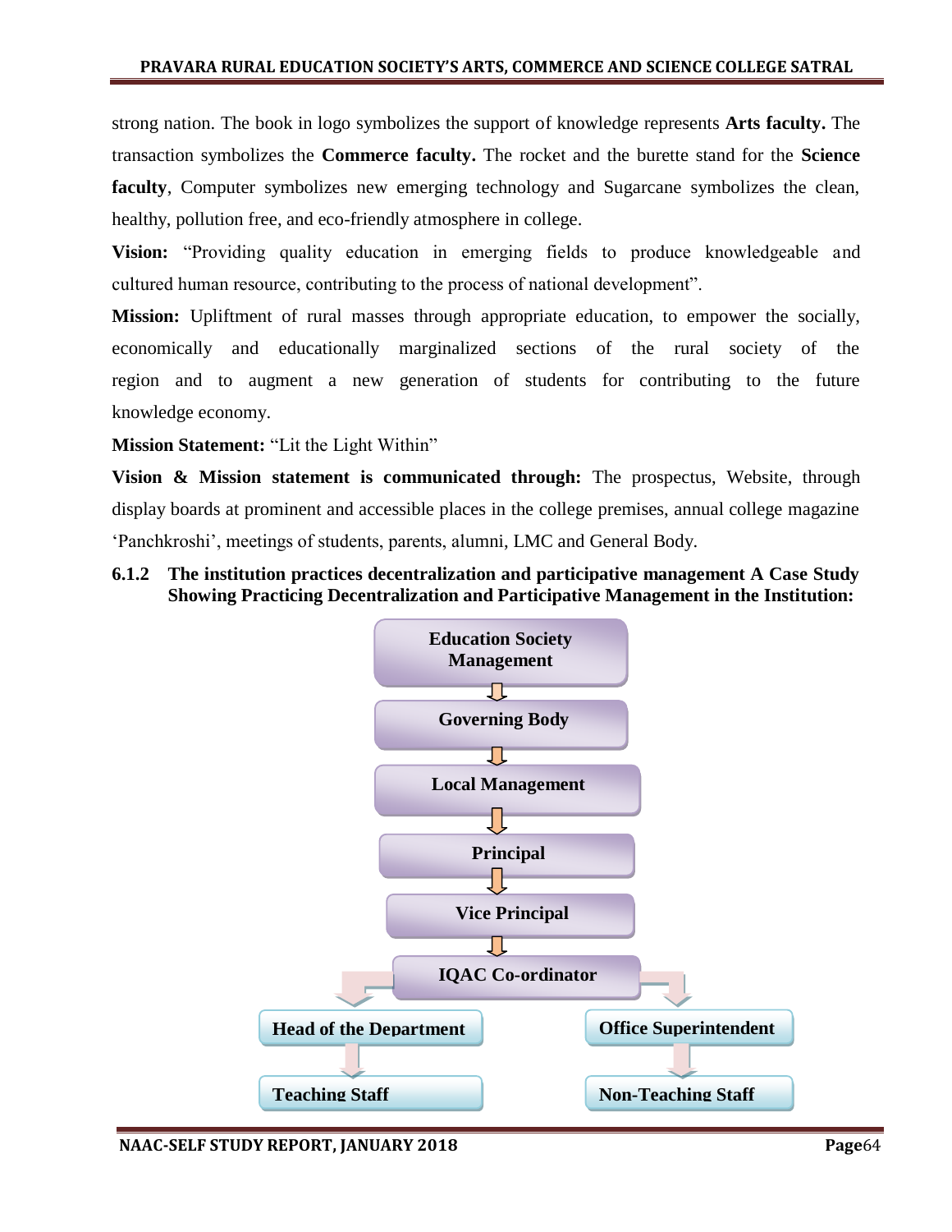strong nation. The book in logo symbolizes the support of knowledge represents **Arts faculty.** The transaction symbolizes the **Commerce faculty.** The rocket and the burette stand for the **Science faculty**, Computer symbolizes new emerging technology and Sugarcane symbolizes the clean, healthy, pollution free, and eco-friendly atmosphere in college.

**Vision:** "Providing quality education in emerging fields to produce knowledgeable and cultured human resource, contributing to the process of national development".

**Mission:** Upliftment of rural masses through appropriate education, to empower the socially, economically and educationally marginalized sections of the rural society of the region and to augment a new generation of students for contributing to the future knowledge economy.

**Mission Statement:** "Lit the Light Within"

**Vision & Mission statement is communicated through:** The prospectus, Website, through display boards at prominent and accessible places in the college premises, annual college magazine 'Panchkroshi', meetings of students, parents, alumni, LMC and General Body.

**6.1.2 The institution practices decentralization and participative management A Case Study Showing Practicing Decentralization and Participative Management in the Institution:**

- Education Society Management
  - ↓ Governing Body
  - ↓ Local Management
  - ↓ Principal
  - ↓ Vice Principal
  - ↓ IQAC Co-ordinator
    - Head of the Department → Teaching Staff
    - Office Superintendent → Non-Teaching Staff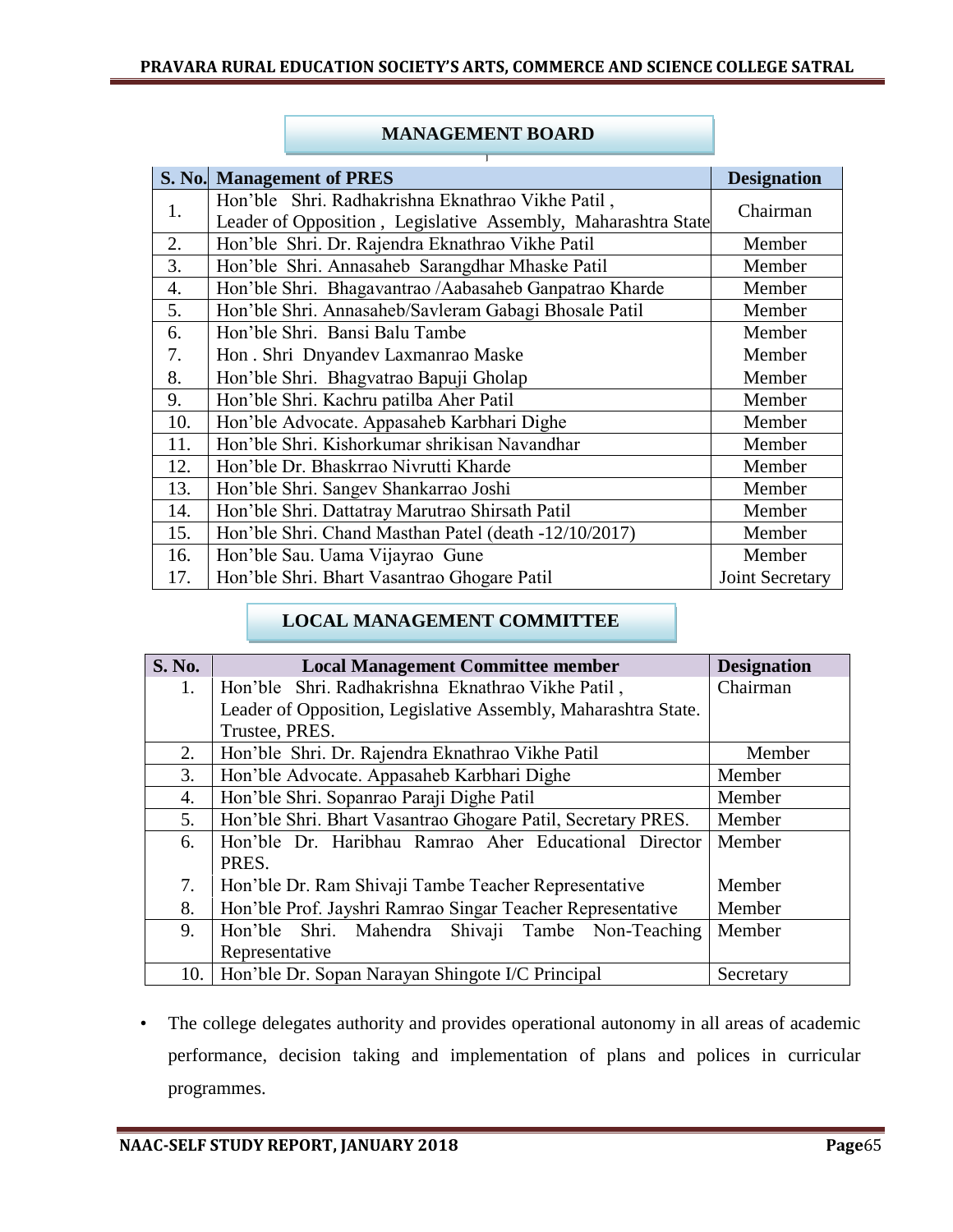## MANAGEMENT BOARD

| S. No. | Management of PRES | Designation |
|---|---|---|
| 1. | Hon'ble Shri. Radhakrishna Eknathrao Vikhe Patil , Leader of Opposition , Legislative Assembly, Maharashtra State | Chairman |
| 2. | Hon'ble Shri. Dr. Rajendra Eknathrao Vikhe Patil | Member |
| 3. | Hon'ble Shri. Annasaheb Sarangdhar Mhaske Patil | Member |
| 4. | Hon'ble Shri. Bhagavantrao /Aabasaheb Ganpatrao Kharde | Member |
| 5. | Hon'ble Shri. Annasaheb/Savleram Gabagi Bhosale Patil | Member |
| 6. | Hon'ble Shri. Bansi Balu Tambe | Member |
| 7. | Hon . Shri Dnyandev Laxmanrao Maske | Member |
| 8. | Hon'ble Shri. Bhagvatrao Bapuji Gholap | Member |
| 9. | Hon'ble Shri. Kachru patilba Aher Patil | Member |
| 10. | Hon'ble Advocate. Appasaheb Karbhari Dighe | Member |
| 11. | Hon'ble Shri. Kishorkumar shrikisan Navandhar | Member |
| 12. | Hon'ble Dr. Bhaskrrao Nivrutti Kharde | Member |
| 13. | Hon'ble Shri. Sangev Shankarrao Joshi | Member |
| 14. | Hon'ble Shri. Dattatray Marutrao Shirsath Patil | Member |
| 15. | Hon'ble Shri. Chand Masthan Patel (death -12/10/2017) | Member |
| 16. | Hon'ble Sau. Uama Vijayrao Gune | Member |
| 17. | Hon'ble Shri. Bhart Vasantrao Ghogare Patil | Joint Secretary |

## LOCAL MANAGEMENT COMMITTEE

| S. No. | Local Management Committee member | Designation |
|---|---|---|
| 1. | Hon'ble Shri. Radhakrishna Eknathrao Vikhe Patil , Leader of Opposition, Legislative Assembly, Maharashtra State. Trustee, PRES. | Chairman |
| 2. | Hon'ble Shri. Dr. Rajendra Eknathrao Vikhe Patil | Member |
| 3. | Hon'ble Advocate. Appasaheb Karbhari Dighe | Member |
| 4. | Hon'ble Shri. Sopanrao Paraji Dighe Patil | Member |
| 5. | Hon'ble Shri. Bhart Vasantrao Ghogare Patil, Secretary PRES. | Member |
| 6. | Hon'ble Dr. Haribhau Ramrao Aher Educational Director PRES. | Member |
| 7. | Hon'ble Dr. Ram Shivaji Tambe Teacher Representative | Member |
| 8. | Hon'ble Prof. Jayshri Ramrao Singar Teacher Representative | Member |
| 9. | Hon'ble Shri. Mahendra Shivaji Tambe Non-Teaching Representative | Member |
| 10. | Hon'ble Dr. Sopan Narayan Shingote I/C Principal | Secretary |

- The college delegates authority and provides operational autonomy in all areas of academic performance, decision taking and implementation of plans and polices in curricular programmes.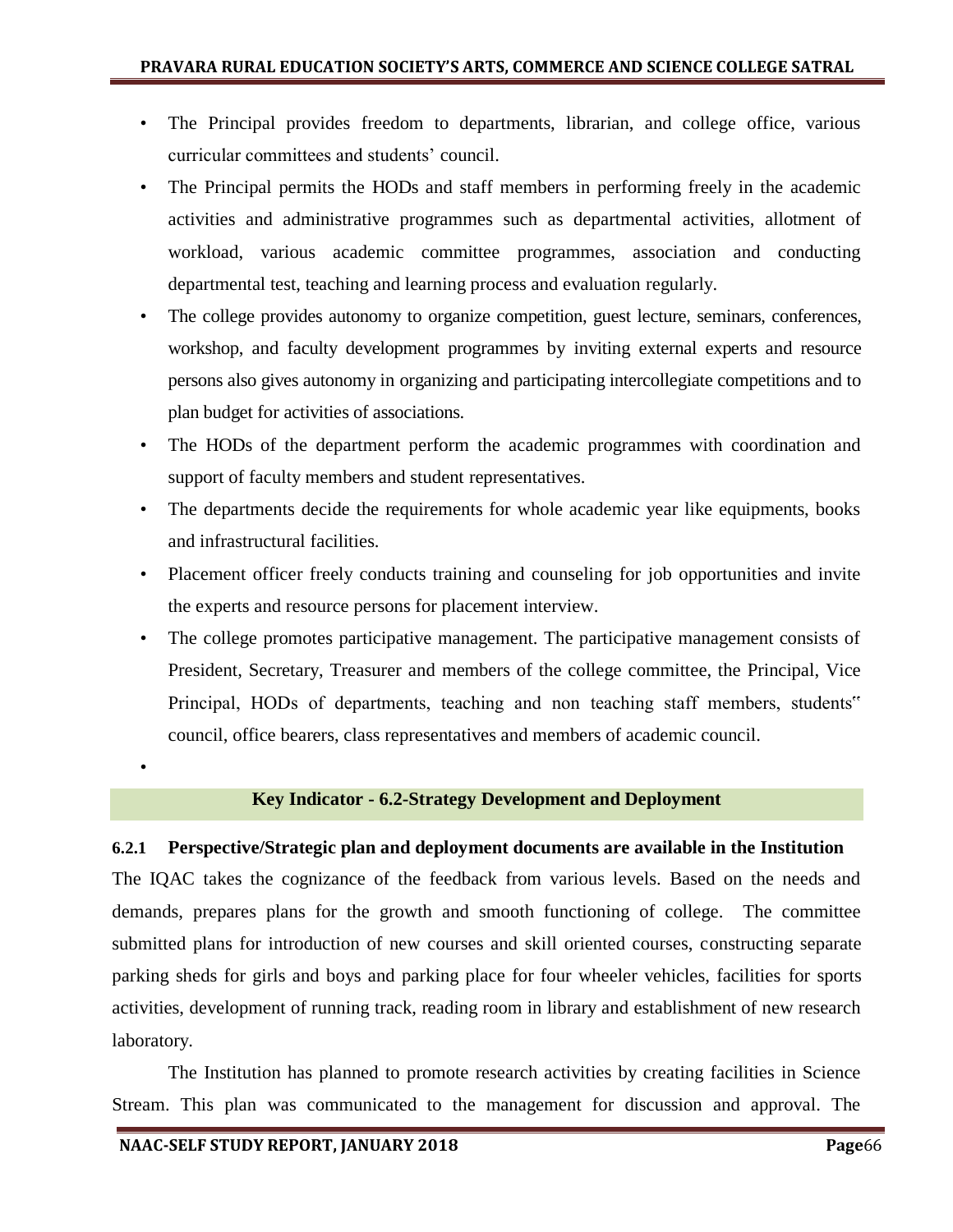- The Principal provides freedom to departments, librarian, and college office, various curricular committees and students' council.
- The Principal permits the HODs and staff members in performing freely in the academic activities and administrative programmes such as departmental activities, allotment of workload, various academic committee programmes, association and conducting departmental test, teaching and learning process and evaluation regularly.
- The college provides autonomy to organize competition, guest lecture, seminars, conferences, workshop, and faculty development programmes by inviting external experts and resource persons also gives autonomy in organizing and participating intercollegiate competitions and to plan budget for activities of associations.
- The HODs of the department perform the academic programmes with coordination and support of faculty members and student representatives.
- The departments decide the requirements for whole academic year like equipments, books and infrastructural facilities.
- Placement officer freely conducts training and counseling for job opportunities and invite the experts and resource persons for placement interview.
- The college promotes participative management. The participative management consists of President, Secretary, Treasurer and members of the college committee, the Principal, Vice Principal, HODs of departments, teaching and non teaching staff members, students" council, office bearers, class representatives and members of academic council.

## Key Indicator - 6.2-Strategy Development and Deployment

**6.2.1 Perspective/Strategic plan and deployment documents are available in the Institution**

The IQAC takes the cognizance of the feedback from various levels. Based on the needs and demands, prepares plans for the growth and smooth functioning of college. The committee submitted plans for introduction of new courses and skill oriented courses, constructing separate parking sheds for girls and boys and parking place for four wheeler vehicles, facilities for sports activities, development of running track, reading room in library and establishment of new research laboratory.

The Institution has planned to promote research activities by creating facilities in Science Stream. This plan was communicated to the management for discussion and approval. The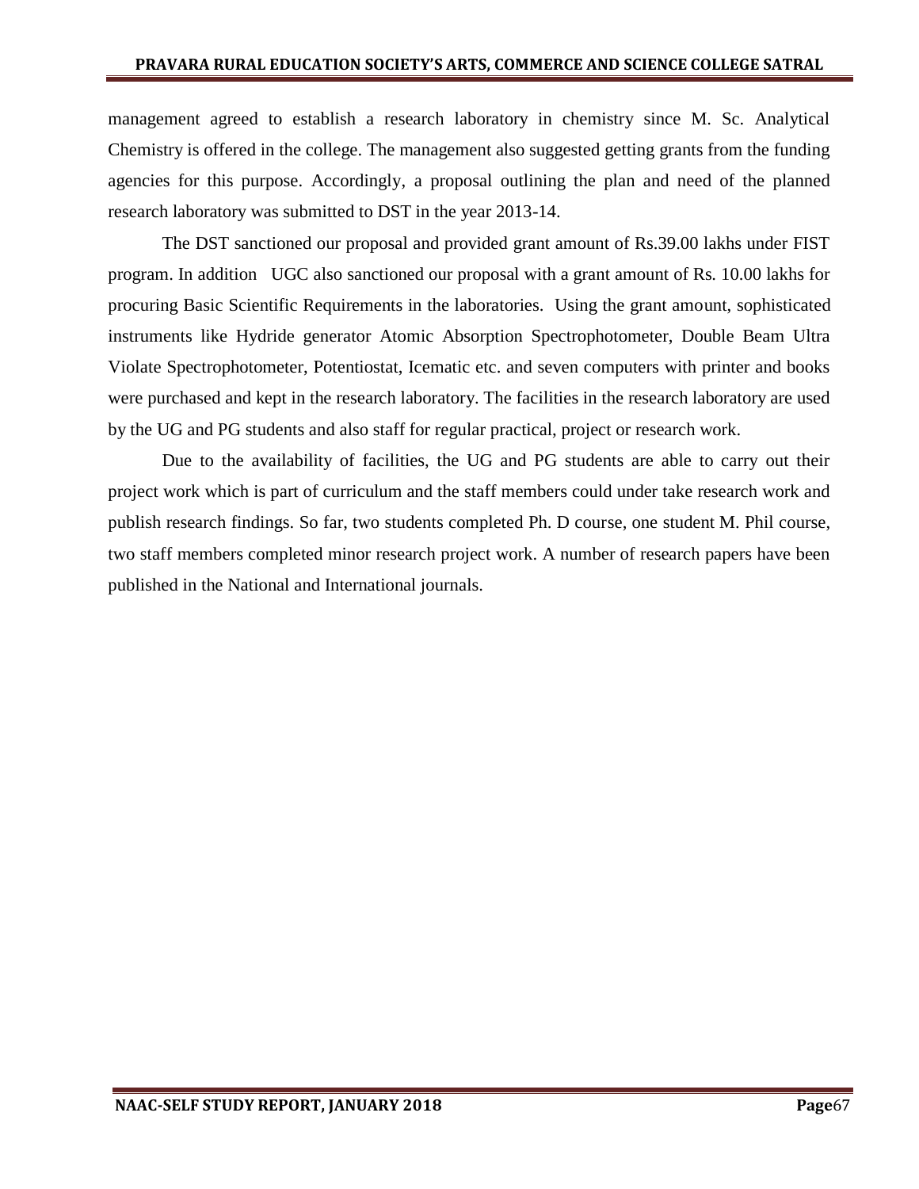management agreed to establish a research laboratory in chemistry since M. Sc. Analytical Chemistry is offered in the college. The management also suggested getting grants from the funding agencies for this purpose. Accordingly, a proposal outlining the plan and need of the planned research laboratory was submitted to DST in the year 2013-14.

The DST sanctioned our proposal and provided grant amount of Rs.39.00 lakhs under FIST program. In addition UGC also sanctioned our proposal with a grant amount of Rs. 10.00 lakhs for procuring Basic Scientific Requirements in the laboratories. Using the grant amount, sophisticated instruments like Hydride generator Atomic Absorption Spectrophotometer, Double Beam Ultra Violate Spectrophotometer, Potentiostat, Icematic etc. and seven computers with printer and books were purchased and kept in the research laboratory. The facilities in the research laboratory are used by the UG and PG students and also staff for regular practical, project or research work.

Due to the availability of facilities, the UG and PG students are able to carry out their project work which is part of curriculum and the staff members could under take research work and publish research findings. So far, two students completed Ph. D course, one student M. Phil course, two staff members completed minor research project work. A number of research papers have been published in the National and International journals.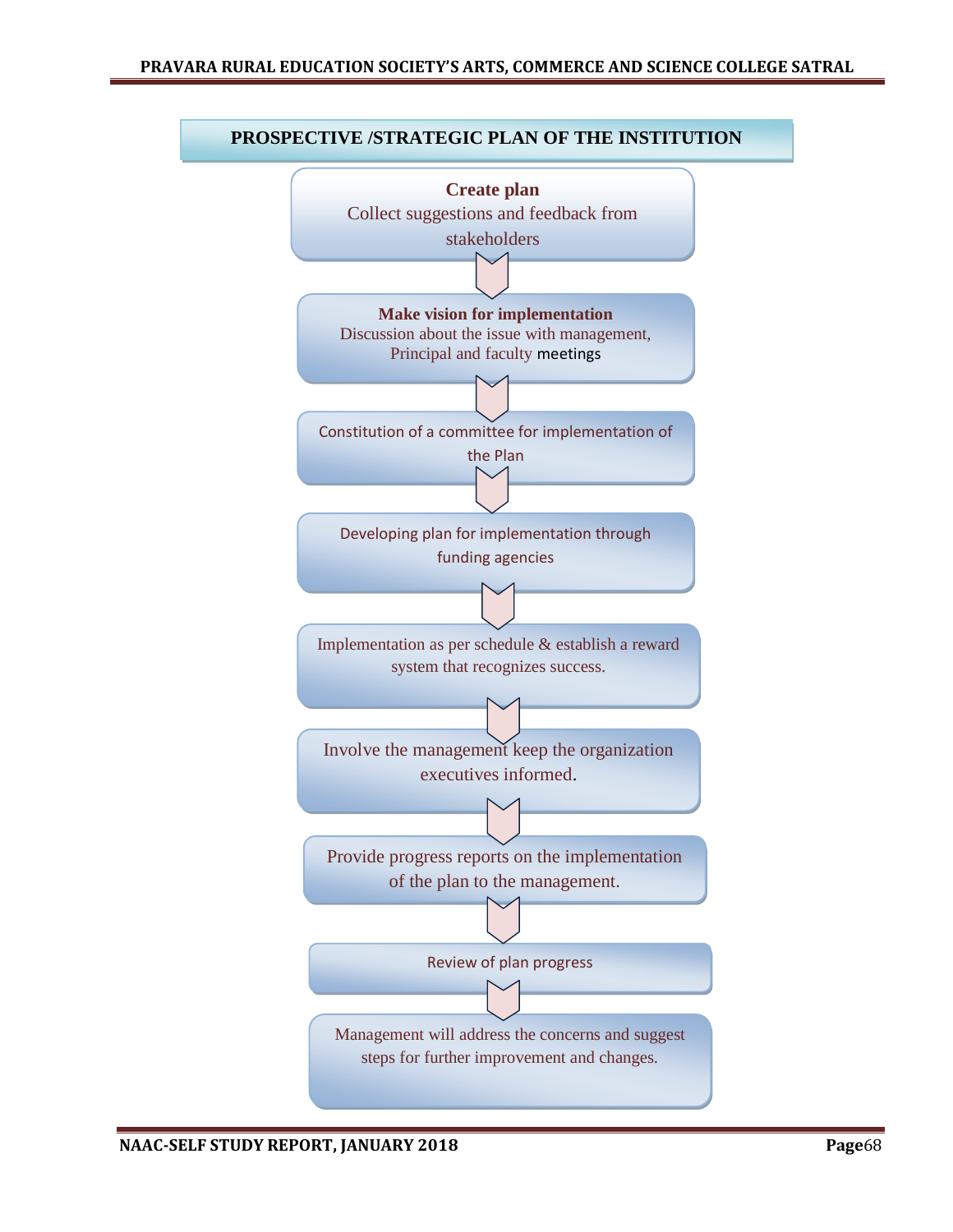## PROSPECTIVE /STRATEGIC PLAN OF THE INSTITUTION

**Create plan**
Collect suggestions and feedback from stakeholders

↓

**Make vision for implementation**
Discussion about the issue with management, Principal and faculty meetings

↓

Constitution of a committee for implementation of the Plan

↓

Developing plan for implementation through funding agencies

↓

Implementation as per schedule & establish a reward system that recognizes success.

↓

Involve the management keep the organization executives informed.

↓

Provide progress reports on the implementation of the plan to the management.

↓

Review of plan progress

↓

Management will address the concerns and suggest steps for further improvement and changes.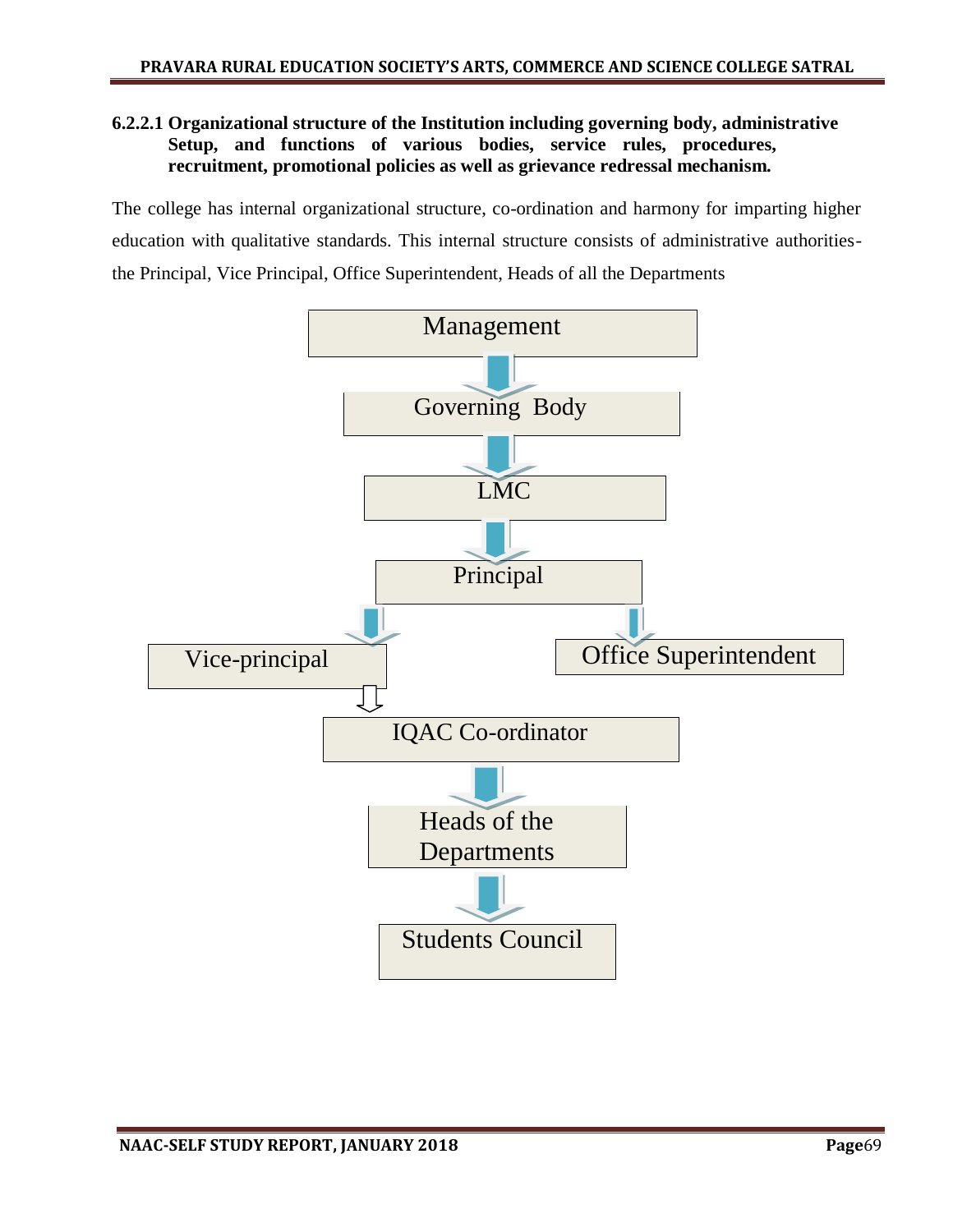**6.2.2.1 Organizational structure of the Institution including governing body, administrative Setup, and functions of various bodies, service rules, procedures, recruitment, promotional policies as well as grievance redressal mechanism.**

The college has internal organizational structure, co-ordination and harmony for imparting higher education with qualitative standards. This internal structure consists of administrative authorities- the Principal, Vice Principal, Office Superintendent, Heads of all the Departments

Management

Governing Body

LMC

Principal

Vice-principal

Office Superintendent

IQAC Co-ordinator

Heads of the Departments

Students Council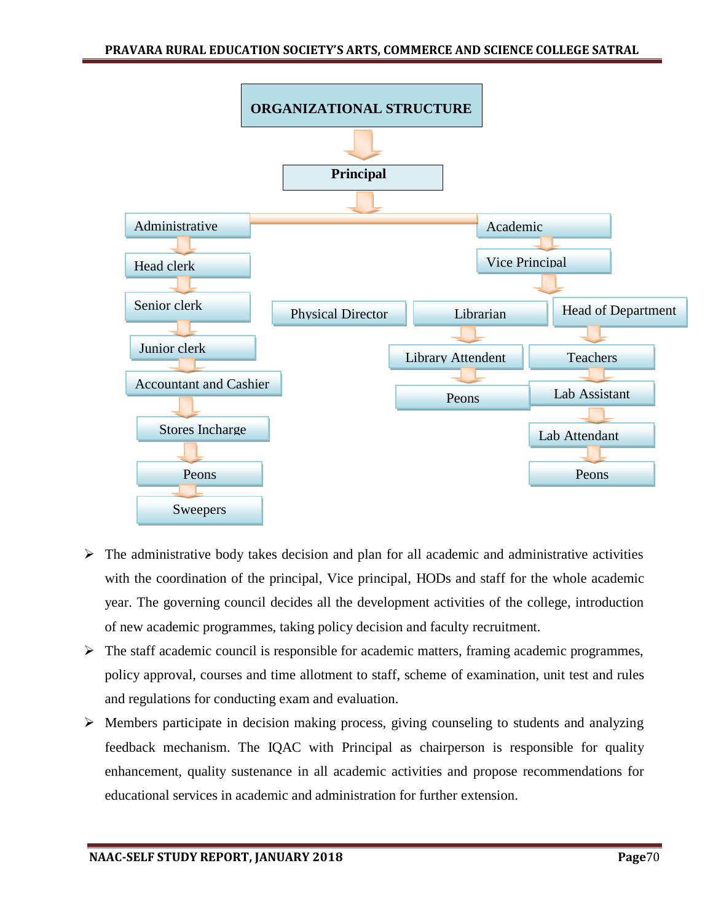## ORGANIZATIONAL STRUCTURE

- **Principal**
  - Administrative
    - Head clerk
    - Senior clerk
    - Junior clerk
    - Accountant and Cashier
    - Stores Incharge
    - Peons
    - Sweepers
  - Academic
    - Vice Principal
      - Physical Director
      - Librarian
        - Library Attendent
        - Peons
      - Head of Department
        - Teachers
        - Lab Assistant
        - Lab Attendant
        - Peons

- The administrative body takes decision and plan for all academic and administrative activities with the coordination of the principal, Vice principal, HODs and staff for the whole academic year. The governing council decides all the development activities of the college, introduction of new academic programmes, taking policy decision and faculty recruitment.
- The staff academic council is responsible for academic matters, framing academic programmes, policy approval, courses and time allotment to staff, scheme of examination, unit test and rules and regulations for conducting exam and evaluation.
- Members participate in decision making process, giving counseling to students and analyzing feedback mechanism. The IQAC with Principal as chairperson is responsible for quality enhancement, quality sustenance in all academic activities and propose recommendations for educational services in academic and administration for further extension.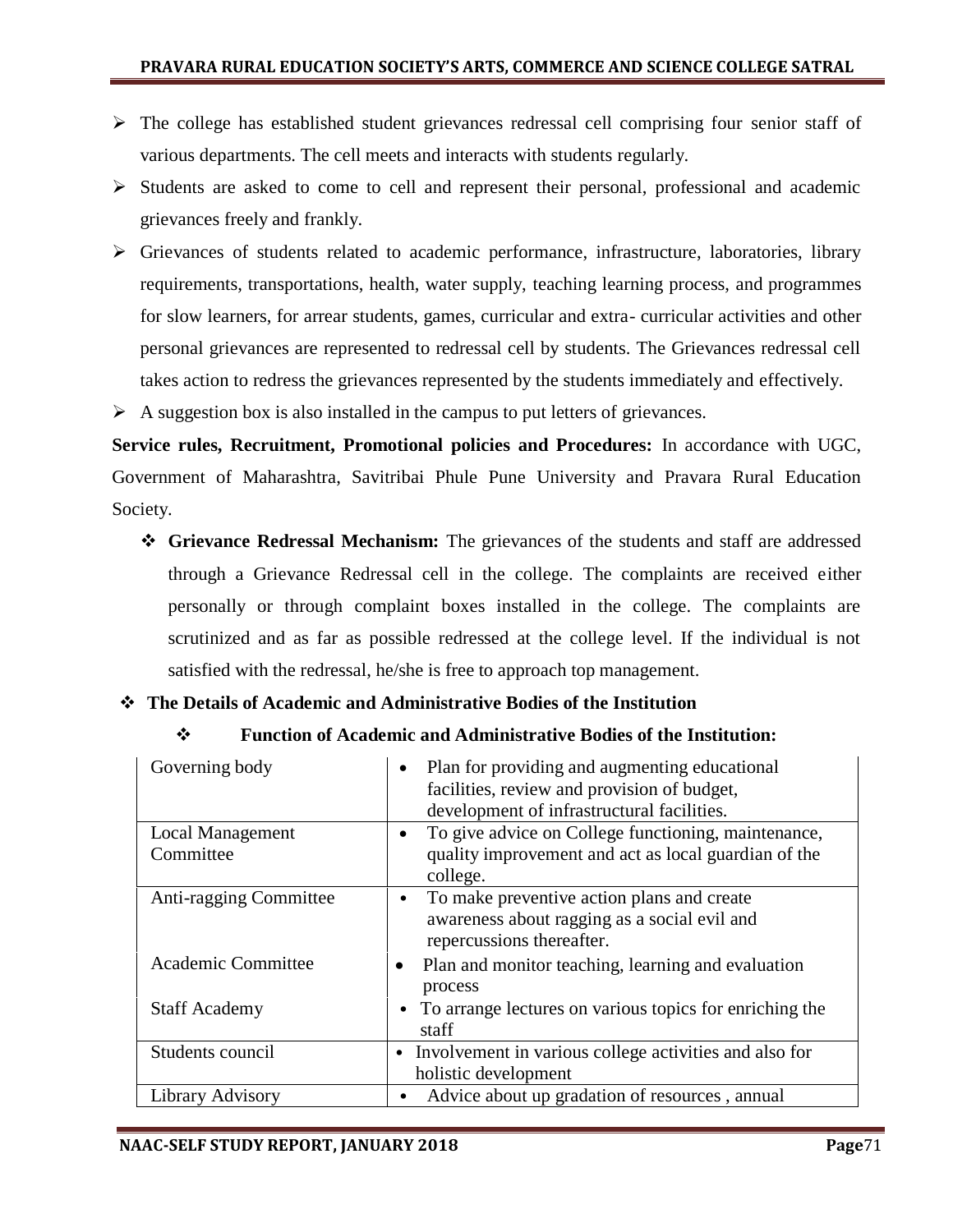- The college has established student grievances redressal cell comprising four senior staff of various departments. The cell meets and interacts with students regularly.
- Students are asked to come to cell and represent their personal, professional and academic grievances freely and frankly.
- Grievances of students related to academic performance, infrastructure, laboratories, library requirements, transportations, health, water supply, teaching learning process, and programmes for slow learners, for arrear students, games, curricular and extra- curricular activities and other personal grievances are represented to redressal cell by students. The Grievances redressal cell takes action to redress the grievances represented by the students immediately and effectively.
- A suggestion box is also installed in the campus to put letters of grievances.

**Service rules, Recruitment, Promotional policies and Procedures:** In accordance with UGC, Government of Maharashtra, Savitribai Phule Pune University and Pravara Rural Education Society.

- **Grievance Redressal Mechanism:** The grievances of the students and staff are addressed through a Grievance Redressal cell in the college. The complaints are received either personally or through complaint boxes installed in the college. The complaints are scrutinized and as far as possible redressed at the college level. If the individual is not satisfied with the redressal, he/she is free to approach top management.

- **The Details of Academic and Administrative Bodies of the Institution**

  - **Function of Academic and Administrative Bodies of the Institution:**

| | |
|---|---|
| Governing body | • Plan for providing and augmenting educational facilities, review and provision of budget, development of infrastructural facilities. |
| Local Management Committee | • To give advice on College functioning, maintenance, quality improvement and act as local guardian of the college. |
| Anti-ragging Committee | • To make preventive action plans and create awareness about ragging as a social evil and repercussions thereafter. |
| Academic Committee | • Plan and monitor teaching, learning and evaluation process |
| Staff Academy | • To arrange lectures on various topics for enriching the staff |
| Students council | • Involvement in various college activities and also for holistic development |
| Library Advisory | • Advice about up gradation of resources , annual |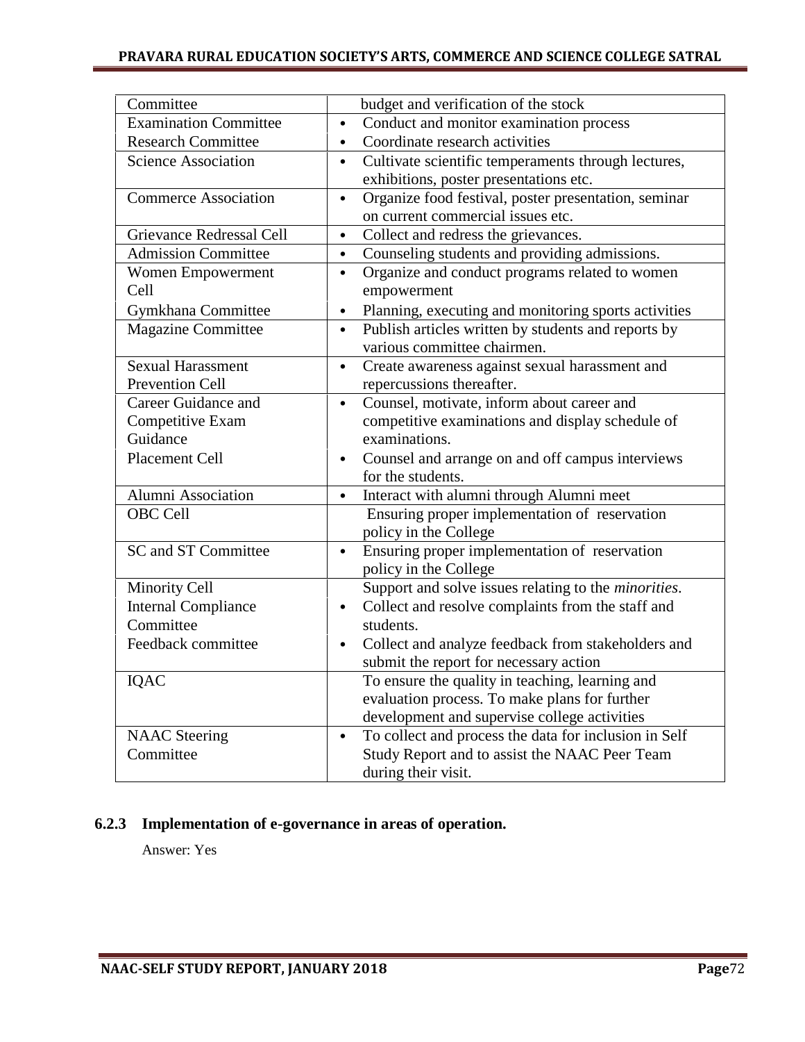| Committee | budget and verification of the stock |
|---|---|
| Examination Committee | • Conduct and monitor examination process |
| Research Committee | • Coordinate research activities |
| Science Association | • Cultivate scientific temperaments through lectures, exhibitions, poster presentations etc. |
| Commerce Association | • Organize food festival, poster presentation, seminar on current commercial issues etc. |
| Grievance Redressal Cell | • Collect and redress the grievances. |
| Admission Committee | • Counseling students and providing admissions. |
| Women Empowerment Cell | • Organize and conduct programs related to women empowerment |
| Gymkhana Committee | • Planning, executing and monitoring sports activities |
| Magazine Committee | • Publish articles written by students and reports by various committee chairmen. |
| Sexual Harassment Prevention Cell | • Create awareness against sexual harassment and repercussions thereafter. |
| Career Guidance and Competitive Exam Guidance | • Counsel, motivate, inform about career and competitive examinations and display schedule of examinations. |
| Placement Cell | • Counsel and arrange on and off campus interviews for the students. |
| Alumni Association | • Interact with alumni through Alumni meet |
| OBC Cell | Ensuring proper implementation of reservation policy in the College |
| SC and ST Committee | • Ensuring proper implementation of reservation policy in the College |
| Minority Cell | Support and solve issues relating to the *minorities*. |
| Internal Compliance Committee | • Collect and resolve complaints from the staff and students. |
| Feedback committee | • Collect and analyze feedback from stakeholders and submit the report for necessary action |
| IQAC | To ensure the quality in teaching, learning and evaluation process. To make plans for further development and supervise college activities |
| NAAC Steering Committee | • To collect and process the data for inclusion in Self Study Report and to assist the NAAC Peer Team during their visit. |

### 6.2.3 Implementation of e-governance in areas of operation.

Answer: Yes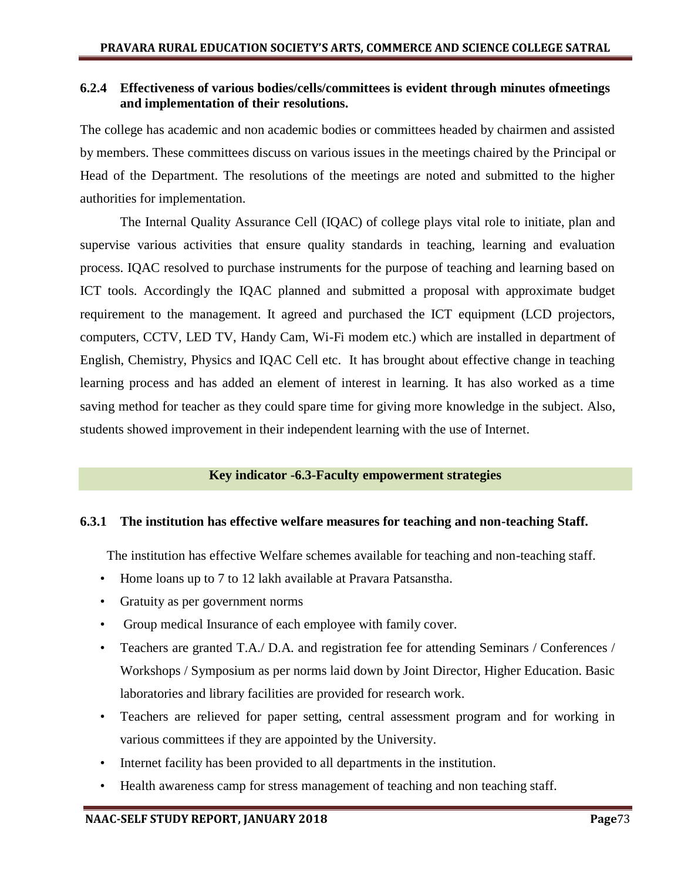### 6.2.4 Effectiveness of various bodies/cells/committees is evident through minutes ofmeetings and implementation of their resolutions.

The college has academic and non academic bodies or committees headed by chairmen and assisted by members. These committees discuss on various issues in the meetings chaired by the Principal or Head of the Department. The resolutions of the meetings are noted and submitted to the higher authorities for implementation.

The Internal Quality Assurance Cell (IQAC) of college plays vital role to initiate, plan and supervise various activities that ensure quality standards in teaching, learning and evaluation process. IQAC resolved to purchase instruments for the purpose of teaching and learning based on ICT tools. Accordingly the IQAC planned and submitted a proposal with approximate budget requirement to the management. It agreed and purchased the ICT equipment (LCD projectors, computers, CCTV, LED TV, Handy Cam, Wi-Fi modem etc.) which are installed in department of English, Chemistry, Physics and IQAC Cell etc. It has brought about effective change in teaching learning process and has added an element of interest in learning. It has also worked as a time saving method for teacher as they could spare time for giving more knowledge in the subject. Also, students showed improvement in their independent learning with the use of Internet.

## Key indicator -6.3-Faculty empowerment strategies

### 6.3.1 The institution has effective welfare measures for teaching and non-teaching Staff.

The institution has effective Welfare schemes available for teaching and non-teaching staff.

- Home loans up to 7 to 12 lakh available at Pravara Patsanstha.
- Gratuity as per government norms
- Group medical Insurance of each employee with family cover.
- Teachers are granted T.A./ D.A. and registration fee for attending Seminars / Conferences / Workshops / Symposium as per norms laid down by Joint Director, Higher Education. Basic laboratories and library facilities are provided for research work.
- Teachers are relieved for paper setting, central assessment program and for working in various committees if they are appointed by the University.
- Internet facility has been provided to all departments in the institution.
- Health awareness camp for stress management of teaching and non teaching staff.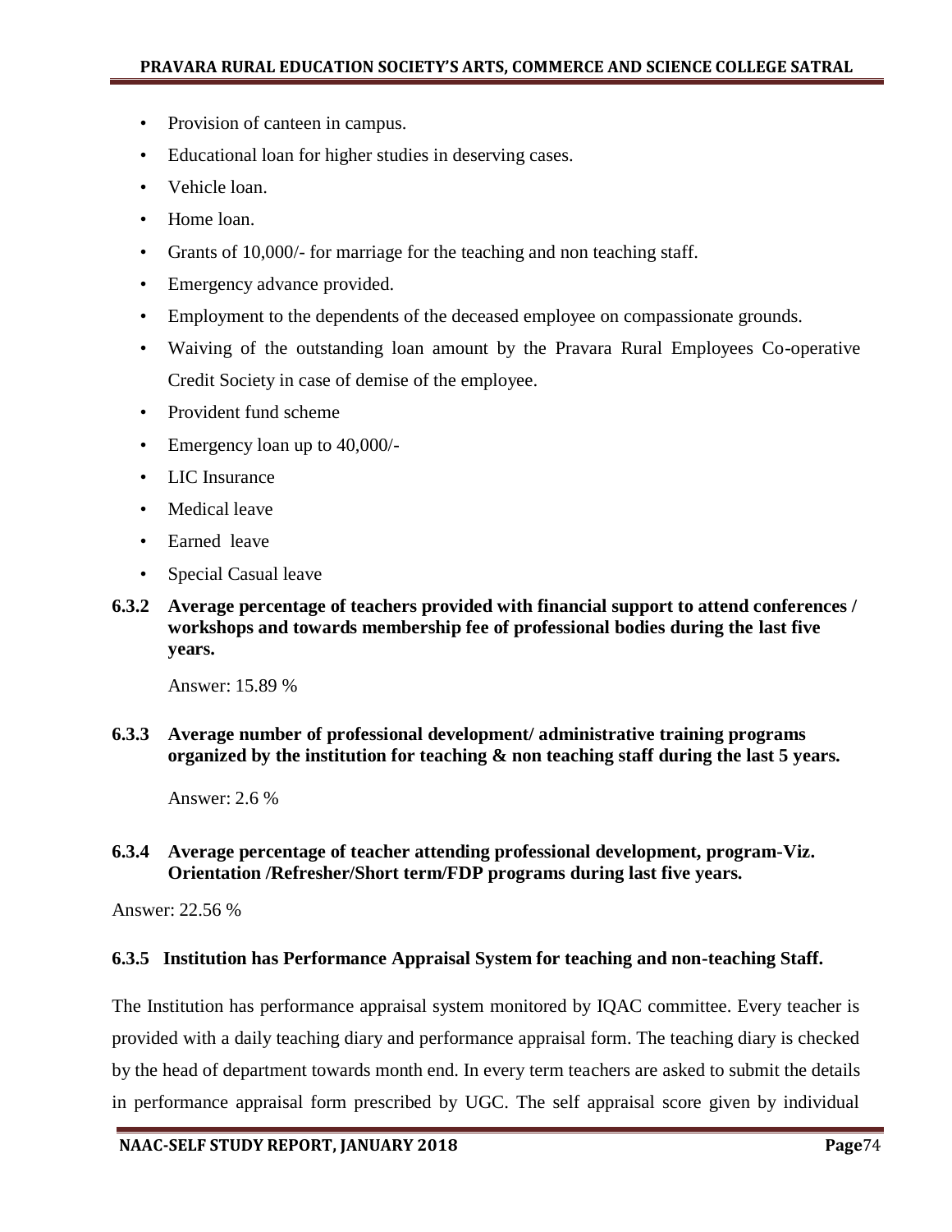- Provision of canteen in campus.
- Educational loan for higher studies in deserving cases.
- Vehicle loan.
- Home loan.
- Grants of 10,000/- for marriage for the teaching and non teaching staff.
- Emergency advance provided.
- Employment to the dependents of the deceased employee on compassionate grounds.
- Waiving of the outstanding loan amount by the Pravara Rural Employees Co-operative Credit Society in case of demise of the employee.
- Provident fund scheme
- Emergency loan up to 40,000/-
- LIC Insurance
- Medical leave
- Earned leave
- Special Casual leave

**6.3.2 Average percentage of teachers provided with financial support to attend conferences / workshops and towards membership fee of professional bodies during the last five years.**

Answer: 15.89 %

**6.3.3 Average number of professional development/ administrative training programs organized by the institution for teaching & non teaching staff during the last 5 years.**

Answer: 2.6 %

**6.3.4 Average percentage of teacher attending professional development, program-Viz. Orientation /Refresher/Short term/FDP programs during last five years.**

Answer: 22.56 %

**6.3.5 Institution has Performance Appraisal System for teaching and non-teaching Staff.**

The Institution has performance appraisal system monitored by IQAC committee. Every teacher is provided with a daily teaching diary and performance appraisal form. The teaching diary is checked by the head of department towards month end. In every term teachers are asked to submit the details in performance appraisal form prescribed by UGC. The self appraisal score given by individual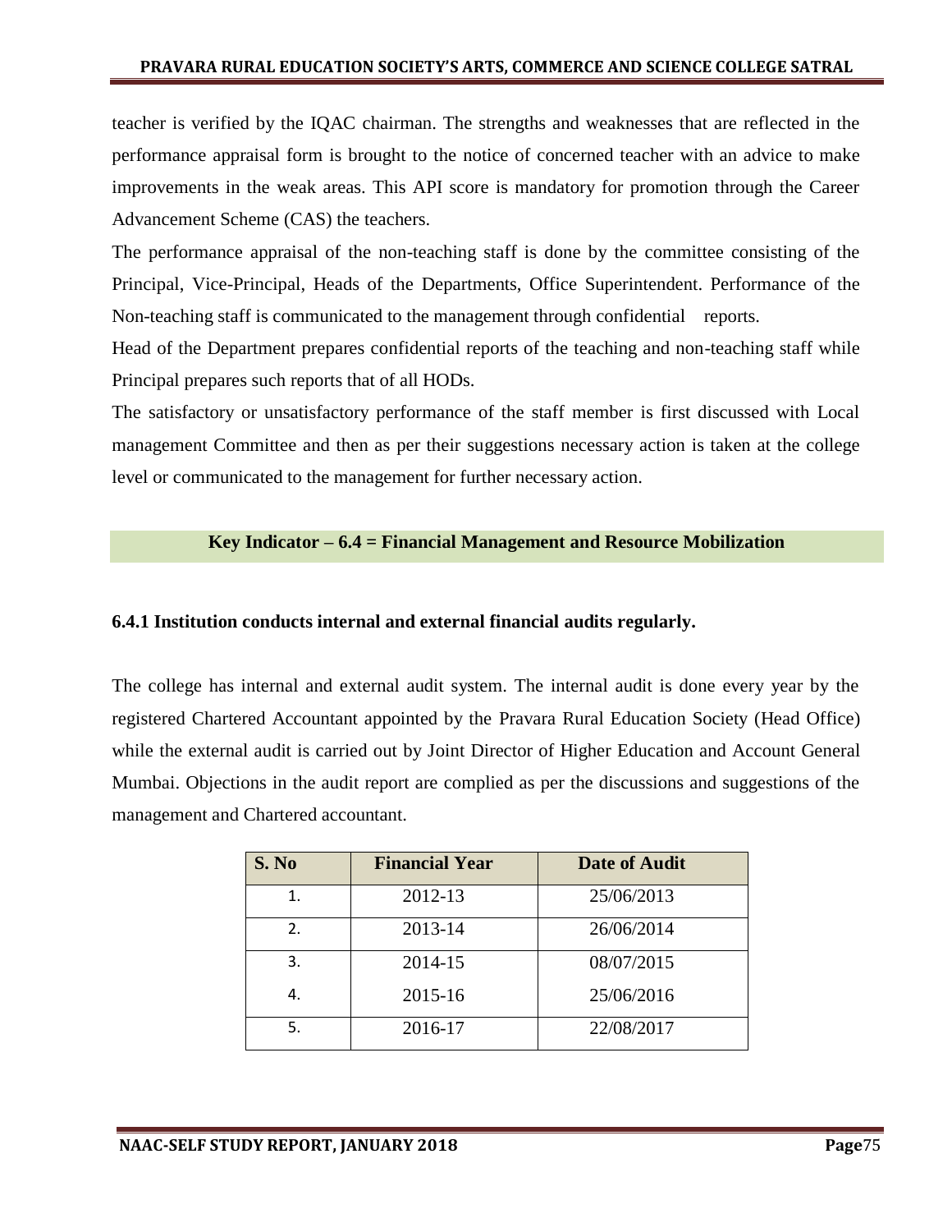teacher is verified by the IQAC chairman. The strengths and weaknesses that are reflected in the performance appraisal form is brought to the notice of concerned teacher with an advice to make improvements in the weak areas. This API score is mandatory for promotion through the Career Advancement Scheme (CAS) the teachers.

The performance appraisal of the non-teaching staff is done by the committee consisting of the Principal, Vice-Principal, Heads of the Departments, Office Superintendent. Performance of the Non-teaching staff is communicated to the management through confidential reports.

Head of the Department prepares confidential reports of the teaching and non-teaching staff while Principal prepares such reports that of all HODs.

The satisfactory or unsatisfactory performance of the staff member is first discussed with Local management Committee and then as per their suggestions necessary action is taken at the college level or communicated to the management for further necessary action.

## Key Indicator – 6.4 = Financial Management and Resource Mobilization

### 6.4.1 Institution conducts internal and external financial audits regularly.

The college has internal and external audit system. The internal audit is done every year by the registered Chartered Accountant appointed by the Pravara Rural Education Society (Head Office) while the external audit is carried out by Joint Director of Higher Education and Account General Mumbai. Objections in the audit report are complied as per the discussions and suggestions of the management and Chartered accountant.

| S. No | Financial Year | Date of Audit |
|---|---|---|
| 1. | 2012-13 | 25/06/2013 |
| 2. | 2013-14 | 26/06/2014 |
| 3. | 2014-15 | 08/07/2015 |
| 4. | 2015-16 | 25/06/2016 |
| 5. | 2016-17 | 22/08/2017 |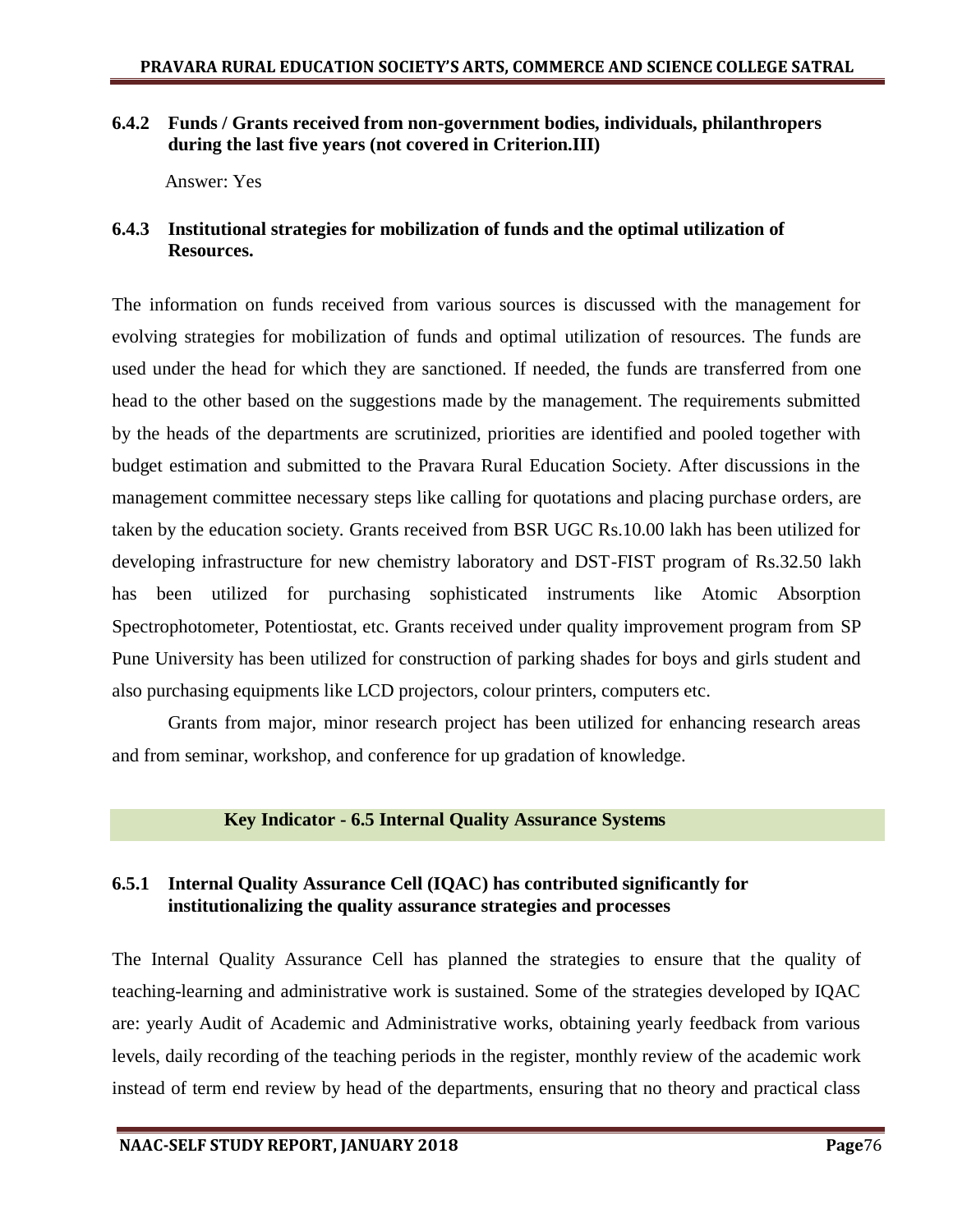### 6.4.2 Funds / Grants received from non-government bodies, individuals, philanthropers during the last five years (not covered in Criterion.III)

Answer: Yes

### 6.4.3 Institutional strategies for mobilization of funds and the optimal utilization of Resources.

The information on funds received from various sources is discussed with the management for evolving strategies for mobilization of funds and optimal utilization of resources. The funds are used under the head for which they are sanctioned. If needed, the funds are transferred from one head to the other based on the suggestions made by the management. The requirements submitted by the heads of the departments are scrutinized, priorities are identified and pooled together with budget estimation and submitted to the Pravara Rural Education Society. After discussions in the management committee necessary steps like calling for quotations and placing purchase orders, are taken by the education society. Grants received from BSR UGC Rs.10.00 lakh has been utilized for developing infrastructure for new chemistry laboratory and DST-FIST program of Rs.32.50 lakh has been utilized for purchasing sophisticated instruments like Atomic Absorption Spectrophotometer, Potentiostat, etc. Grants received under quality improvement program from SP Pune University has been utilized for construction of parking shades for boys and girls student and also purchasing equipments like LCD projectors, colour printers, computers etc.

Grants from major, minor research project has been utilized for enhancing research areas and from seminar, workshop, and conference for up gradation of knowledge.

## Key Indicator - 6.5 Internal Quality Assurance Systems

### 6.5.1 Internal Quality Assurance Cell (IQAC) has contributed significantly for institutionalizing the quality assurance strategies and processes

The Internal Quality Assurance Cell has planned the strategies to ensure that the quality of teaching-learning and administrative work is sustained. Some of the strategies developed by IQAC are: yearly Audit of Academic and Administrative works, obtaining yearly feedback from various levels, daily recording of the teaching periods in the register, monthly review of the academic work instead of term end review by head of the departments, ensuring that no theory and practical class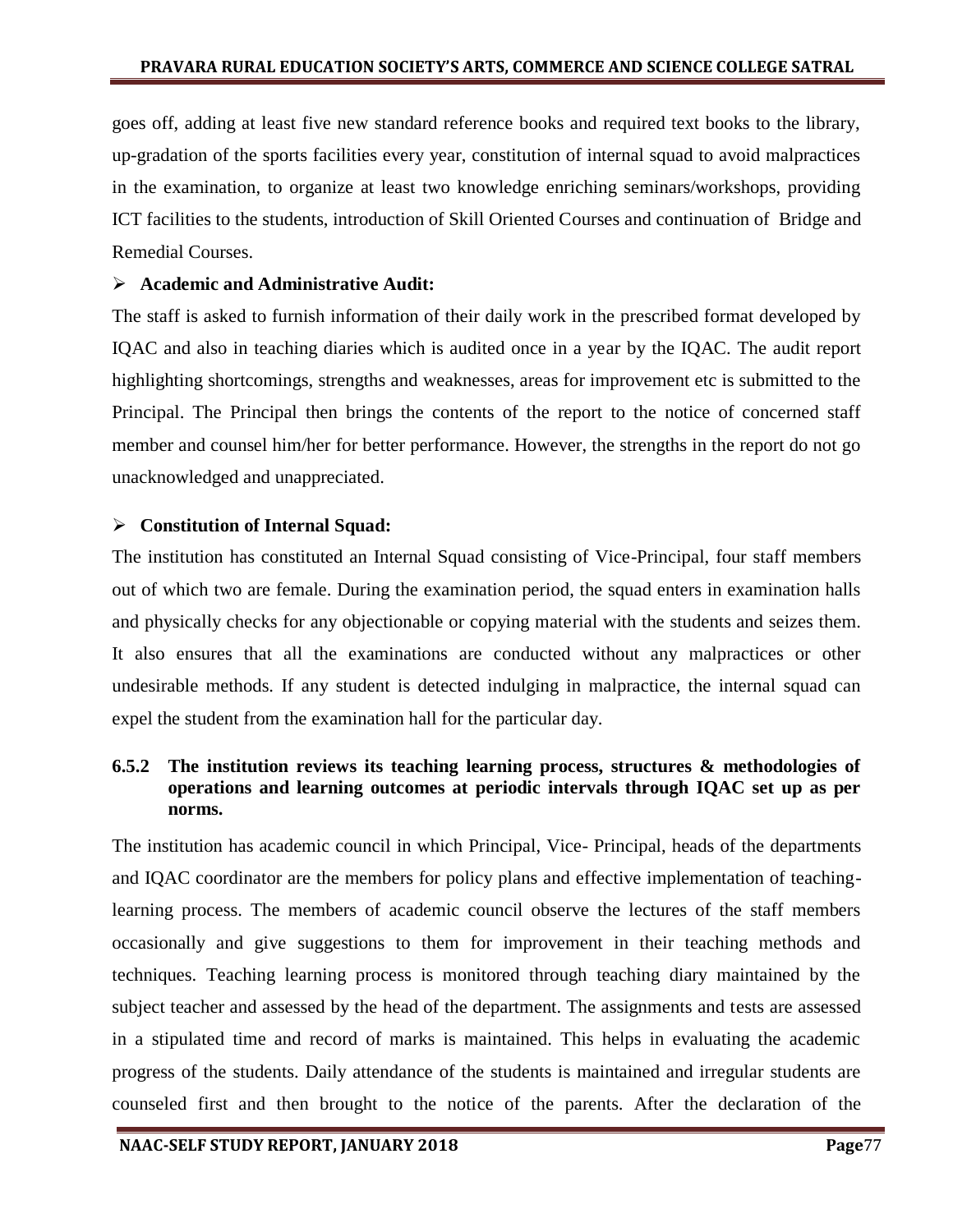goes off, adding at least five new standard reference books and required text books to the library, up-gradation of the sports facilities every year, constitution of internal squad to avoid malpractices in the examination, to organize at least two knowledge enriching seminars/workshops, providing ICT facilities to the students, introduction of Skill Oriented Courses and continuation of Bridge and Remedial Courses.

- **Academic and Administrative Audit:**

The staff is asked to furnish information of their daily work in the prescribed format developed by IQAC and also in teaching diaries which is audited once in a year by the IQAC. The audit report highlighting shortcomings, strengths and weaknesses, areas for improvement etc is submitted to the Principal. The Principal then brings the contents of the report to the notice of concerned staff member and counsel him/her for better performance. However, the strengths in the report do not go unacknowledged and unappreciated.

- **Constitution of Internal Squad:**

The institution has constituted an Internal Squad consisting of Vice-Principal, four staff members out of which two are female. During the examination period, the squad enters in examination halls and physically checks for any objectionable or copying material with the students and seizes them. It also ensures that all the examinations are conducted without any malpractices or other undesirable methods. If any student is detected indulging in malpractice, the internal squad can expel the student from the examination hall for the particular day.

**6.5.2 The institution reviews its teaching learning process, structures & methodologies of operations and learning outcomes at periodic intervals through IQAC set up as per norms.**

The institution has academic council in which Principal, Vice- Principal, heads of the departments and IQAC coordinator are the members for policy plans and effective implementation of teaching-learning process. The members of academic council observe the lectures of the staff members occasionally and give suggestions to them for improvement in their teaching methods and techniques. Teaching learning process is monitored through teaching diary maintained by the subject teacher and assessed by the head of the department. The assignments and tests are assessed in a stipulated time and record of marks is maintained. This helps in evaluating the academic progress of the students. Daily attendance of the students is maintained and irregular students are counseled first and then brought to the notice of the parents. After the declaration of the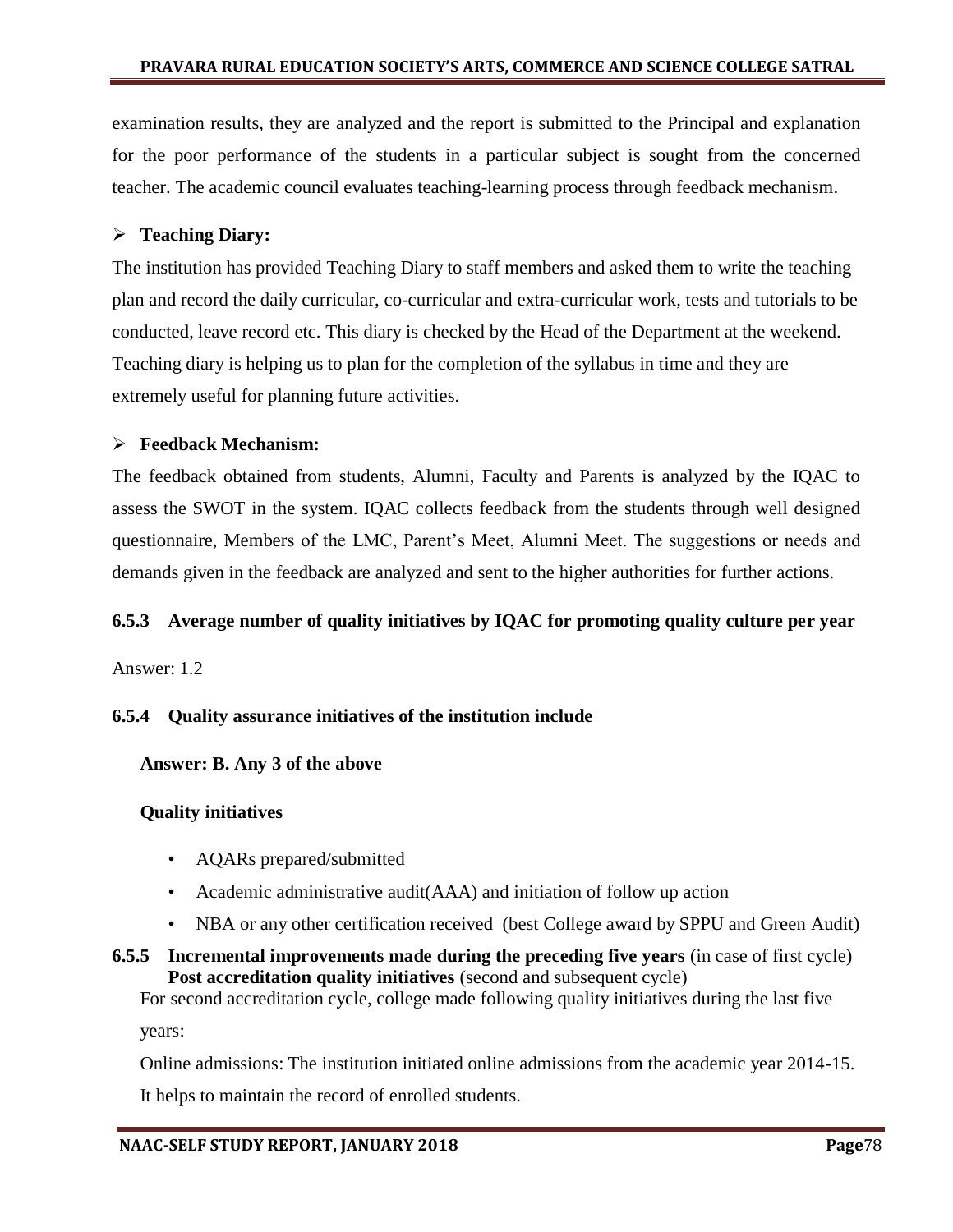examination results, they are analyzed and the report is submitted to the Principal and explanation for the poor performance of the students in a particular subject is sought from the concerned teacher. The academic council evaluates teaching-learning process through feedback mechanism.

- **Teaching Diary:**

The institution has provided Teaching Diary to staff members and asked them to write the teaching plan and record the daily curricular, co-curricular and extra-curricular work, tests and tutorials to be conducted, leave record etc. This diary is checked by the Head of the Department at the weekend. Teaching diary is helping us to plan for the completion of the syllabus in time and they are extremely useful for planning future activities.

- **Feedback Mechanism:**

The feedback obtained from students, Alumni, Faculty and Parents is analyzed by the IQAC to assess the SWOT in the system. IQAC collects feedback from the students through well designed questionnaire, Members of the LMC, Parent's Meet, Alumni Meet. The suggestions or needs and demands given in the feedback are analyzed and sent to the higher authorities for further actions.

**6.5.3 Average number of quality initiatives by IQAC for promoting quality culture per year**

Answer: 1.2

**6.5.4 Quality assurance initiatives of the institution include**

**Answer: B. Any 3 of the above**

**Quality initiatives**

- AQARs prepared/submitted
- Academic administrative audit(AAA) and initiation of follow up action
- NBA or any other certification received (best College award by SPPU and Green Audit)

**6.5.5 Incremental improvements made during the preceding five years** (in case of first cycle)
**Post accreditation quality initiatives** (second and subsequent cycle)

For second accreditation cycle, college made following quality initiatives during the last five years:

Online admissions: The institution initiated online admissions from the academic year 2014-15. It helps to maintain the record of enrolled students.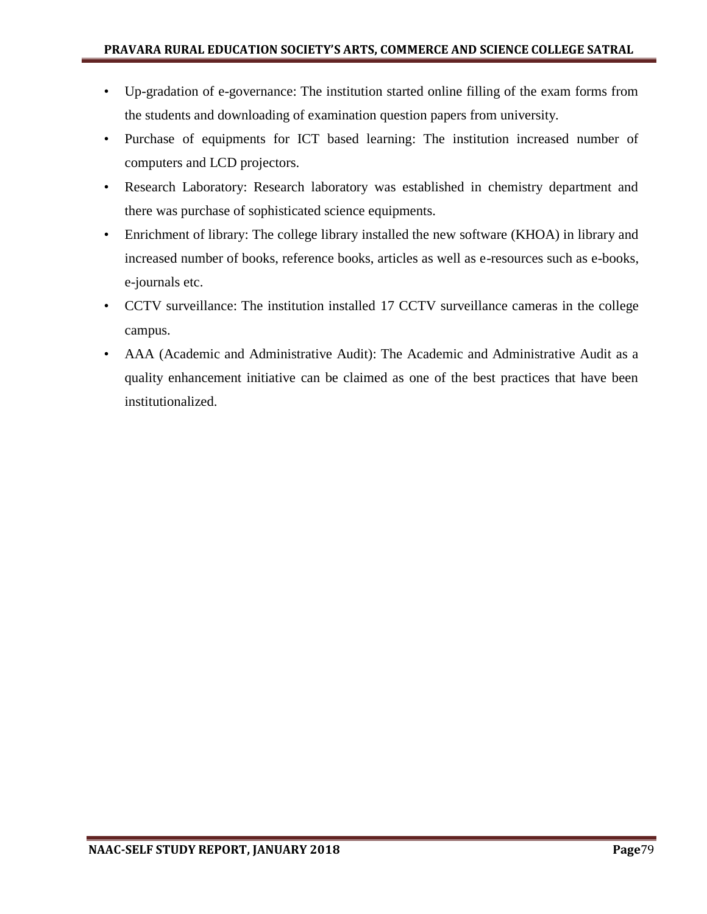- Up-gradation of e-governance: The institution started online filling of the exam forms from the students and downloading of examination question papers from university.
- Purchase of equipments for ICT based learning: The institution increased number of computers and LCD projectors.
- Research Laboratory: Research laboratory was established in chemistry department and there was purchase of sophisticated science equipments.
- Enrichment of library: The college library installed the new software (KHOA) in library and increased number of books, reference books, articles as well as e-resources such as e-books, e-journals etc.
- CCTV surveillance: The institution installed 17 CCTV surveillance cameras in the college campus.
- AAA (Academic and Administrative Audit): The Academic and Administrative Audit as a quality enhancement initiative can be claimed as one of the best practices that have been institutionalized.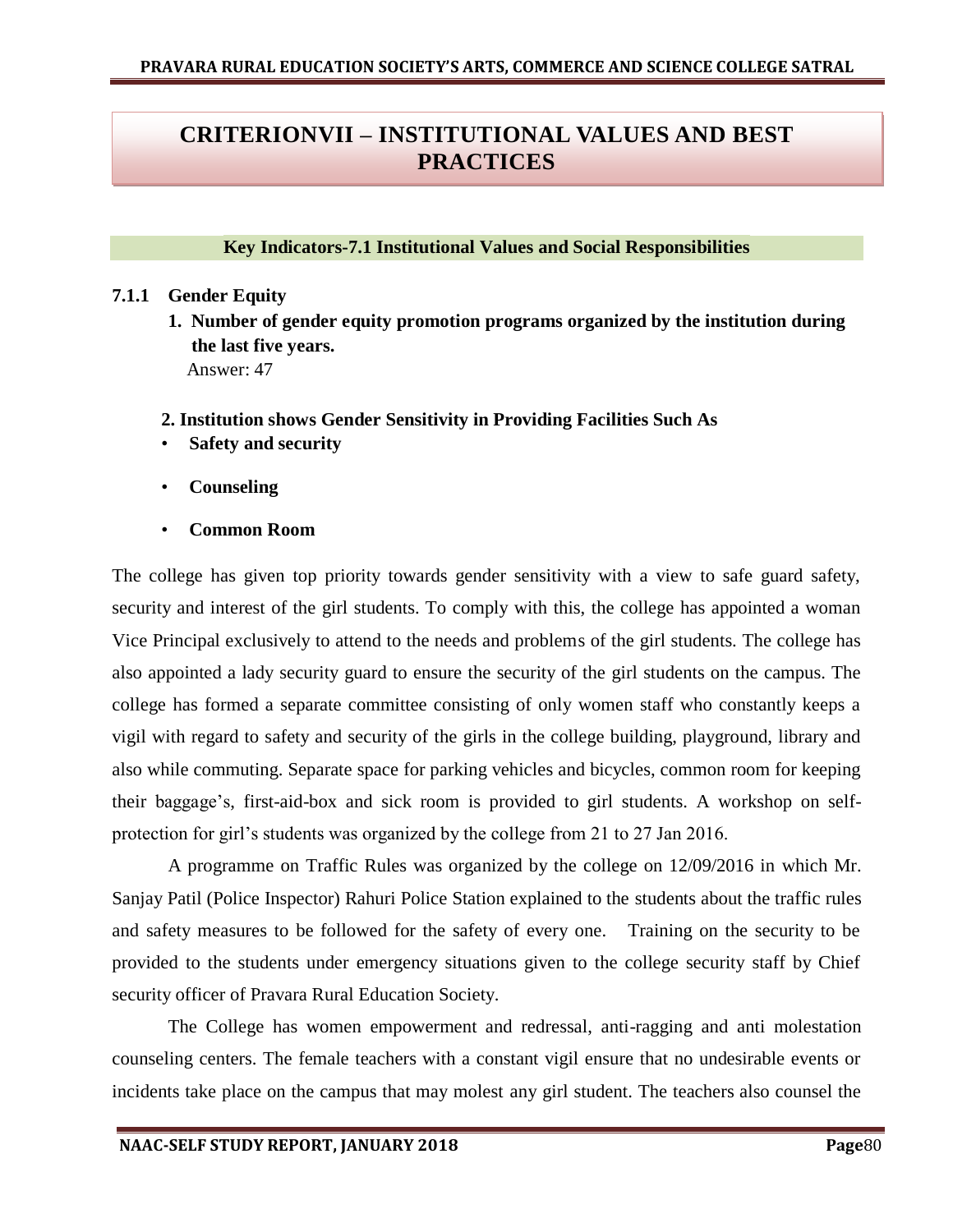# CRITERIONVII – INSTITUTIONAL VALUES AND BEST PRACTICES

## Key Indicators-7.1 Institutional Values and Social Responsibilities

### 7.1.1 Gender Equity

1. **Number of gender equity promotion programs organized by the institution during the last five years.**
   Answer: 47

**2. Institution shows Gender Sensitivity in Providing Facilities Such As**

- **Safety and security**
- **Counseling**
- **Common Room**

The college has given top priority towards gender sensitivity with a view to safe guard safety, security and interest of the girl students. To comply with this, the college has appointed a woman Vice Principal exclusively to attend to the needs and problems of the girl students. The college has also appointed a lady security guard to ensure the security of the girl students on the campus. The college has formed a separate committee consisting of only women staff who constantly keeps a vigil with regard to safety and security of the girls in the college building, playground, library and also while commuting. Separate space for parking vehicles and bicycles, common room for keeping their baggage's, first-aid-box and sick room is provided to girl students. A workshop on self-protection for girl's students was organized by the college from 21 to 27 Jan 2016.

A programme on Traffic Rules was organized by the college on 12/09/2016 in which Mr. Sanjay Patil (Police Inspector) Rahuri Police Station explained to the students about the traffic rules and safety measures to be followed for the safety of every one. Training on the security to be provided to the students under emergency situations given to the college security staff by Chief security officer of Pravara Rural Education Society.

The College has women empowerment and redressal, anti-ragging and anti molestation counseling centers. The female teachers with a constant vigil ensure that no undesirable events or incidents take place on the campus that may molest any girl student. The teachers also counsel the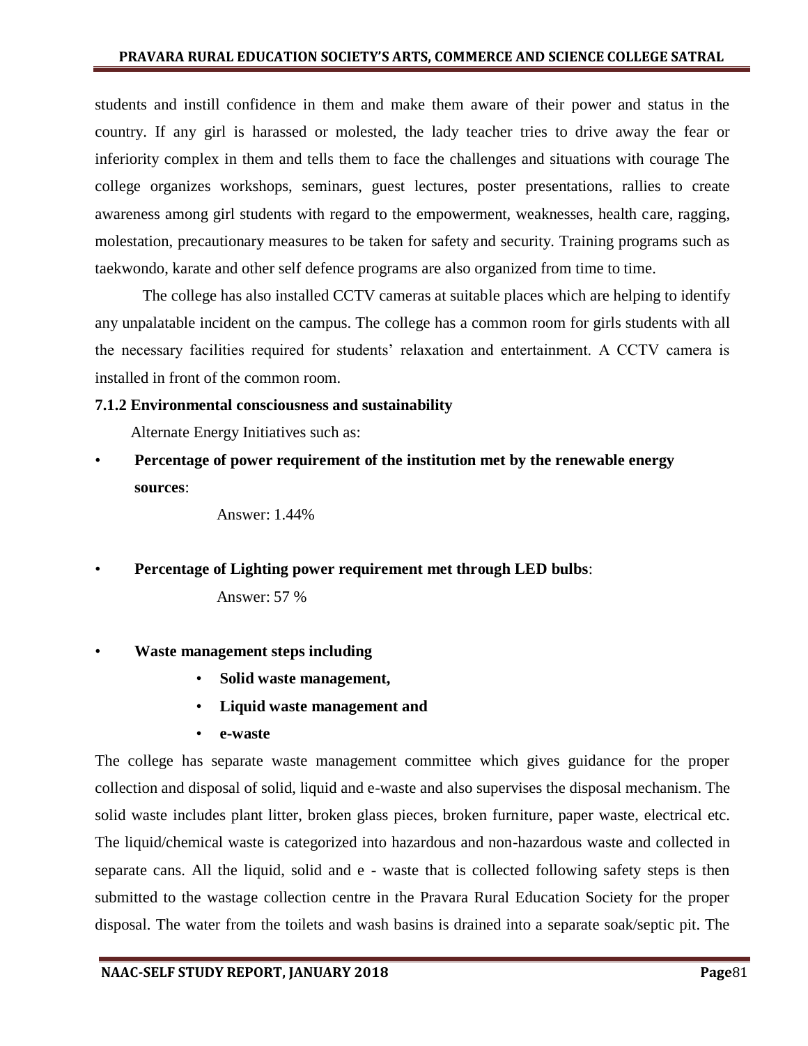students and instill confidence in them and make them aware of their power and status in the country. If any girl is harassed or molested, the lady teacher tries to drive away the fear or inferiority complex in them and tells them to face the challenges and situations with courage The college organizes workshops, seminars, guest lectures, poster presentations, rallies to create awareness among girl students with regard to the empowerment, weaknesses, health care, ragging, molestation, precautionary measures to be taken for safety and security. Training programs such as taekwondo, karate and other self defence programs are also organized from time to time.

The college has also installed CCTV cameras at suitable places which are helping to identify any unpalatable incident on the campus. The college has a common room for girls students with all the necessary facilities required for students' relaxation and entertainment. A CCTV camera is installed in front of the common room.

### 7.1.2 Environmental consciousness and sustainability

Alternate Energy Initiatives such as:

- **Percentage of power requirement of the institution met by the renewable energy sources**:

  Answer: 1.44%

- **Percentage of Lighting power requirement met through LED bulbs**:

  Answer: 57 %

- **Waste management steps including**
  - **Solid waste management,**
  - **Liquid waste management and**
  - **e-waste**

The college has separate waste management committee which gives guidance for the proper collection and disposal of solid, liquid and e-waste and also supervises the disposal mechanism. The solid waste includes plant litter, broken glass pieces, broken furniture, paper waste, electrical etc. The liquid/chemical waste is categorized into hazardous and non-hazardous waste and collected in separate cans. All the liquid, solid and e - waste that is collected following safety steps is then submitted to the wastage collection centre in the Pravara Rural Education Society for the proper disposal. The water from the toilets and wash basins is drained into a separate soak/septic pit. The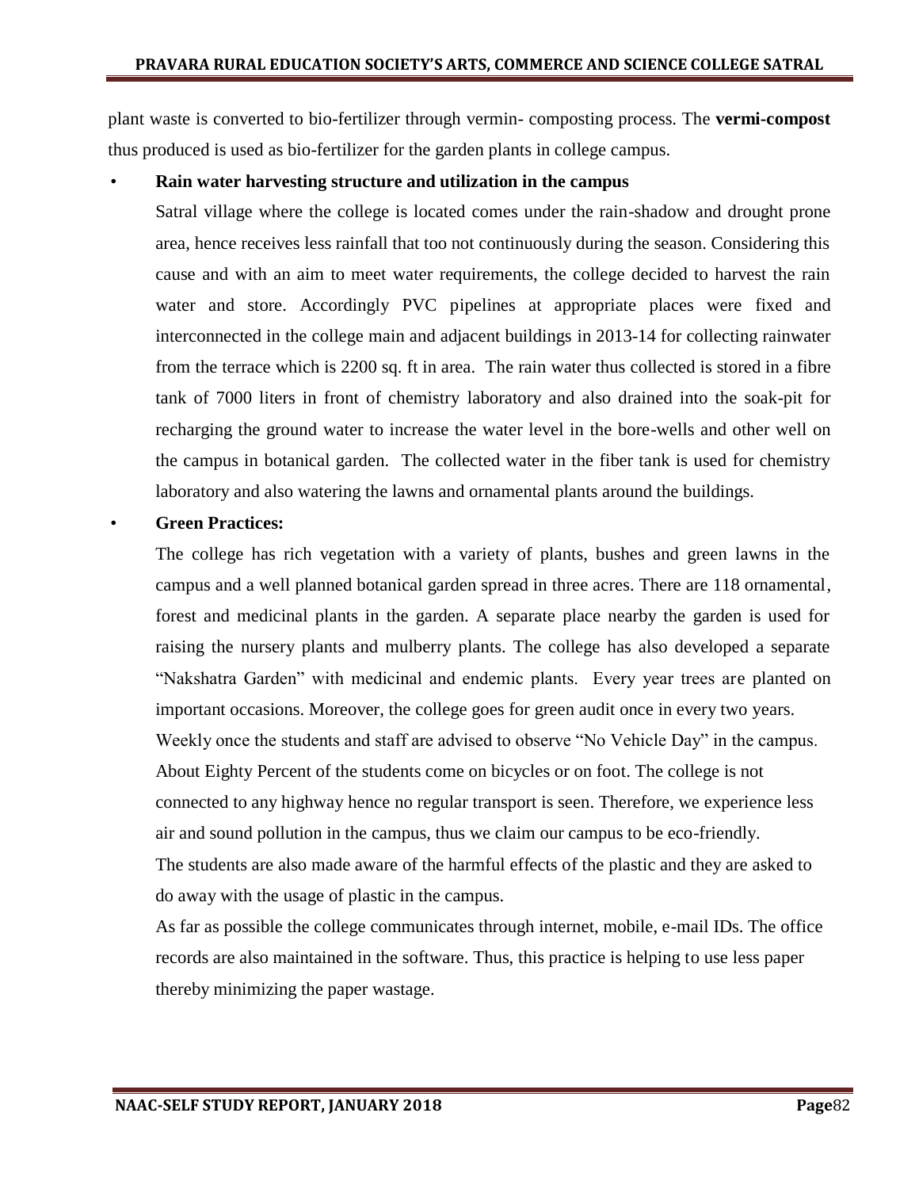plant waste is converted to bio-fertilizer through vermin- composting process. The **vermi-compost** thus produced is used as bio-fertilizer for the garden plants in college campus.

- **Rain water harvesting structure and utilization in the campus**

  Satral village where the college is located comes under the rain-shadow and drought prone area, hence receives less rainfall that too not continuously during the season. Considering this cause and with an aim to meet water requirements, the college decided to harvest the rain water and store. Accordingly PVC pipelines at appropriate places were fixed and interconnected in the college main and adjacent buildings in 2013-14 for collecting rainwater from the terrace which is 2200 sq. ft in area. The rain water thus collected is stored in a fibre tank of 7000 liters in front of chemistry laboratory and also drained into the soak-pit for recharging the ground water to increase the water level in the bore-wells and other well on the campus in botanical garden. The collected water in the fiber tank is used for chemistry laboratory and also watering the lawns and ornamental plants around the buildings.

- **Green Practices:**

  The college has rich vegetation with a variety of plants, bushes and green lawns in the campus and a well planned botanical garden spread in three acres. There are 118 ornamental, forest and medicinal plants in the garden. A separate place nearby the garden is used for raising the nursery plants and mulberry plants. The college has also developed a separate "Nakshatra Garden" with medicinal and endemic plants. Every year trees are planted on important occasions. Moreover, the college goes for green audit once in every two years.

  Weekly once the students and staff are advised to observe "No Vehicle Day" in the campus. About Eighty Percent of the students come on bicycles or on foot. The college is not connected to any highway hence no regular transport is seen. Therefore, we experience less air and sound pollution in the campus, thus we claim our campus to be eco-friendly.

  The students are also made aware of the harmful effects of the plastic and they are asked to do away with the usage of plastic in the campus.

  As far as possible the college communicates through internet, mobile, e-mail IDs. The office records are also maintained in the software. Thus, this practice is helping to use less paper thereby minimizing the paper wastage.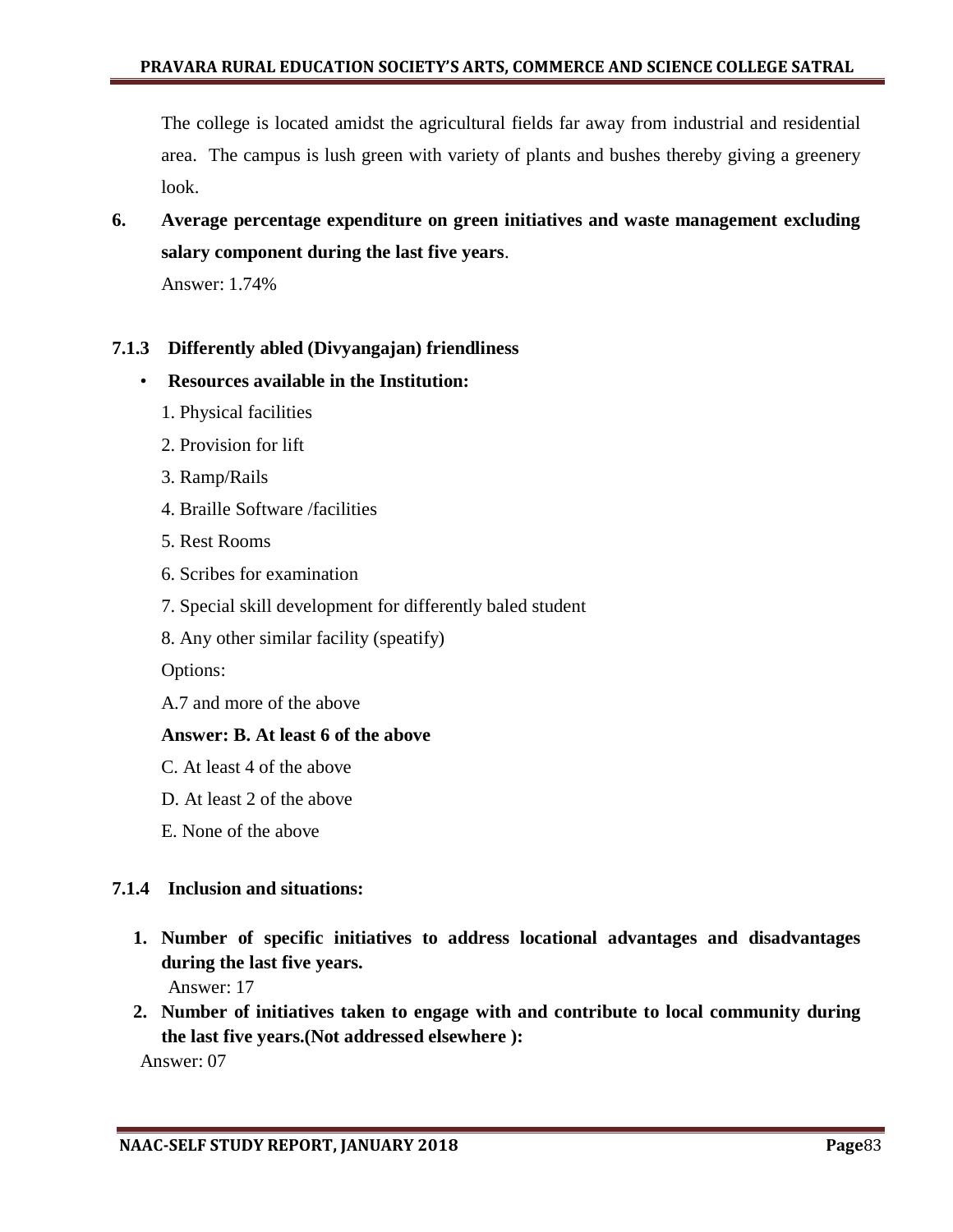The college is located amidst the agricultural fields far away from industrial and residential area. The campus is lush green with variety of plants and bushes thereby giving a greenery look.

**6. Average percentage expenditure on green initiatives and waste management excluding salary component during the last five years**.

Answer: 1.74%

### 7.1.3 Differently abled (Divyangajan) friendliness

- **Resources available in the Institution:**

1. Physical facilities
2. Provision for lift
3. Ramp/Rails
4. Braille Software /facilities
5. Rest Rooms
6. Scribes for examination
7. Special skill development for differently baled student
8. Any other similar facility (speatify)

Options:

A.7 and more of the above

**Answer: B. At least 6 of the above**

C. At least 4 of the above

D. At least 2 of the above

E. None of the above

### 7.1.4 Inclusion and situations:

1. **Number of specific initiatives to address locational advantages and disadvantages during the last five years.**

   Answer: 17

2. **Number of initiatives taken to engage with and contribute to local community during the last five years.(Not addressed elsewhere ):**

Answer: 07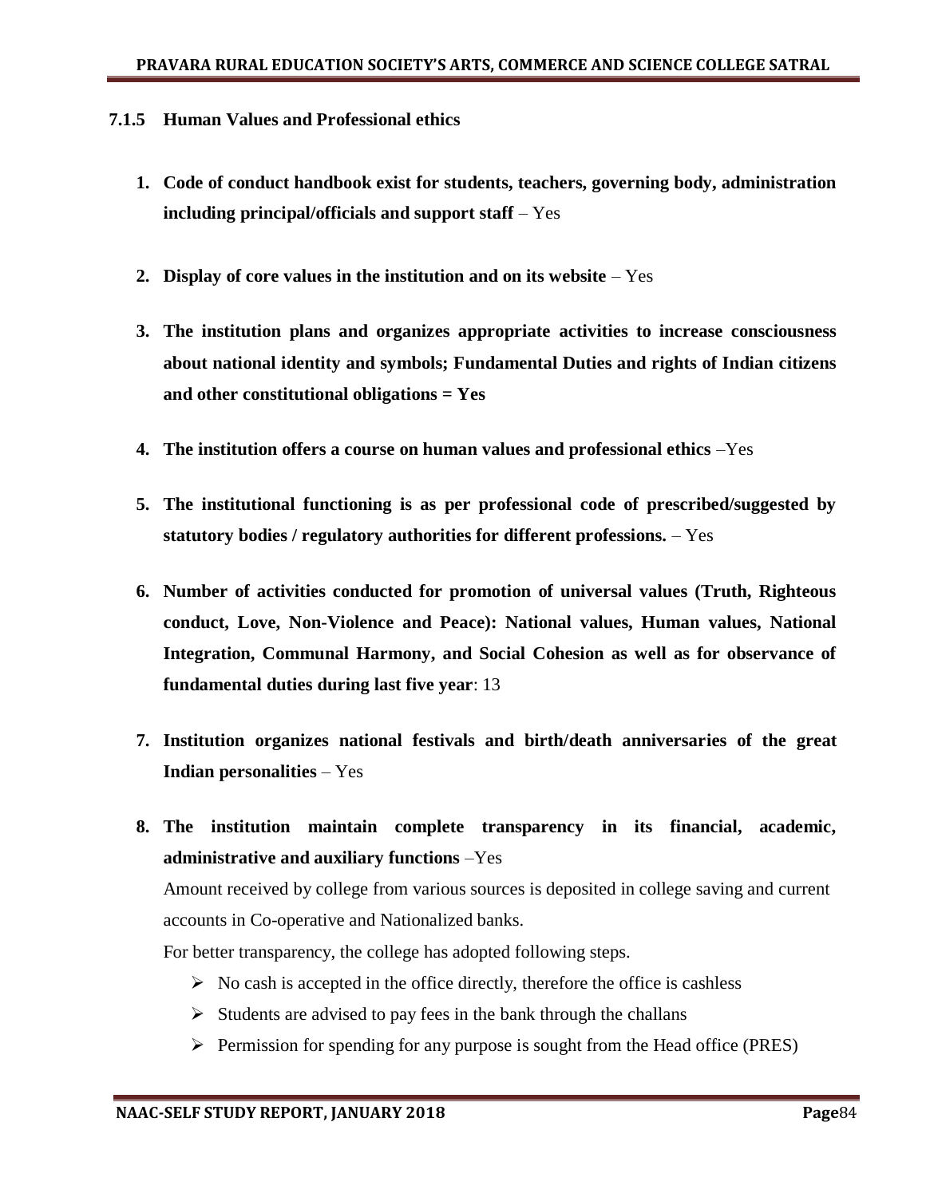### 7.1.5 Human Values and Professional ethics

1. **Code of conduct handbook exist for students, teachers, governing body, administration including principal/officials and support staff** – Yes

2. **Display of core values in the institution and on its website** – Yes

3. **The institution plans and organizes appropriate activities to increase consciousness about national identity and symbols; Fundamental Duties and rights of Indian citizens and other constitutional obligations = Yes**

4. **The institution offers a course on human values and professional ethics** –Yes

5. **The institutional functioning is as per professional code of prescribed/suggested by statutory bodies / regulatory authorities for different professions.** – Yes

6. **Number of activities conducted for promotion of universal values (Truth, Righteous conduct, Love, Non-Violence and Peace): National values, Human values, National Integration, Communal Harmony, and Social Cohesion as well as for observance of fundamental duties during last five year**: 13

7. **Institution organizes national festivals and birth/death anniversaries of the great Indian personalities** – Yes

8. **The institution maintain complete transparency in its financial, academic, administrative and auxiliary functions** –Yes

   Amount received by college from various sources is deposited in college saving and current accounts in Co-operative and Nationalized banks.

   For better transparency, the college has adopted following steps.

   - No cash is accepted in the office directly, therefore the office is cashless
   - Students are advised to pay fees in the bank through the challans
   - Permission for spending for any purpose is sought from the Head office (PRES)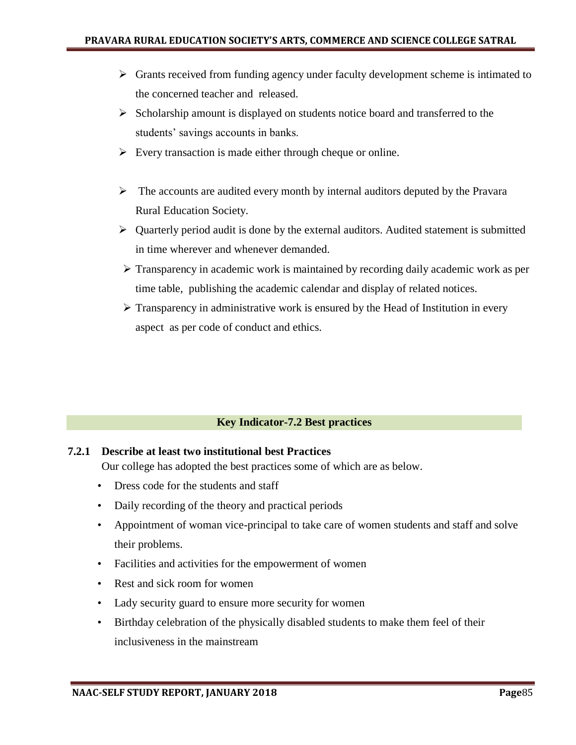- Grants received from funding agency under faculty development scheme is intimated to the concerned teacher and released.
- Scholarship amount is displayed on students notice board and transferred to the students' savings accounts in banks.
- Every transaction is made either through cheque or online.
- The accounts are audited every month by internal auditors deputed by the Pravara Rural Education Society.
- Quarterly period audit is done by the external auditors. Audited statement is submitted in time wherever and whenever demanded.
- Transparency in academic work is maintained by recording daily academic work as per time table, publishing the academic calendar and display of related notices.
- Transparency in administrative work is ensured by the Head of Institution in every aspect as per code of conduct and ethics.

## Key Indicator-7.2 Best practices

**7.2.1 Describe at least two institutional best Practices**

Our college has adopted the best practices some of which are as below.

- Dress code for the students and staff
- Daily recording of the theory and practical periods
- Appointment of woman vice-principal to take care of women students and staff and solve their problems.
- Facilities and activities for the empowerment of women
- Rest and sick room for women
- Lady security guard to ensure more security for women
- Birthday celebration of the physically disabled students to make them feel of their inclusiveness in the mainstream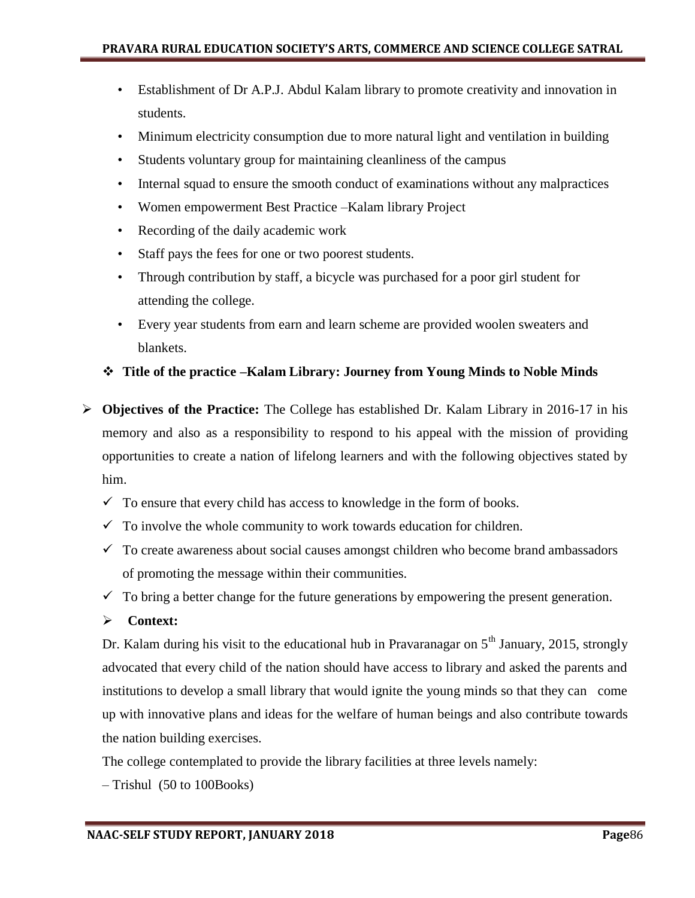- Establishment of Dr A.P.J. Abdul Kalam library to promote creativity and innovation in students.
- Minimum electricity consumption due to more natural light and ventilation in building
- Students voluntary group for maintaining cleanliness of the campus
- Internal squad to ensure the smooth conduct of examinations without any malpractices
- Women empowerment Best Practice –Kalam library Project
- Recording of the daily academic work
- Staff pays the fees for one or two poorest students.
- Through contribution by staff, a bicycle was purchased for a poor girl student for attending the college.
- Every year students from earn and learn scheme are provided woolen sweaters and blankets.

❖ **Title of the practice –Kalam Library: Journey from Young Minds to Noble Minds**

➢ **Objectives of the Practice:** The College has established Dr. Kalam Library in 2016-17 in his memory and also as a responsibility to respond to his appeal with the mission of providing opportunities to create a nation of lifelong learners and with the following objectives stated by him.

- ✓ To ensure that every child has access to knowledge in the form of books.
- ✓ To involve the whole community to work towards education for children.
- ✓ To create awareness about social causes amongst children who become brand ambassadors of promoting the message within their communities.
- ✓ To bring a better change for the future generations by empowering the present generation.

➢ **Context:**

Dr. Kalam during his visit to the educational hub in Pravaranagar on 5th January, 2015, strongly advocated that every child of the nation should have access to library and asked the parents and institutions to develop a small library that would ignite the young minds so that they can come up with innovative plans and ideas for the welfare of human beings and also contribute towards the nation building exercises.

The college contemplated to provide the library facilities at three levels namely:

– Trishul (50 to 100Books)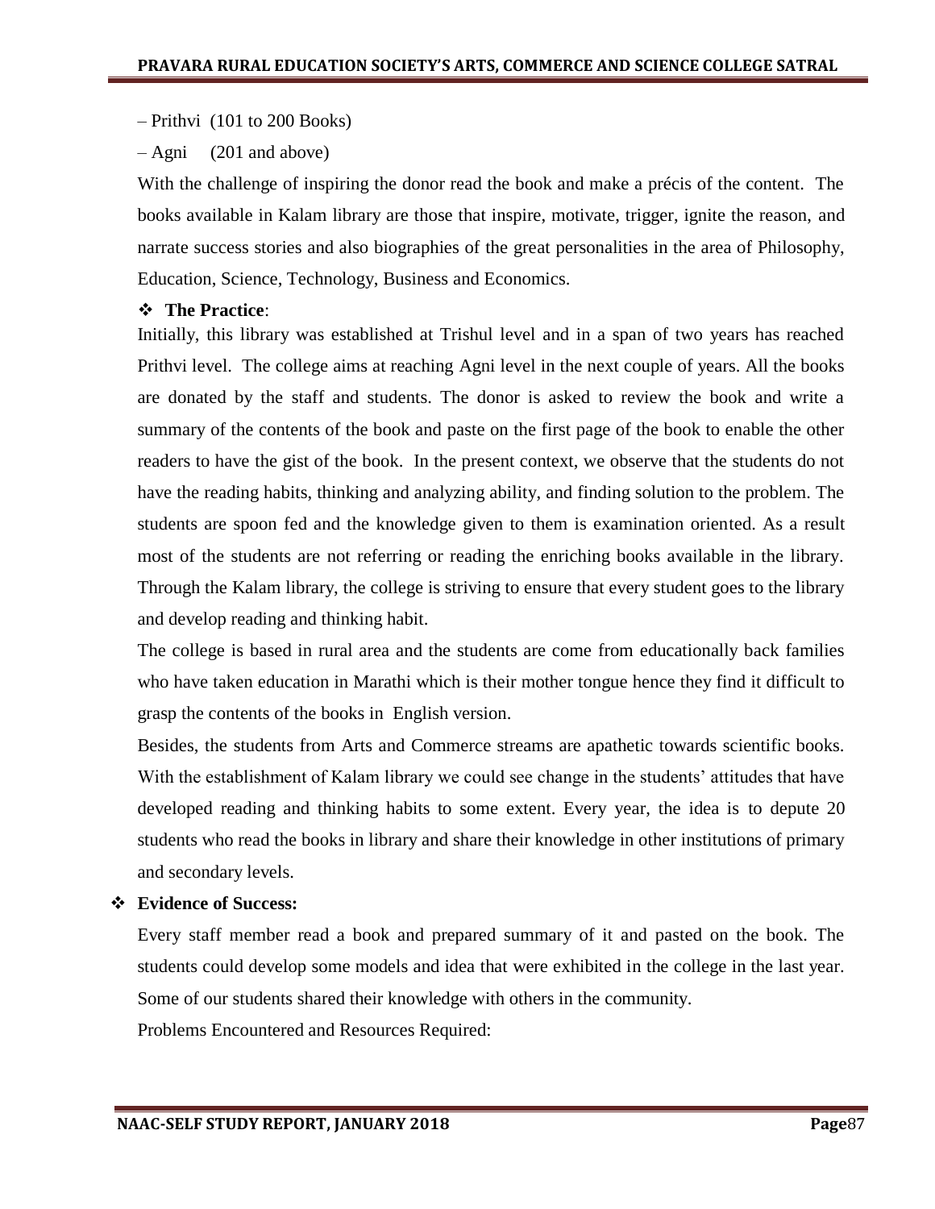– Prithvi (101 to 200 Books)

– Agni (201 and above)

With the challenge of inspiring the donor read the book and make a précis of the content. The books available in Kalam library are those that inspire, motivate, trigger, ignite the reason, and narrate success stories and also biographies of the great personalities in the area of Philosophy, Education, Science, Technology, Business and Economics.

- **The Practice**:

Initially, this library was established at Trishul level and in a span of two years has reached Prithvi level. The college aims at reaching Agni level in the next couple of years. All the books are donated by the staff and students. The donor is asked to review the book and write a summary of the contents of the book and paste on the first page of the book to enable the other readers to have the gist of the book. In the present context, we observe that the students do not have the reading habits, thinking and analyzing ability, and finding solution to the problem. The students are spoon fed and the knowledge given to them is examination oriented. As a result most of the students are not referring or reading the enriching books available in the library. Through the Kalam library, the college is striving to ensure that every student goes to the library and develop reading and thinking habit.

The college is based in rural area and the students are come from educationally back families who have taken education in Marathi which is their mother tongue hence they find it difficult to grasp the contents of the books in English version.

Besides, the students from Arts and Commerce streams are apathetic towards scientific books. With the establishment of Kalam library we could see change in the students' attitudes that have developed reading and thinking habits to some extent. Every year, the idea is to depute 20 students who read the books in library and share their knowledge in other institutions of primary and secondary levels.

- **Evidence of Success:**

Every staff member read a book and prepared summary of it and pasted on the book. The students could develop some models and idea that were exhibited in the college in the last year. Some of our students shared their knowledge with others in the community.

Problems Encountered and Resources Required: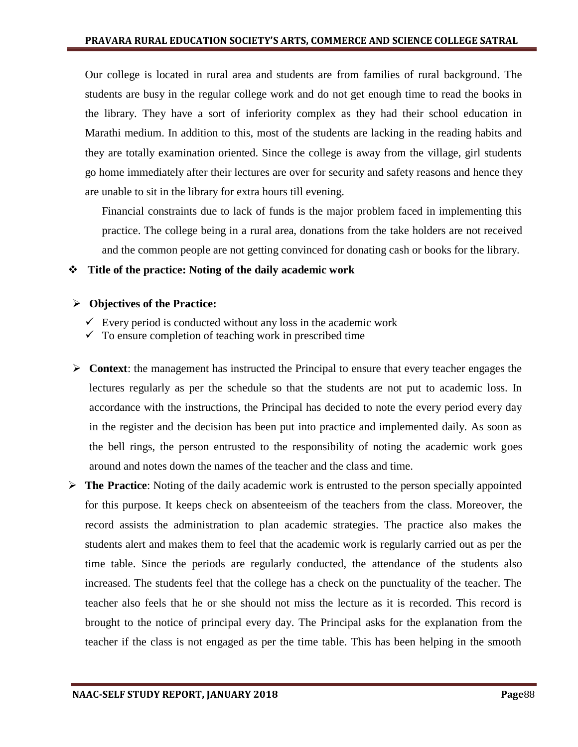Our college is located in rural area and students are from families of rural background. The students are busy in the regular college work and do not get enough time to read the books in the library. They have a sort of inferiority complex as they had their school education in Marathi medium. In addition to this, most of the students are lacking in the reading habits and they are totally examination oriented. Since the college is away from the village, girl students go home immediately after their lectures are over for security and safety reasons and hence they are unable to sit in the library for extra hours till evening.

Financial constraints due to lack of funds is the major problem faced in implementing this practice. The college being in a rural area, donations from the take holders are not received and the common people are not getting convinced for donating cash or books for the library.

- **Title of the practice: Noting of the daily academic work**

- **Objectives of the Practice:**
  - ✓ Every period is conducted without any loss in the academic work
  - ✓ To ensure completion of teaching work in prescribed time

- **Context**: the management has instructed the Principal to ensure that every teacher engages the lectures regularly as per the schedule so that the students are not put to academic loss. In accordance with the instructions, the Principal has decided to note the every period every day in the register and the decision has been put into practice and implemented daily. As soon as the bell rings, the person entrusted to the responsibility of noting the academic work goes around and notes down the names of the teacher and the class and time.

- **The Practice**: Noting of the daily academic work is entrusted to the person specially appointed for this purpose. It keeps check on absenteeism of the teachers from the class. Moreover, the record assists the administration to plan academic strategies. The practice also makes the students alert and makes them to feel that the academic work is regularly carried out as per the time table. Since the periods are regularly conducted, the attendance of the students also increased. The students feel that the college has a check on the punctuality of the teacher. The teacher also feels that he or she should not miss the lecture as it is recorded. This record is brought to the notice of principal every day. The Principal asks for the explanation from the teacher if the class is not engaged as per the time table. This has been helping in the smooth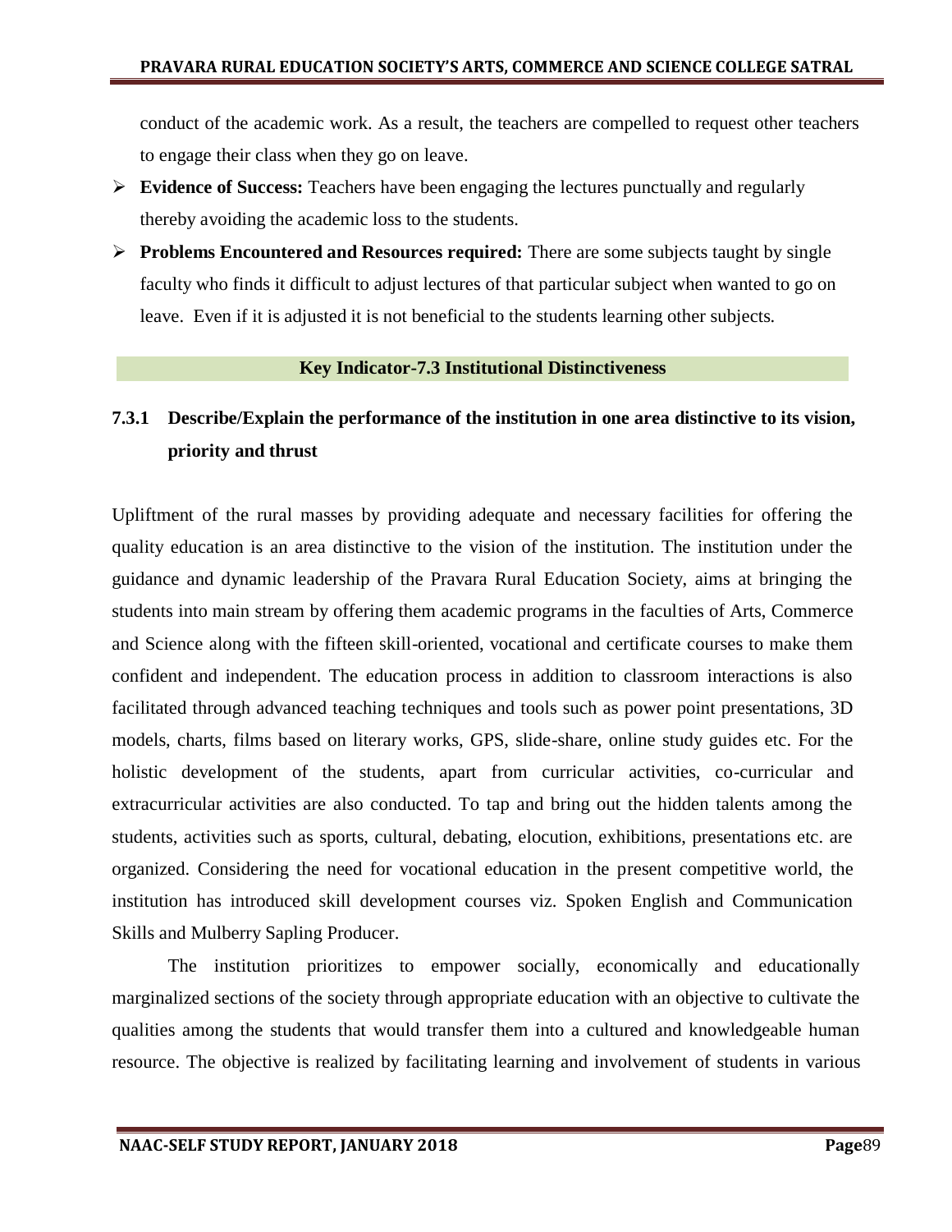conduct of the academic work. As a result, the teachers are compelled to request other teachers to engage their class when they go on leave.

- **Evidence of Success:** Teachers have been engaging the lectures punctually and regularly thereby avoiding the academic loss to the students.
- **Problems Encountered and Resources required:** There are some subjects taught by single faculty who finds it difficult to adjust lectures of that particular subject when wanted to go on leave. Even if it is adjusted it is not beneficial to the students learning other subjects.

## Key Indicator-7.3 Institutional Distinctiveness

### 7.3.1 Describe/Explain the performance of the institution in one area distinctive to its vision, priority and thrust

Upliftment of the rural masses by providing adequate and necessary facilities for offering the quality education is an area distinctive to the vision of the institution. The institution under the guidance and dynamic leadership of the Pravara Rural Education Society, aims at bringing the students into main stream by offering them academic programs in the faculties of Arts, Commerce and Science along with the fifteen skill-oriented, vocational and certificate courses to make them confident and independent. The education process in addition to classroom interactions is also facilitated through advanced teaching techniques and tools such as power point presentations, 3D models, charts, films based on literary works, GPS, slide-share, online study guides etc. For the holistic development of the students, apart from curricular activities, co-curricular and extracurricular activities are also conducted. To tap and bring out the hidden talents among the students, activities such as sports, cultural, debating, elocution, exhibitions, presentations etc. are organized. Considering the need for vocational education in the present competitive world, the institution has introduced skill development courses viz. Spoken English and Communication Skills and Mulberry Sapling Producer.

The institution prioritizes to empower socially, economically and educationally marginalized sections of the society through appropriate education with an objective to cultivate the qualities among the students that would transfer them into a cultured and knowledgeable human resource. The objective is realized by facilitating learning and involvement of students in various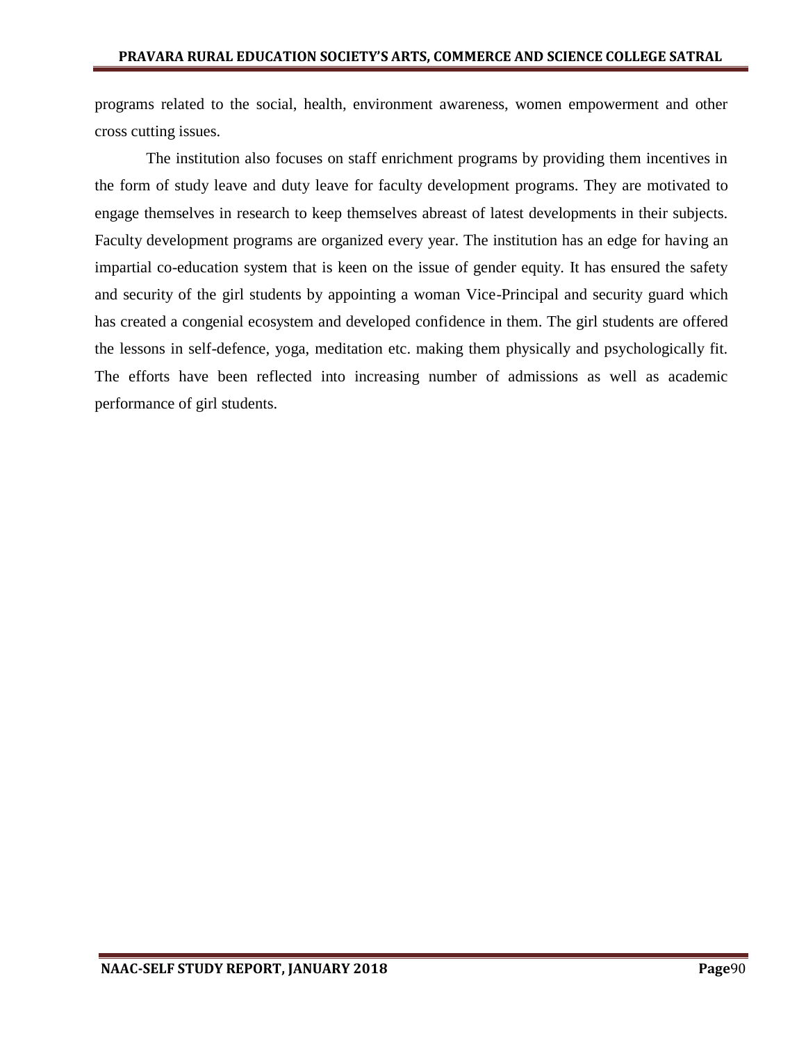programs related to the social, health, environment awareness, women empowerment and other cross cutting issues.

The institution also focuses on staff enrichment programs by providing them incentives in the form of study leave and duty leave for faculty development programs. They are motivated to engage themselves in research to keep themselves abreast of latest developments in their subjects. Faculty development programs are organized every year. The institution has an edge for having an impartial co-education system that is keen on the issue of gender equity. It has ensured the safety and security of the girl students by appointing a woman Vice-Principal and security guard which has created a congenial ecosystem and developed confidence in them. The girl students are offered the lessons in self-defence, yoga, meditation etc. making them physically and psychologically fit. The efforts have been reflected into increasing number of admissions as well as academic performance of girl students.